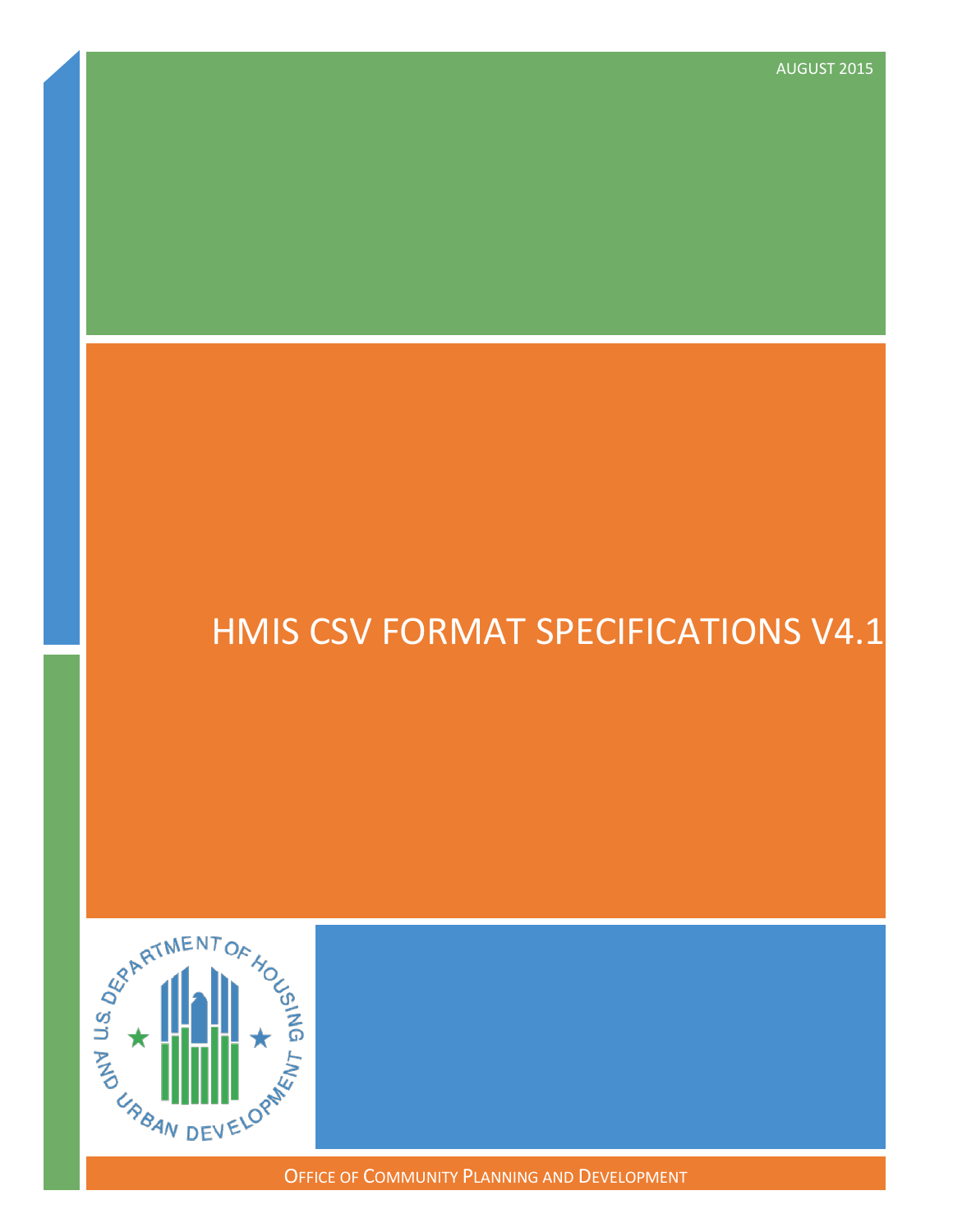AUGUST 2015

# HMIS CSV FORMAT SPECIFICATIONS V4.1

OFFICE OF COMMUNITY PLANNING AND DEVELOPMENT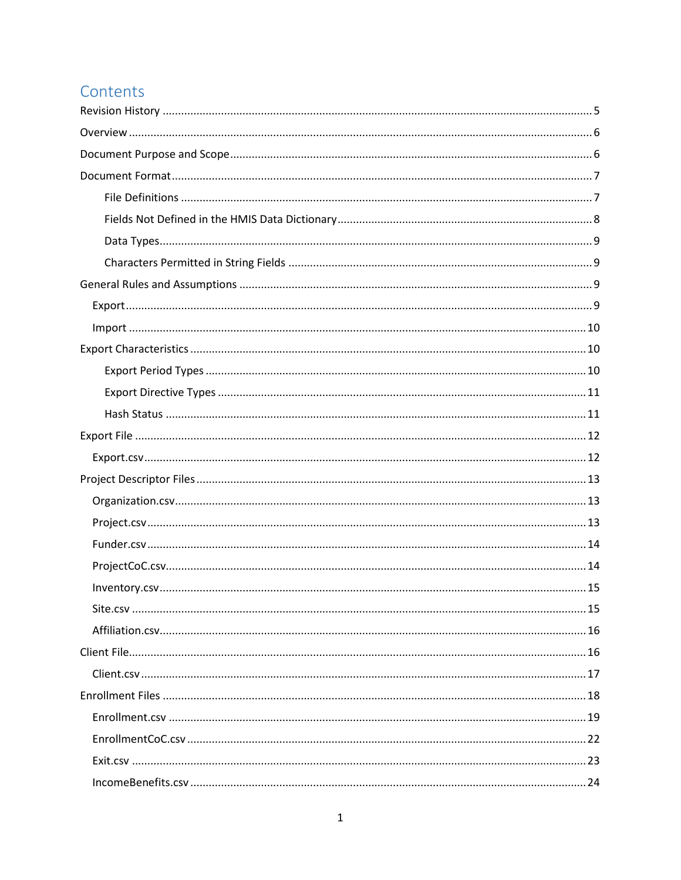# Contents

- Revision History ..... 5
- Overview ..... 6
- Document Purpose and Scope ..... 6
- Document Format ..... 7
    - File Definitions ..... 7
    - Fields Not Defined in the HMIS Data Dictionary ..... 8
    - Data Types ..... 9
    - Characters Permitted in String Fields ..... 9
- General Rules and Assumptions ..... 9
  - Export ..... 9
  - Import ..... 10
- Export Characteristics ..... 10
    - Export Period Types ..... 10
    - Export Directive Types ..... 11
    - Hash Status ..... 11
- Export File ..... 12
  - Export.csv ..... 12
- Project Descriptor Files ..... 13
  - Organization.csv ..... 13
  - Project.csv ..... 13
  - Funder.csv ..... 14
  - ProjectCoC.csv ..... 14
  - Inventory.csv ..... 15
  - Site.csv ..... 15
  - Affiliation.csv ..... 16
- Client File ..... 16
  - Client.csv ..... 17
- Enrollment Files ..... 18
  - Enrollment.csv ..... 19
  - EnrollmentCoC.csv ..... 22
  - Exit.csv ..... 23
  - IncomeBenefits.csv ..... 24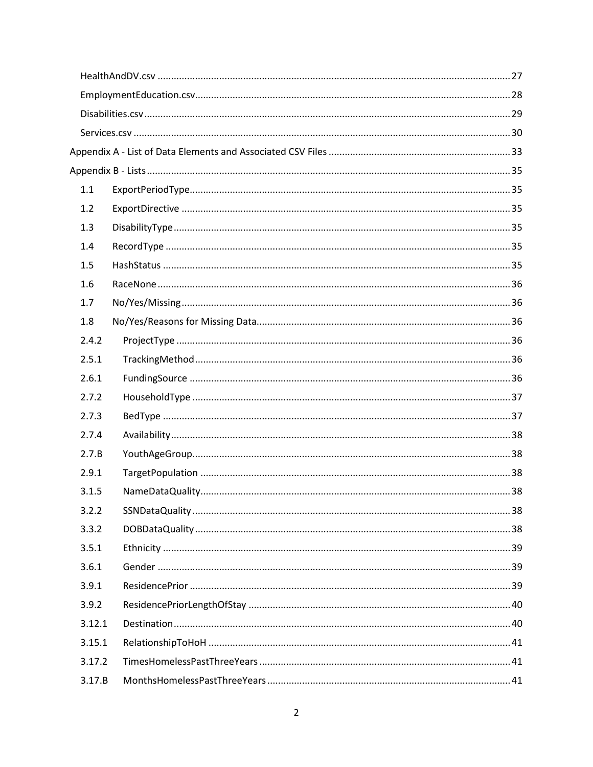HealthAndDV.csv ........................................................................................................................ 27

EmploymentEducation.csv ........................................................................................................ 28

Disabilities.csv ........................................................................................................................... 29

Services.csv ................................................................................................................................ 30

Appendix A - List of Data Elements and Associated CSV Files ..................................................... 33

Appendix B - Lists ........................................................................................................................... 35

1.1 ExportPeriodType ........................................................................................................ 35

1.2 ExportDirective ............................................................................................................ 35

1.3 DisabilityType .............................................................................................................. 35

1.4 RecordType .................................................................................................................. 35

1.5 HashStatus ................................................................................................................... 35

1.6 RaceNone ..................................................................................................................... 36

1.7 No/Yes/Missing ............................................................................................................ 36

1.8 No/Yes/Reasons for Missing Data ................................................................................ 36

2.4.2 ProjectType ............................................................................................................. 36

2.5.1 TrackingMethod ...................................................................................................... 36

2.6.1 FundingSource ........................................................................................................ 36

2.7.2 HouseholdType ....................................................................................................... 37

2.7.3 BedType .................................................................................................................. 37

2.7.4 Availability .............................................................................................................. 38

2.7.B YouthAgeGroup ....................................................................................................... 38

2.9.1 TargetPopulation .................................................................................................... 38

3.1.5 NameDataQuality .................................................................................................... 38

3.2.2 SSNDataQuality ....................................................................................................... 38

3.3.2 DOBDataQuality ...................................................................................................... 38

3.5.1 Ethnicity .................................................................................................................. 39

3.6.1 Gender .................................................................................................................... 39

3.9.1 ResidencePrior ........................................................................................................ 39

3.9.2 ResidencePriorLengthOfStay .................................................................................. 40

3.12.1 Destination ............................................................................................................. 40

3.15.1 RelationshipToHoH ................................................................................................. 41

3.17.2 TimesHomelessPastThreeYears .............................................................................. 41

3.17.B MonthsHomelessPastThreeYears ........................................................................... 41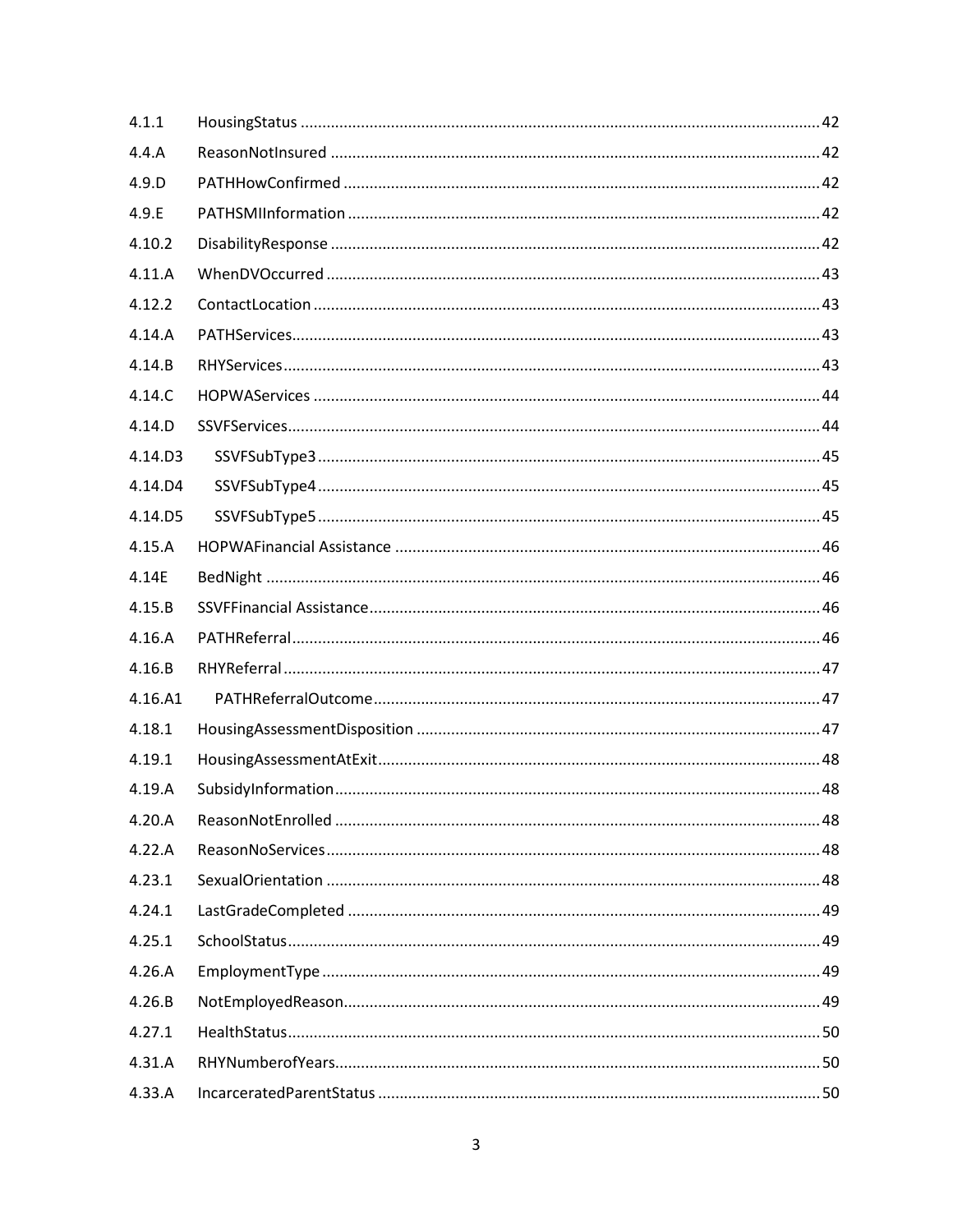| | | |
|---|---|---|
| 4.1.1 | HousingStatus | 42 |
| 4.4.A | ReasonNotInsured | 42 |
| 4.9.D | PATHHowConfirmed | 42 |
| 4.9.E | PATHSMIInformation | 42 |
| 4.10.2 | DisabilityResponse | 42 |
| 4.11.A | WhenDVOccurred | 43 |
| 4.12.2 | ContactLocation | 43 |
| 4.14.A | PATHServices | 43 |
| 4.14.B | RHYServices | 43 |
| 4.14.C | HOPWAServices | 44 |
| 4.14.D | SSVFServices | 44 |
| 4.14.D3 | SSVFSubType3 | 45 |
| 4.14.D4 | SSVFSubType4 | 45 |
| 4.14.D5 | SSVFSubType5 | 45 |
| 4.15.A | HOPWAFinancial Assistance | 46 |
| 4.14E | BedNight | 46 |
| 4.15.B | SSVFFinancial Assistance | 46 |
| 4.16.A | PATHReferral | 46 |
| 4.16.B | RHYReferral | 47 |
| 4.16.A1 | PATHReferralOutcome | 47 |
| 4.18.1 | HousingAssessmentDisposition | 47 |
| 4.19.1 | HousingAssessmentAtExit | 48 |
| 4.19.A | SubsidyInformation | 48 |
| 4.20.A | ReasonNotEnrolled | 48 |
| 4.22.A | ReasonNoServices | 48 |
| 4.23.1 | SexualOrientation | 48 |
| 4.24.1 | LastGradeCompleted | 49 |
| 4.25.1 | SchoolStatus | 49 |
| 4.26.A | EmploymentType | 49 |
| 4.26.B | NotEmployedReason | 49 |
| 4.27.1 | HealthStatus | 50 |
| 4.31.A | RHYNumberofYears | 50 |
| 4.33.A | IncarceratedParentStatus | 50 |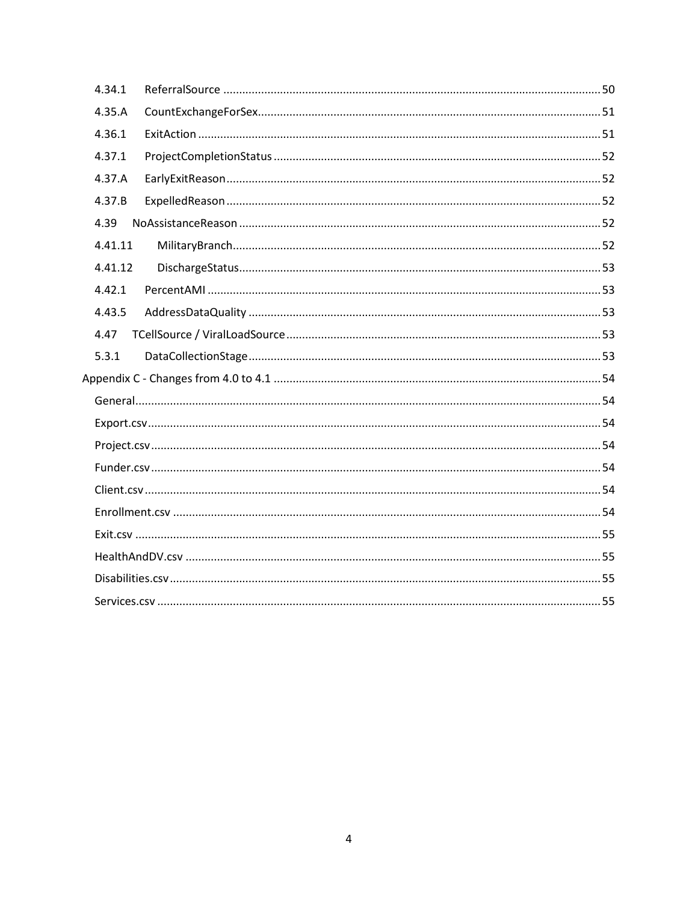- 4.34.1 ReferralSource ........ 50
- 4.35.A CountExchangeForSex ........ 51
- 4.36.1 ExitAction ........ 51
- 4.37.1 ProjectCompletionStatus ........ 52
- 4.37.A EarlyExitReason ........ 52
- 4.37.B ExpelledReason ........ 52
- 4.39 NoAssistanceReason ........ 52
- 4.41.11 MilitaryBranch ........ 52
- 4.41.12 DischargeStatus ........ 53
- 4.42.1 PercentAMI ........ 53
- 4.43.5 AddressDataQuality ........ 53
- 4.47 TCellSource / ViralLoadSource ........ 53
- 5.3.1 DataCollectionStage ........ 53

Appendix C - Changes from 4.0 to 4.1 ........ 54

- General ........ 54
- Export.csv ........ 54
- Project.csv ........ 54
- Funder.csv ........ 54
- Client.csv ........ 54
- Enrollment.csv ........ 54
- Exit.csv ........ 55
- HealthAndDV.csv ........ 55
- Disabilities.csv ........ 55
- Services.csv ........ 55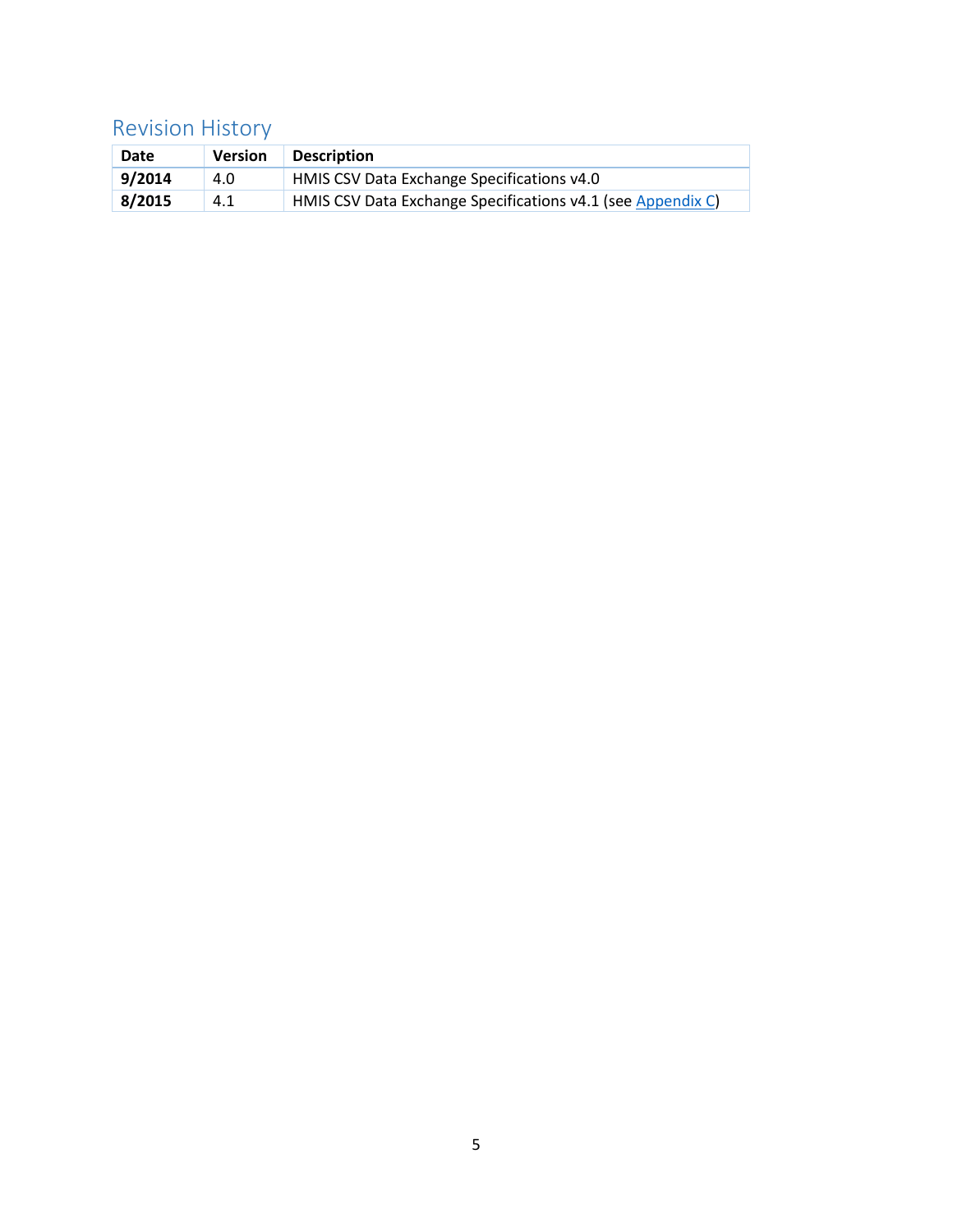## Revision History

| Date | Version | Description |
|---|---|---|
| **9/2014** | 4.0 | HMIS CSV Data Exchange Specifications v4.0 |
| **8/2015** | 4.1 | HMIS CSV Data Exchange Specifications v4.1 (see Appendix C) |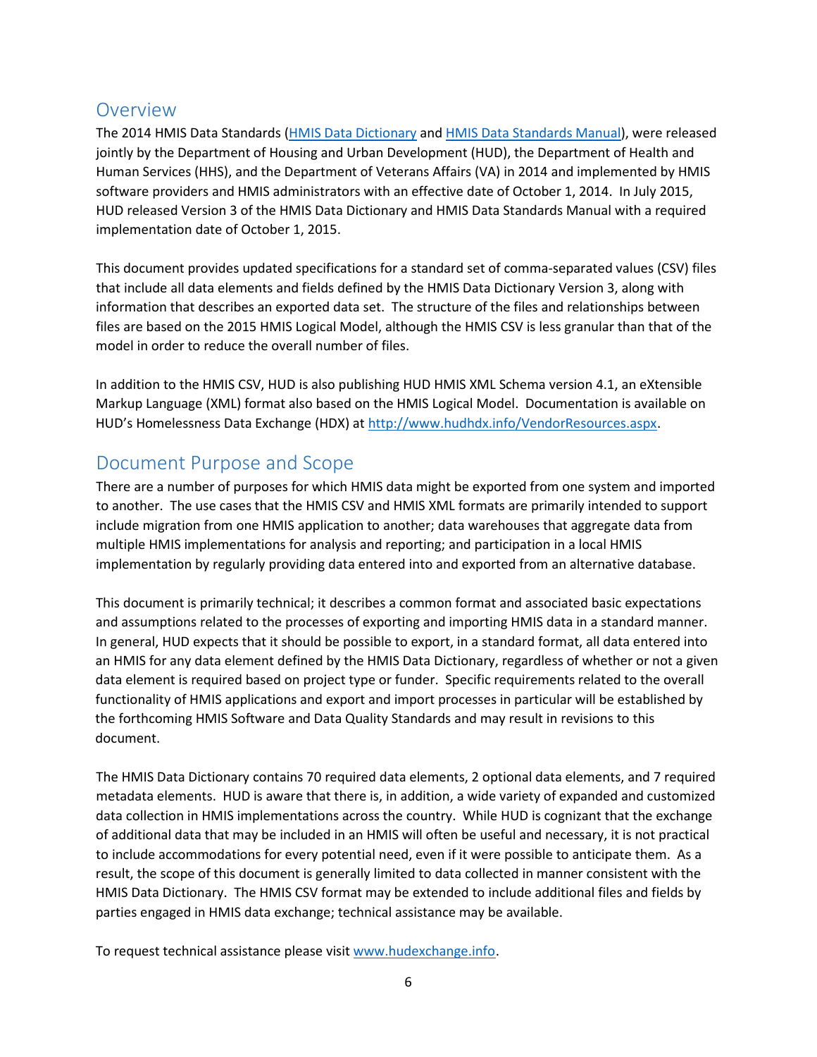## Overview

The 2014 HMIS Data Standards ([HMIS Data Dictionary](#) and [HMIS Data Standards Manual](#)), were released jointly by the Department of Housing and Urban Development (HUD), the Department of Health and Human Services (HHS), and the Department of Veterans Affairs (VA) in 2014 and implemented by HMIS software providers and HMIS administrators with an effective date of October 1, 2014. In July 2015, HUD released Version 3 of the HMIS Data Dictionary and HMIS Data Standards Manual with a required implementation date of October 1, 2015.

This document provides updated specifications for a standard set of comma-separated values (CSV) files that include all data elements and fields defined by the HMIS Data Dictionary Version 3, along with information that describes an exported data set. The structure of the files and relationships between files are based on the 2015 HMIS Logical Model, although the HMIS CSV is less granular than that of the model in order to reduce the overall number of files.

In addition to the HMIS CSV, HUD is also publishing HUD HMIS XML Schema version 4.1, an eXtensible Markup Language (XML) format also based on the HMIS Logical Model. Documentation is available on HUD's Homelessness Data Exchange (HDX) at http://www.hudhdx.info/VendorResources.aspx.

## Document Purpose and Scope

There are a number of purposes for which HMIS data might be exported from one system and imported to another. The use cases that the HMIS CSV and HMIS XML formats are primarily intended to support include migration from one HMIS application to another; data warehouses that aggregate data from multiple HMIS implementations for analysis and reporting; and participation in a local HMIS implementation by regularly providing data entered into and exported from an alternative database.

This document is primarily technical; it describes a common format and associated basic expectations and assumptions related to the processes of exporting and importing HMIS data in a standard manner. In general, HUD expects that it should be possible to export, in a standard format, all data entered into an HMIS for any data element defined by the HMIS Data Dictionary, regardless of whether or not a given data element is required based on project type or funder. Specific requirements related to the overall functionality of HMIS applications and export and import processes in particular will be established by the forthcoming HMIS Software and Data Quality Standards and may result in revisions to this document.

The HMIS Data Dictionary contains 70 required data elements, 2 optional data elements, and 7 required metadata elements. HUD is aware that there is, in addition, a wide variety of expanded and customized data collection in HMIS implementations across the country. While HUD is cognizant that the exchange of additional data that may be included in an HMIS will often be useful and necessary, it is not practical to include accommodations for every potential need, even if it were possible to anticipate them. As a result, the scope of this document is generally limited to data collected in manner consistent with the HMIS Data Dictionary. The HMIS CSV format may be extended to include additional files and fields by parties engaged in HMIS data exchange; technical assistance may be available.

To request technical assistance please visit www.hudexchange.info.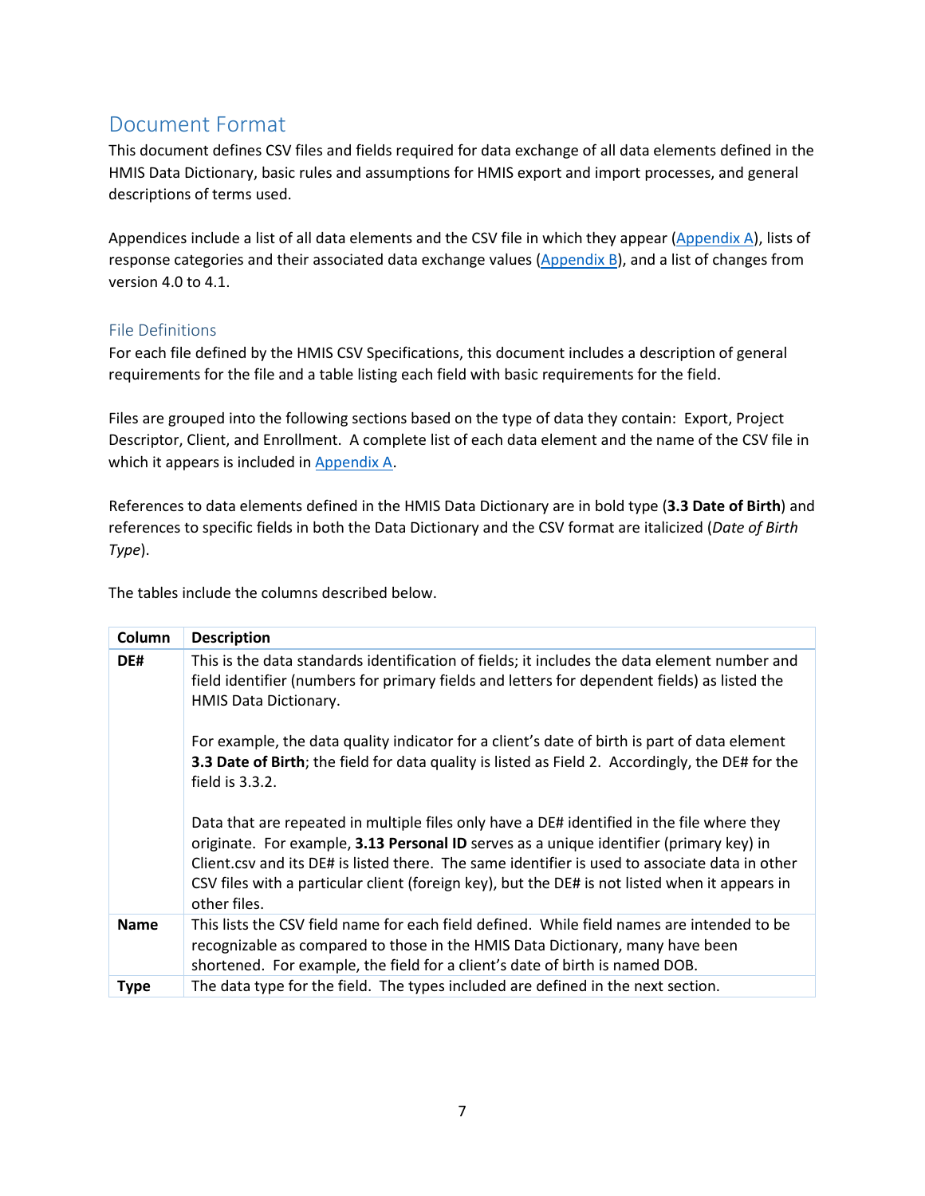## Document Format

This document defines CSV files and fields required for data exchange of all data elements defined in the HMIS Data Dictionary, basic rules and assumptions for HMIS export and import processes, and general descriptions of terms used.

Appendices include a list of all data elements and the CSV file in which they appear (Appendix A), lists of response categories and their associated data exchange values (Appendix B), and a list of changes from version 4.0 to 4.1.

### File Definitions

For each file defined by the HMIS CSV Specifications, this document includes a description of general requirements for the file and a table listing each field with basic requirements for the field.

Files are grouped into the following sections based on the type of data they contain: Export, Project Descriptor, Client, and Enrollment. A complete list of each data element and the name of the CSV file in which it appears is included in Appendix A.

References to data elements defined in the HMIS Data Dictionary are in bold type (**3.3 Date of Birth**) and references to specific fields in both the Data Dictionary and the CSV format are italicized (*Date of Birth Type*).

The tables include the columns described below.

| Column | Description |
|---|---|
| **DE#** | This is the data standards identification of fields; it includes the data element number and field identifier (numbers for primary fields and letters for dependent fields) as listed the HMIS Data Dictionary.<br><br>For example, the data quality indicator for a client's date of birth is part of data element **3.3 Date of Birth**; the field for data quality is listed as Field 2. Accordingly, the DE# for the field is 3.3.2.<br><br>Data that are repeated in multiple files only have a DE# identified in the file where they originate. For example, **3.13 Personal ID** serves as a unique identifier (primary key) in Client.csv and its DE# is listed there. The same identifier is used to associate data in other CSV files with a particular client (foreign key), but the DE# is not listed when it appears in other files. |
| **Name** | This lists the CSV field name for each field defined. While field names are intended to be recognizable as compared to those in the HMIS Data Dictionary, many have been shortened. For example, the field for a client's date of birth is named DOB. |
| **Type** | The data type for the field. The types included are defined in the next section. |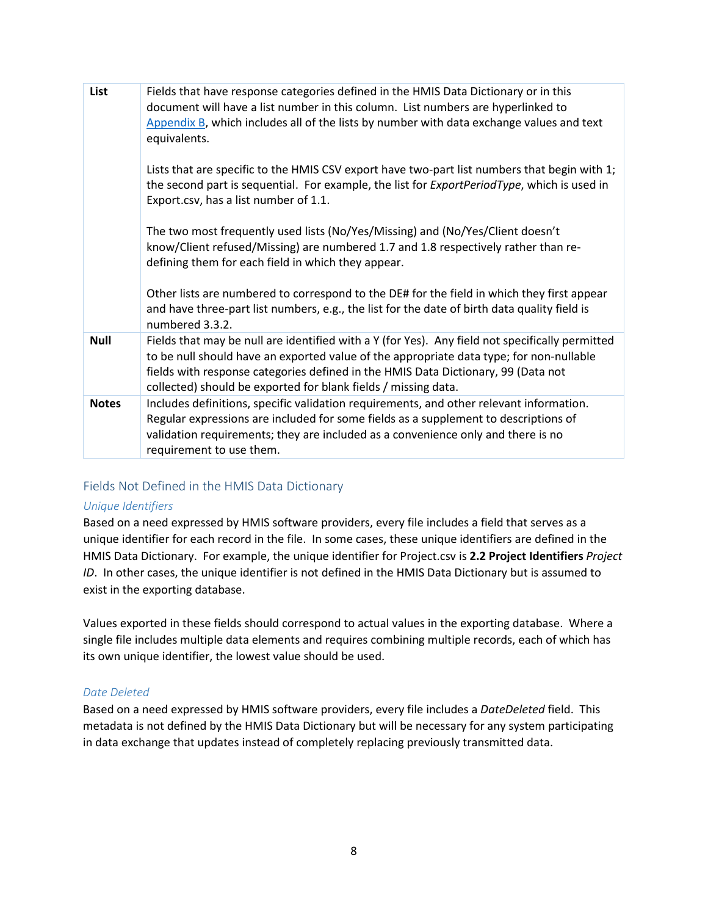| | |
|---|---|
| **List** | Fields that have response categories defined in the HMIS Data Dictionary or in this document will have a list number in this column. List numbers are hyperlinked to Appendix B, which includes all of the lists by number with data exchange values and text equivalents.<br><br>Lists that are specific to the HMIS CSV export have two-part list numbers that begin with 1; the second part is sequential. For example, the list for *ExportPeriodType*, which is used in Export.csv, has a list number of 1.1.<br><br>The two most frequently used lists (No/Yes/Missing) and (No/Yes/Client doesn't know/Client refused/Missing) are numbered 1.7 and 1.8 respectively rather than re-defining them for each field in which they appear.<br><br>Other lists are numbered to correspond to the DE# for the field in which they first appear and have three-part list numbers, e.g., the list for the date of birth data quality field is numbered 3.3.2. |
| **Null** | Fields that may be null are identified with a Y (for Yes). Any field not specifically permitted to be null should have an exported value of the appropriate data type; for non-nullable fields with response categories defined in the HMIS Data Dictionary, 99 (Data not collected) should be exported for blank fields / missing data. |
| **Notes** | Includes definitions, specific validation requirements, and other relevant information. Regular expressions are included for some fields as a supplement to descriptions of validation requirements; they are included as a convenience only and there is no requirement to use them. |

## Fields Not Defined in the HMIS Data Dictionary

### *Unique Identifiers*

Based on a need expressed by HMIS software providers, every file includes a field that serves as a unique identifier for each record in the file. In some cases, these unique identifiers are defined in the HMIS Data Dictionary. For example, the unique identifier for Project.csv is **2.2 Project Identifiers** *Project ID*. In other cases, the unique identifier is not defined in the HMIS Data Dictionary but is assumed to exist in the exporting database.

Values exported in these fields should correspond to actual values in the exporting database. Where a single file includes multiple data elements and requires combining multiple records, each of which has its own unique identifier, the lowest value should be used.

### *Date Deleted*

Based on a need expressed by HMIS software providers, every file includes a *DateDeleted* field. This metadata is not defined by the HMIS Data Dictionary but will be necessary for any system participating in data exchange that updates instead of completely replacing previously transmitted data.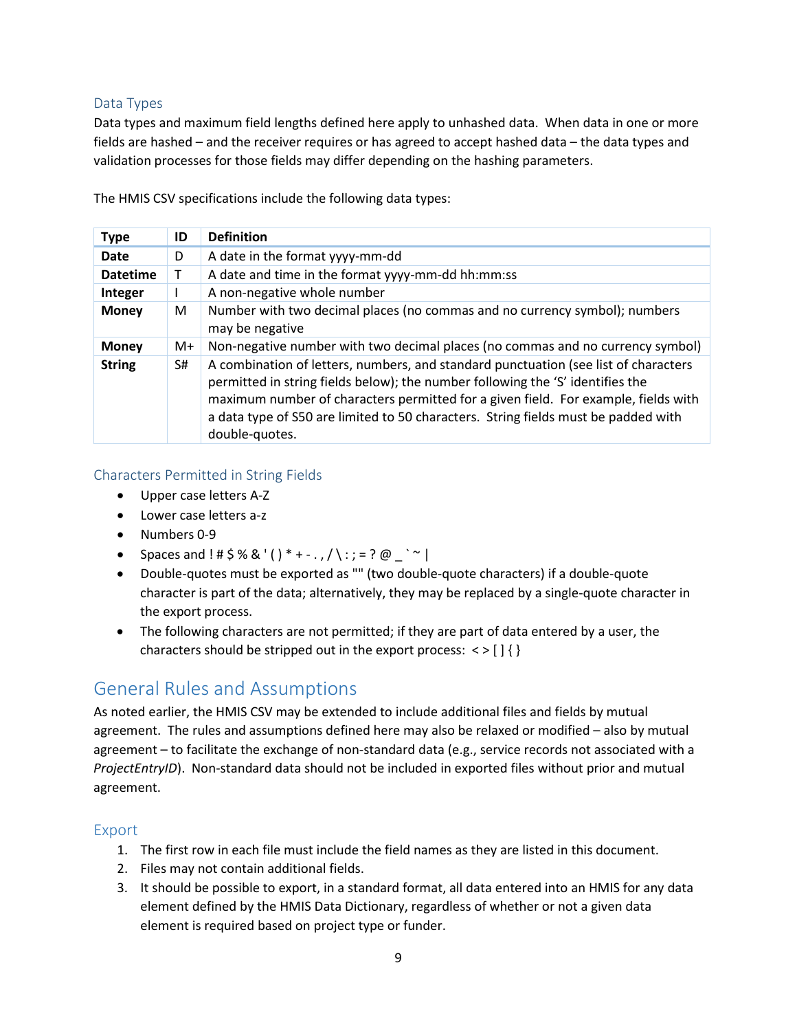### Data Types

Data types and maximum field lengths defined here apply to unhashed data. When data in one or more fields are hashed – and the receiver requires or has agreed to accept hashed data – the data types and validation processes for those fields may differ depending on the hashing parameters.

The HMIS CSV specifications include the following data types:

| Type | ID | Definition |
|---|---|---|
| **Date** | D | A date in the format yyyy-mm-dd |
| **Datetime** | T | A date and time in the format yyyy-mm-dd hh:mm:ss |
| **Integer** | I | A non-negative whole number |
| **Money** | M | Number with two decimal places (no commas and no currency symbol); numbers may be negative |
| **Money** | M+ | Non-negative number with two decimal places (no commas and no currency symbol) |
| **String** | S# | A combination of letters, numbers, and standard punctuation (see list of characters permitted in string fields below); the number following the 'S' identifies the maximum number of characters permitted for a given field. For example, fields with a data type of S50 are limited to 50 characters. String fields must be padded with double-quotes. |

### Characters Permitted in String Fields

- Upper case letters A-Z
- Lower case letters a-z
- Numbers 0-9
- Spaces and ! # $ % & ' ( ) * + - . , / \ : ; = ? @ _ ` ~ |
- Double-quotes must be exported as "" (two double-quote characters) if a double-quote character is part of the data; alternatively, they may be replaced by a single-quote character in the export process.
- The following characters are not permitted; if they are part of data entered by a user, the characters should be stripped out in the export process: < > [ ] { }

## General Rules and Assumptions

As noted earlier, the HMIS CSV may be extended to include additional files and fields by mutual agreement. The rules and assumptions defined here may also be relaxed or modified – also by mutual agreement – to facilitate the exchange of non-standard data (e.g., service records not associated with a *ProjectEntryID*). Non-standard data should not be included in exported files without prior and mutual agreement.

### Export

1. The first row in each file must include the field names as they are listed in this document.
2. Files may not contain additional fields.
3. It should be possible to export, in a standard format, all data entered into an HMIS for any data element defined by the HMIS Data Dictionary, regardless of whether or not a given data element is required based on project type or funder.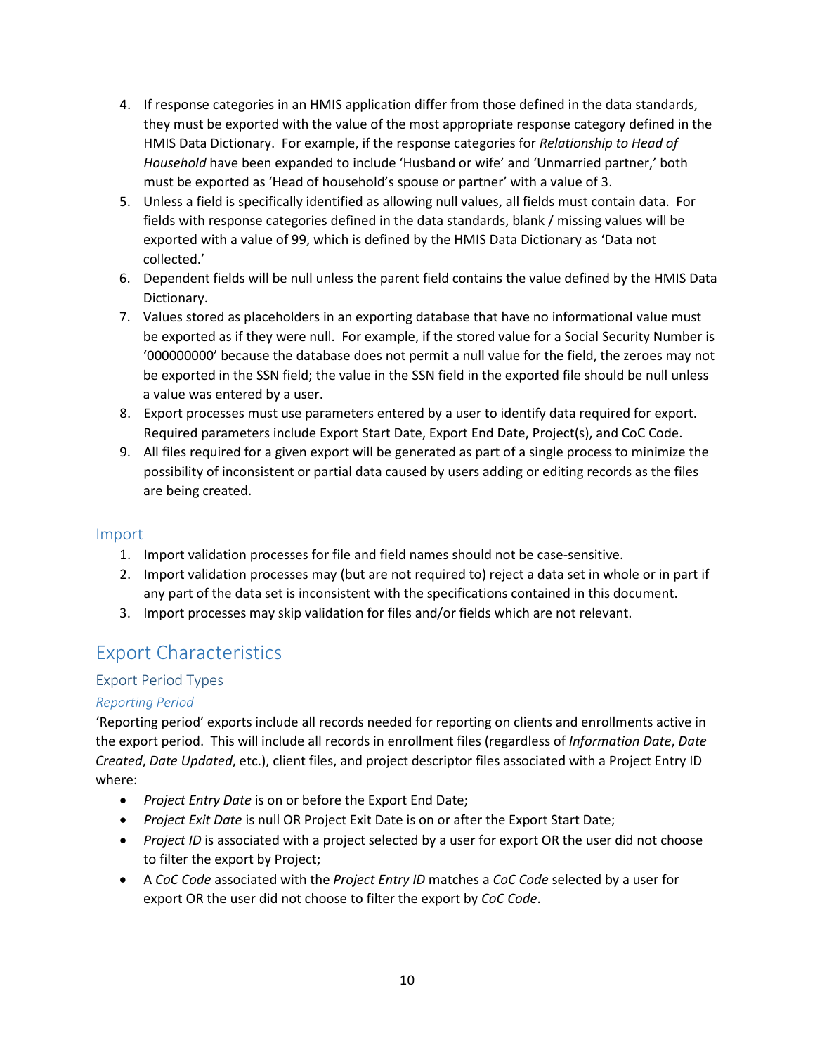4. If response categories in an HMIS application differ from those defined in the data standards, they must be exported with the value of the most appropriate response category defined in the HMIS Data Dictionary. For example, if the response categories for *Relationship to Head of Household* have been expanded to include 'Husband or wife' and 'Unmarried partner,' both must be exported as 'Head of household's spouse or partner' with a value of 3.
5. Unless a field is specifically identified as allowing null values, all fields must contain data. For fields with response categories defined in the data standards, blank / missing values will be exported with a value of 99, which is defined by the HMIS Data Dictionary as 'Data not collected.'
6. Dependent fields will be null unless the parent field contains the value defined by the HMIS Data Dictionary.
7. Values stored as placeholders in an exporting database that have no informational value must be exported as if they were null. For example, if the stored value for a Social Security Number is '000000000' because the database does not permit a null value for the field, the zeroes may not be exported in the SSN field; the value in the SSN field in the exported file should be null unless a value was entered by a user.
8. Export processes must use parameters entered by a user to identify data required for export. Required parameters include Export Start Date, Export End Date, Project(s), and CoC Code.
9. All files required for a given export will be generated as part of a single process to minimize the possibility of inconsistent or partial data caused by users adding or editing records as the files are being created.

### Import

1. Import validation processes for file and field names should not be case-sensitive.
2. Import validation processes may (but are not required to) reject a data set in whole or in part if any part of the data set is inconsistent with the specifications contained in this document.
3. Import processes may skip validation for files and/or fields which are not relevant.

## Export Characteristics

### Export Period Types

#### *Reporting Period*

'Reporting period' exports include all records needed for reporting on clients and enrollments active in the export period. This will include all records in enrollment files (regardless of *Information Date*, *Date Created*, *Date Updated*, etc.), client files, and project descriptor files associated with a Project Entry ID where:

- *Project Entry Date* is on or before the Export End Date;
- *Project Exit Date* is null OR Project Exit Date is on or after the Export Start Date;
- *Project ID* is associated with a project selected by a user for export OR the user did not choose to filter the export by Project;
- A *CoC Code* associated with the *Project Entry ID* matches a *CoC Code* selected by a user for export OR the user did not choose to filter the export by *CoC Code*.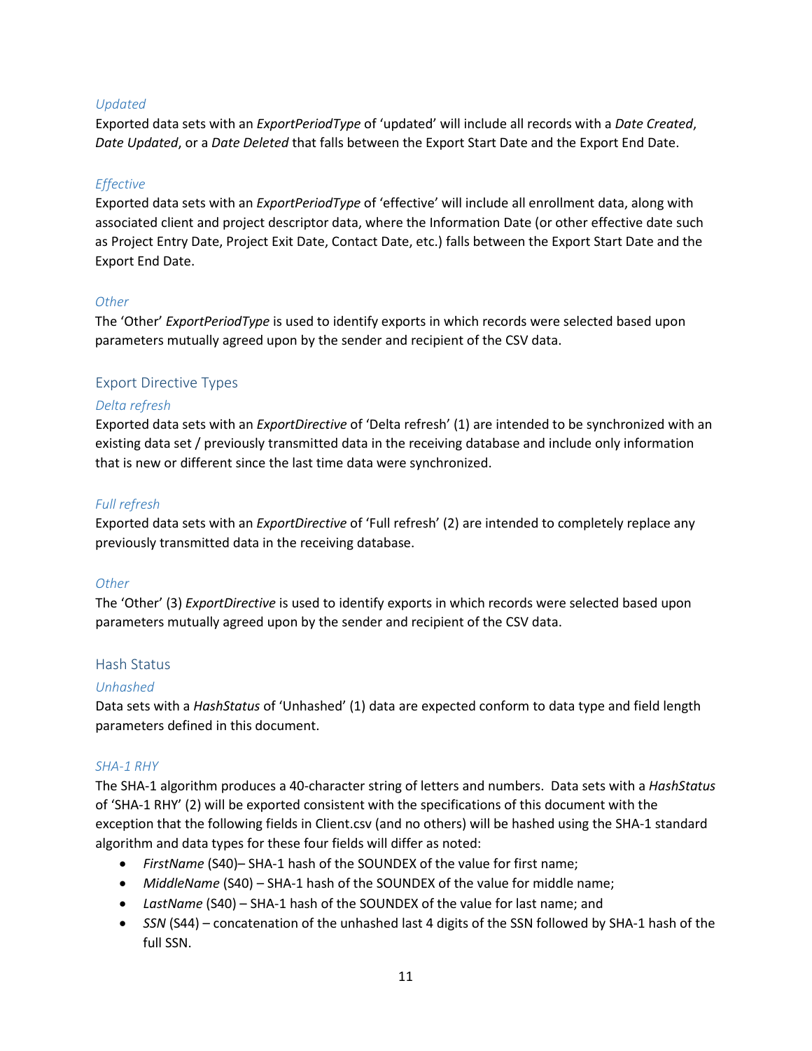#### *Updated*

Exported data sets with an *ExportPeriodType* of 'updated' will include all records with a *Date Created*, *Date Updated*, or a *Date Deleted* that falls between the Export Start Date and the Export End Date.

#### *Effective*

Exported data sets with an *ExportPeriodType* of 'effective' will include all enrollment data, along with associated client and project descriptor data, where the Information Date (or other effective date such as Project Entry Date, Project Exit Date, Contact Date, etc.) falls between the Export Start Date and the Export End Date.

#### *Other*

The 'Other' *ExportPeriodType* is used to identify exports in which records were selected based upon parameters mutually agreed upon by the sender and recipient of the CSV data.

### Export Directive Types

#### *Delta refresh*

Exported data sets with an *ExportDirective* of 'Delta refresh' (1) are intended to be synchronized with an existing data set / previously transmitted data in the receiving database and include only information that is new or different since the last time data were synchronized.

#### *Full refresh*

Exported data sets with an *ExportDirective* of 'Full refresh' (2) are intended to completely replace any previously transmitted data in the receiving database.

#### *Other*

The 'Other' (3) *ExportDirective* is used to identify exports in which records were selected based upon parameters mutually agreed upon by the sender and recipient of the CSV data.

### Hash Status

#### *Unhashed*

Data sets with a *HashStatus* of 'Unhashed' (1) data are expected conform to data type and field length parameters defined in this document.

#### *SHA-1 RHY*

The SHA-1 algorithm produces a 40-character string of letters and numbers. Data sets with a *HashStatus* of 'SHA-1 RHY' (2) will be exported consistent with the specifications of this document with the exception that the following fields in Client.csv (and no others) will be hashed using the SHA-1 standard algorithm and data types for these four fields will differ as noted:

- *FirstName* (S40)– SHA-1 hash of the SOUNDEX of the value for first name;
- *MiddleName* (S40) – SHA-1 hash of the SOUNDEX of the value for middle name;
- *LastName* (S40) – SHA-1 hash of the SOUNDEX of the value for last name; and
- *SSN* (S44) – concatenation of the unhashed last 4 digits of the SSN followed by SHA-1 hash of the full SSN.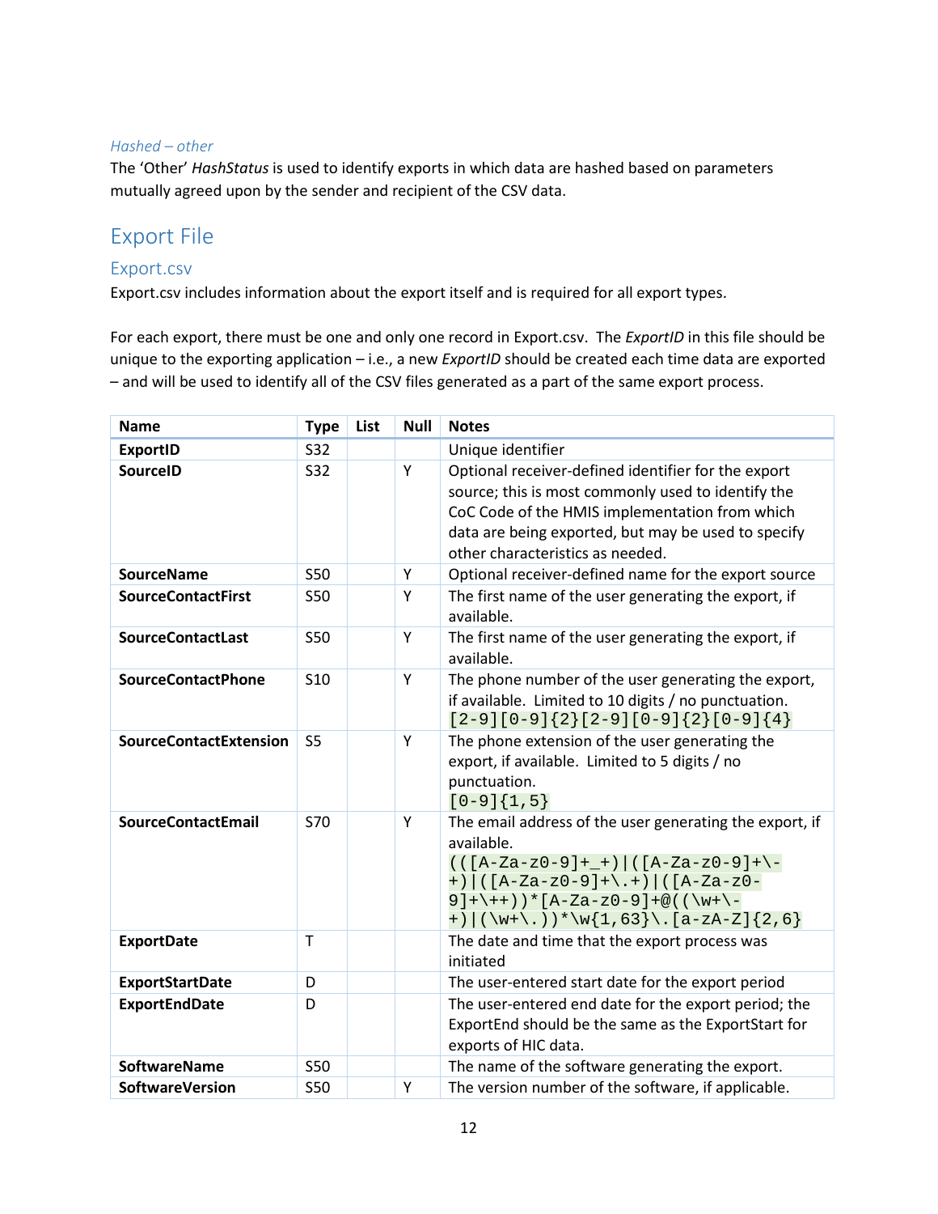#### *Hashed – other*

The 'Other' *HashStatus* is used to identify exports in which data are hashed based on parameters mutually agreed upon by the sender and recipient of the CSV data.

## Export File

### Export.csv

Export.csv includes information about the export itself and is required for all export types.

For each export, there must be one and only one record in Export.csv. The *ExportID* in this file should be unique to the exporting application – i.e., a new *ExportID* should be created each time data are exported – and will be used to identify all of the CSV files generated as a part of the same export process.

| Name | Type | List | Null | Notes |
|---|---|---|---|---|
| **ExportID** | S32 | | | Unique identifier |
| **SourceID** | S32 | | Y | Optional receiver-defined identifier for the export source; this is most commonly used to identify the CoC Code of the HMIS implementation from which data are being exported, but may be used to specify other characteristics as needed. |
| **SourceName** | S50 | | Y | Optional receiver-defined name for the export source |
| **SourceContactFirst** | S50 | | Y | The first name of the user generating the export, if available. |
| **SourceContactLast** | S50 | | Y | The first name of the user generating the export, if available. |
| **SourceContactPhone** | S10 | | Y | The phone number of the user generating the export, if available. Limited to 10 digits / no punctuation. `[2-9][0-9]{2}[2-9][0-9]{2}[0-9]{4}` |
| **SourceContactExtension** | S5 | | Y | The phone extension of the user generating the export, if available. Limited to 5 digits / no punctuation. `[0-9]{1,5}` |
| **SourceContactEmail** | S70 | | Y | The email address of the user generating the export, if available. `(([A-Za-z0-9]+_+)|([A-Za-z0-9]+\-+)|([A-Za-z0-9]+\.+)|([A-Za-z0-9]+\++))*[A-Za-z0-9]+@((\w+\-+)|(\w+\.))*\w{1,63}\.[a-zA-Z]{2,6}` |
| **ExportDate** | T | | | The date and time that the export process was initiated |
| **ExportStartDate** | D | | | The user-entered start date for the export period |
| **ExportEndDate** | D | | | The user-entered end date for the export period; the ExportEnd should be the same as the ExportStart for exports of HIC data. |
| **SoftwareName** | S50 | | | The name of the software generating the export. |
| **SoftwareVersion** | S50 | | Y | The version number of the software, if applicable. |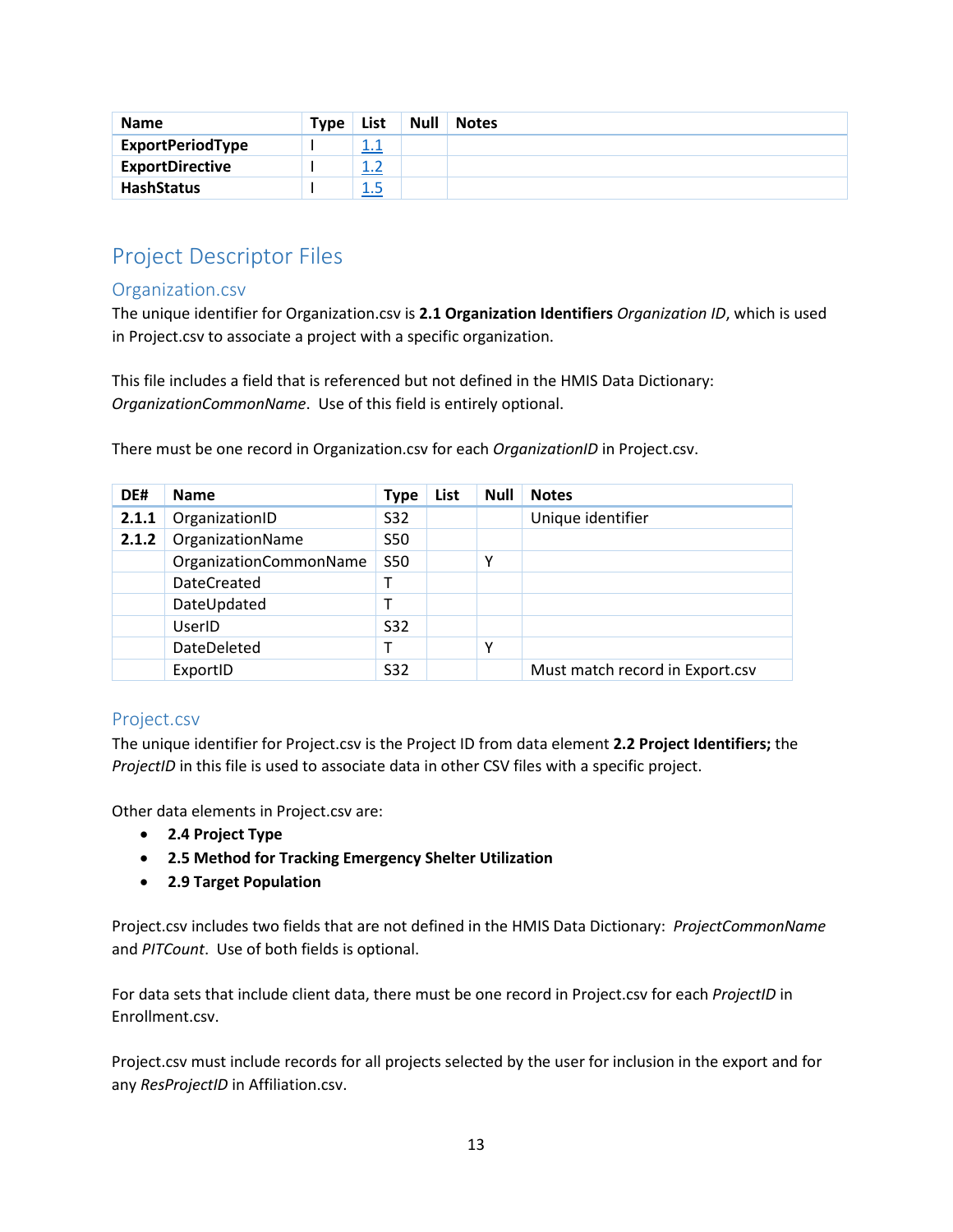| Name | Type | List | Null | Notes |
|---|---|---|---|---|
| **ExportPeriodType** | I | 1.1 | | |
| **ExportDirective** | I | 1.2 | | |
| **HashStatus** | I | 1.5 | | |

## Project Descriptor Files

### Organization.csv

The unique identifier for Organization.csv is **2.1 Organization Identifiers** *Organization ID*, which is used in Project.csv to associate a project with a specific organization.

This file includes a field that is referenced but not defined in the HMIS Data Dictionary: *OrganizationCommonName*. Use of this field is entirely optional.

There must be one record in Organization.csv for each *OrganizationID* in Project.csv.

| DE# | Name | Type | List | Null | Notes |
|---|---|---|---|---|---|
| **2.1.1** | OrganizationID | S32 | | | Unique identifier |
| **2.1.2** | OrganizationName | S50 | | | |
| | OrganizationCommonName | S50 | | Y | |
| | DateCreated | T | | | |
| | DateUpdated | T | | | |
| | UserID | S32 | | | |
| | DateDeleted | T | | Y | |
| | ExportID | S32 | | | Must match record in Export.csv |

### Project.csv

The unique identifier for Project.csv is the Project ID from data element **2.2 Project Identifiers;** the *ProjectID* in this file is used to associate data in other CSV files with a specific project.

Other data elements in Project.csv are:

- **2.4 Project Type**
- **2.5 Method for Tracking Emergency Shelter Utilization**
- **2.9 Target Population**

Project.csv includes two fields that are not defined in the HMIS Data Dictionary: *ProjectCommonName* and *PITCount*. Use of both fields is optional.

For data sets that include client data, there must be one record in Project.csv for each *ProjectID* in Enrollment.csv.

Project.csv must include records for all projects selected by the user for inclusion in the export and for any *ResProjectID* in Affiliation.csv.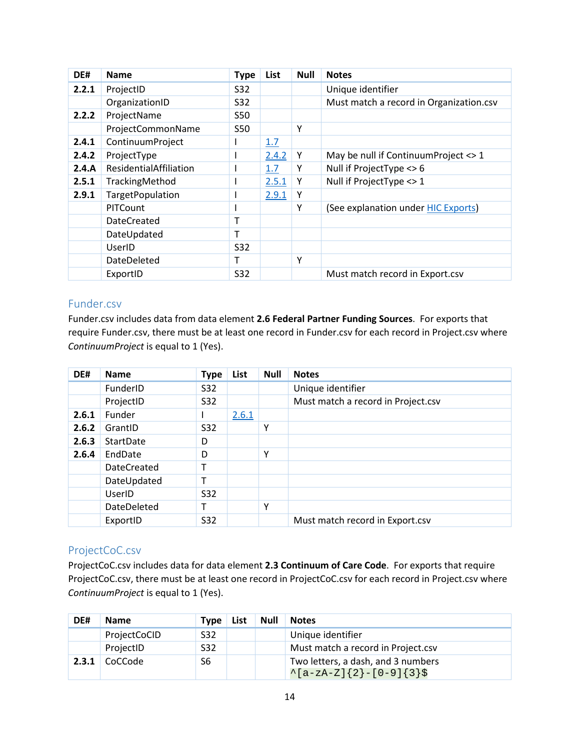| DE# | Name | Type | List | Null | Notes |
|---|---|---|---|---|---|
| **2.2.1** | ProjectID | S32 | | | Unique identifier |
| | OrganizationID | S32 | | | Must match a record in Organization.csv |
| **2.2.2** | ProjectName | S50 | | | |
| | ProjectCommonName | S50 | | Y | |
| **2.4.1** | ContinuumProject | I | 1.7 | | |
| **2.4.2** | ProjectType | I | 2.4.2 | Y | May be null if ContinuumProject <> 1 |
| **2.4.A** | ResidentialAffiliation | I | 1.7 | Y | Null if ProjectType <> 6 |
| **2.5.1** | TrackingMethod | I | 2.5.1 | Y | Null if ProjectType <> 1 |
| **2.9.1** | TargetPopulation | I | 2.9.1 | Y | |
| | PITCount | I | | Y | (See explanation under HIC Exports) |
| | DateCreated | T | | | |
| | DateUpdated | T | | | |
| | UserID | S32 | | | |
| | DateDeleted | T | | Y | |
| | ExportID | S32 | | | Must match record in Export.csv |

## Funder.csv

Funder.csv includes data from data element **2.6 Federal Partner Funding Sources**. For exports that require Funder.csv, there must be at least one record in Funder.csv for each record in Project.csv where *ContinuumProject* is equal to 1 (Yes).

| DE# | Name | Type | List | Null | Notes |
|---|---|---|---|---|---|
| | FunderID | S32 | | | Unique identifier |
| | ProjectID | S32 | | | Must match a record in Project.csv |
| **2.6.1** | Funder | I | 2.6.1 | | |
| **2.6.2** | GrantID | S32 | | Y | |
| **2.6.3** | StartDate | D | | | |
| **2.6.4** | EndDate | D | | Y | |
| | DateCreated | T | | | |
| | DateUpdated | T | | | |
| | UserID | S32 | | | |
| | DateDeleted | T | | Y | |
| | ExportID | S32 | | | Must match record in Export.csv |

## ProjectCoC.csv

ProjectCoC.csv includes data for data element **2.3 Continuum of Care Code**. For exports that require ProjectCoC.csv, there must be at least one record in ProjectCoC.csv for each record in Project.csv where *ContinuumProject* is equal to 1 (Yes).

| DE# | Name | Type | List | Null | Notes |
|---|---|---|---|---|---|
| | ProjectCoCID | S32 | | | Unique identifier |
| | ProjectID | S32 | | | Must match a record in Project.csv |
| **2.3.1** | CoCCode | S6 | | | Two letters, a dash, and 3 numbers `^[a-zA-Z]{2}-[0-9]{3}$` |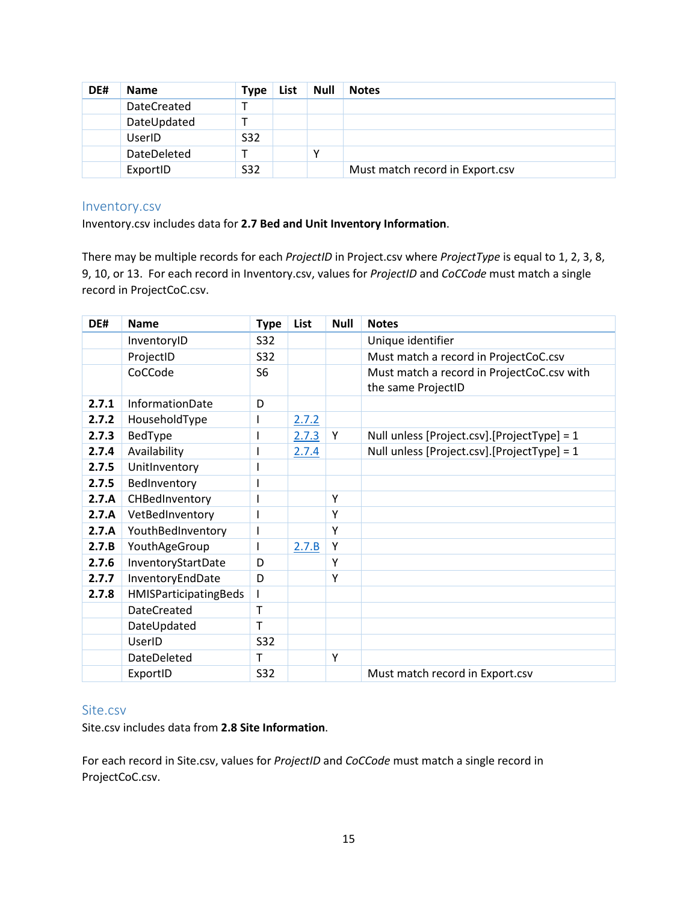| DE# | Name | Type | List | Null | Notes |
|---|---|---|---|---|---|
| | DateCreated | T | | | |
| | DateUpdated | T | | | |
| | UserID | S32 | | | |
| | DateDeleted | T | | Y | |
| | ExportID | S32 | | | Must match record in Export.csv |

## Inventory.csv

Inventory.csv includes data for **2.7 Bed and Unit Inventory Information**.

There may be multiple records for each *ProjectID* in Project.csv where *ProjectType* is equal to 1, 2, 3, 8, 9, 10, or 13. For each record in Inventory.csv, values for *ProjectID* and *CoCCode* must match a single record in ProjectCoC.csv.

| DE# | Name | Type | List | Null | Notes |
|---|---|---|---|---|---|
| | InventoryID | S32 | | | Unique identifier |
| | ProjectID | S32 | | | Must match a record in ProjectCoC.csv |
| | CoCCode | S6 | | | Must match a record in ProjectCoC.csv with the same ProjectID |
| **2.7.1** | InformationDate | D | | | |
| **2.7.2** | HouseholdType | I | 2.7.2 | | |
| **2.7.3** | BedType | I | 2.7.3 | Y | Null unless [Project.csv].[ProjectType] = 1 |
| **2.7.4** | Availability | I | 2.7.4 | | Null unless [Project.csv].[ProjectType] = 1 |
| **2.7.5** | UnitInventory | I | | | |
| **2.7.5** | BedInventory | I | | | |
| **2.7.A** | CHBedInventory | I | | Y | |
| **2.7.A** | VetBedInventory | I | | Y | |
| **2.7.A** | YouthBedInventory | I | | Y | |
| **2.7.B** | YouthAgeGroup | I | 2.7.B | Y | |
| **2.7.6** | InventoryStartDate | D | | Y | |
| **2.7.7** | InventoryEndDate | D | | Y | |
| **2.7.8** | HMISParticipatingBeds | I | | | |
| | DateCreated | T | | | |
| | DateUpdated | T | | | |
| | UserID | S32 | | | |
| | DateDeleted | T | | Y | |
| | ExportID | S32 | | | Must match record in Export.csv |

## Site.csv

Site.csv includes data from **2.8 Site Information**.

For each record in Site.csv, values for *ProjectID* and *CoCCode* must match a single record in ProjectCoC.csv.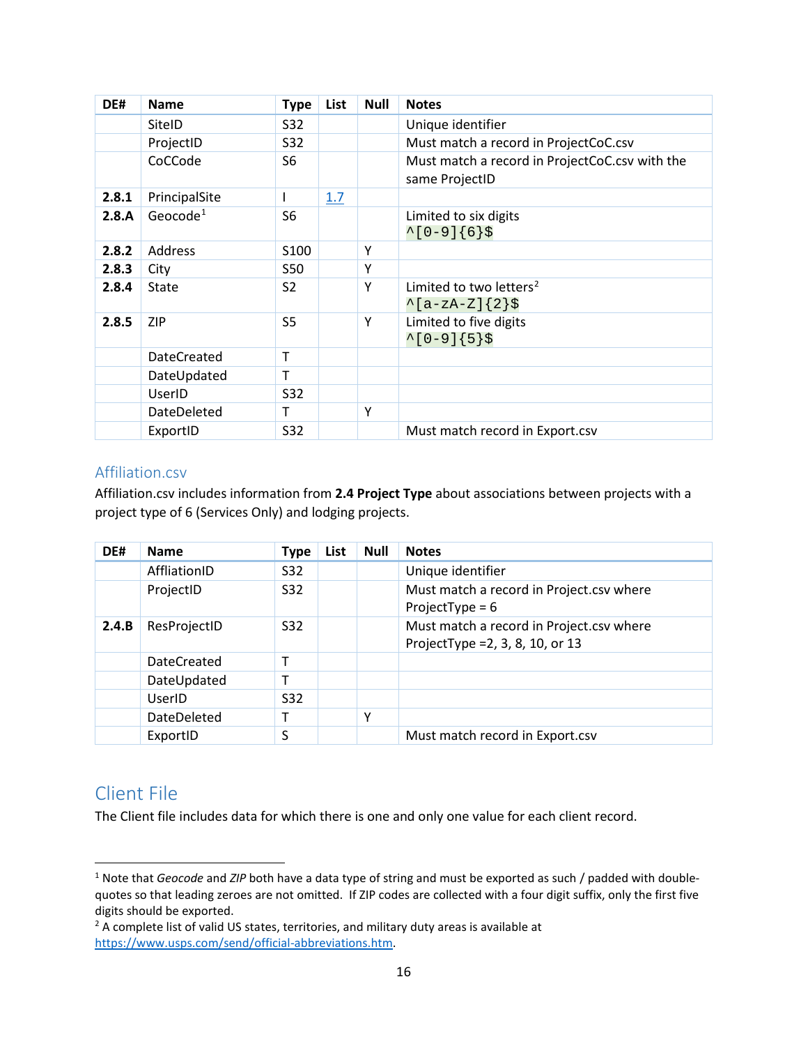| DE# | Name | Type | List | Null | Notes |
|---|---|---|---|---|---|
| | SiteID | S32 | | | Unique identifier |
| | ProjectID | S32 | | | Must match a record in ProjectCoC.csv |
| | CoCCode | S6 | | | Must match a record in ProjectCoC.csv with the same ProjectID |
| **2.8.1** | PrincipalSite | I | 1.7 | | |
| **2.8.A** | Geocode[1] | S6 | | | Limited to six digits `^[0-9]{6}$` |
| **2.8.2** | Address | S100 | | Y | |
| **2.8.3** | City | S50 | | Y | |
| **2.8.4** | State | S2 | | Y | Limited to two letters[2] `^[a-zA-Z]{2}$` |
| **2.8.5** | ZIP | S5 | | Y | Limited to five digits `^[0-9]{5}$` |
| | DateCreated | T | | | |
| | DateUpdated | T | | | |
| | UserID | S32 | | | |
| | DateDeleted | T | | Y | |
| | ExportID | S32 | | | Must match record in Export.csv |

## Affiliation.csv

Affiliation.csv includes information from **2.4 Project Type** about associations between projects with a project type of 6 (Services Only) and lodging projects.

| DE# | Name | Type | List | Null | Notes |
|---|---|---|---|---|---|
| | AffliationID | S32 | | | Unique identifier |
| | ProjectID | S32 | | | Must match a record in Project.csv where ProjectType = 6 |
| **2.4.B** | ResProjectID | S32 | | | Must match a record in Project.csv where ProjectType =2, 3, 8, 10, or 13 |
| | DateCreated | T | | | |
| | DateUpdated | T | | | |
| | UserID | S32 | | | |
| | DateDeleted | T | | Y | |
| | ExportID | S | | | Must match record in Export.csv |

# Client File

The Client file includes data for which there is one and only one value for each client record.

---

[1] Note that *Geocode* and *ZIP* both have a data type of string and must be exported as such / padded with double-quotes so that leading zeroes are not omitted. If ZIP codes are collected with a four digit suffix, only the first five digits should be exported.

[2] A complete list of valid US states, territories, and military duty areas is available at https://www.usps.com/send/official-abbreviations.htm.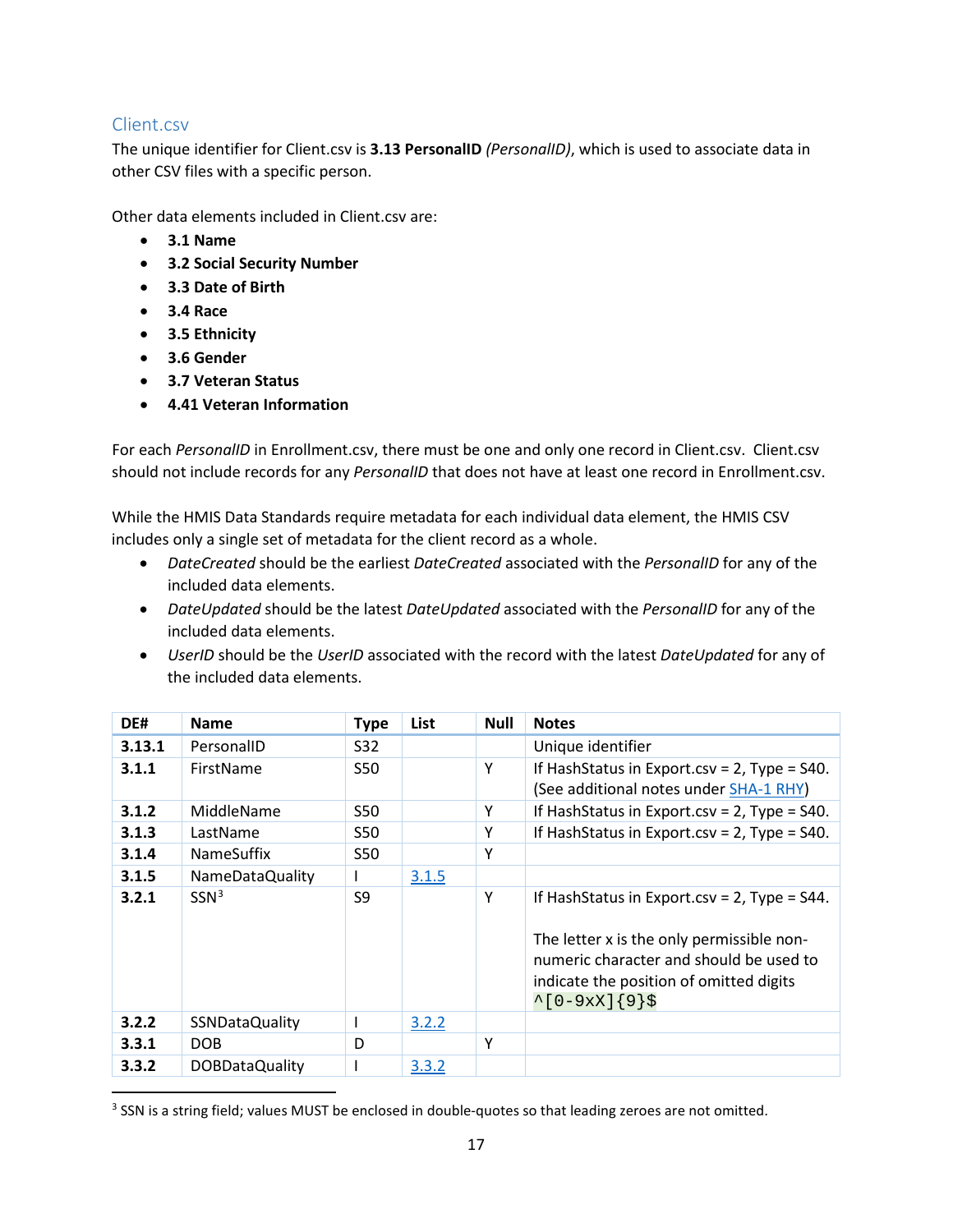## Client.csv

The unique identifier for Client.csv is **3.13 PersonalID** *(PersonalID)*, which is used to associate data in other CSV files with a specific person.

Other data elements included in Client.csv are:

- **3.1 Name**
- **3.2 Social Security Number**
- **3.3 Date of Birth**
- **3.4 Race**
- **3.5 Ethnicity**
- **3.6 Gender**
- **3.7 Veteran Status**
- **4.41 Veteran Information**

For each *PersonalID* in Enrollment.csv, there must be one and only one record in Client.csv. Client.csv should not include records for any *PersonalID* that does not have at least one record in Enrollment.csv.

While the HMIS Data Standards require metadata for each individual data element, the HMIS CSV includes only a single set of metadata for the client record as a whole.

- *DateCreated* should be the earliest *DateCreated* associated with the *PersonalID* for any of the included data elements.
- *DateUpdated* should be the latest *DateUpdated* associated with the *PersonalID* for any of the included data elements.
- *UserID* should be the *UserID* associated with the record with the latest *DateUpdated* for any of the included data elements.

| DE# | Name | Type | List | Null | Notes |
|---|---|---|---|---|---|
| **3.13.1** | PersonalID | S32 | | | Unique identifier |
| **3.1.1** | FirstName | S50 | | Y | If HashStatus in Export.csv = 2, Type = S40. (See additional notes under SHA-1 RHY) |
| **3.1.2** | MiddleName | S50 | | Y | If HashStatus in Export.csv = 2, Type = S40. |
| **3.1.3** | LastName | S50 | | Y | If HashStatus in Export.csv = 2, Type = S40. |
| **3.1.4** | NameSuffix | S50 | | Y | |
| **3.1.5** | NameDataQuality | I | 3.1.5 | | |
| **3.2.1** | SSN[3] | S9 | | Y | If HashStatus in Export.csv = 2, Type = S44. The letter x is the only permissible non-numeric character and should be used to indicate the position of omitted digits `^[0-9xX]{9}$` |
| **3.2.2** | SSNDataQuality | I | 3.2.2 | | |
| **3.3.1** | DOB | D | | Y | |
| **3.3.2** | DOBDataQuality | I | 3.3.2 | | |

[3] SSN is a string field; values MUST be enclosed in double-quotes so that leading zeroes are not omitted.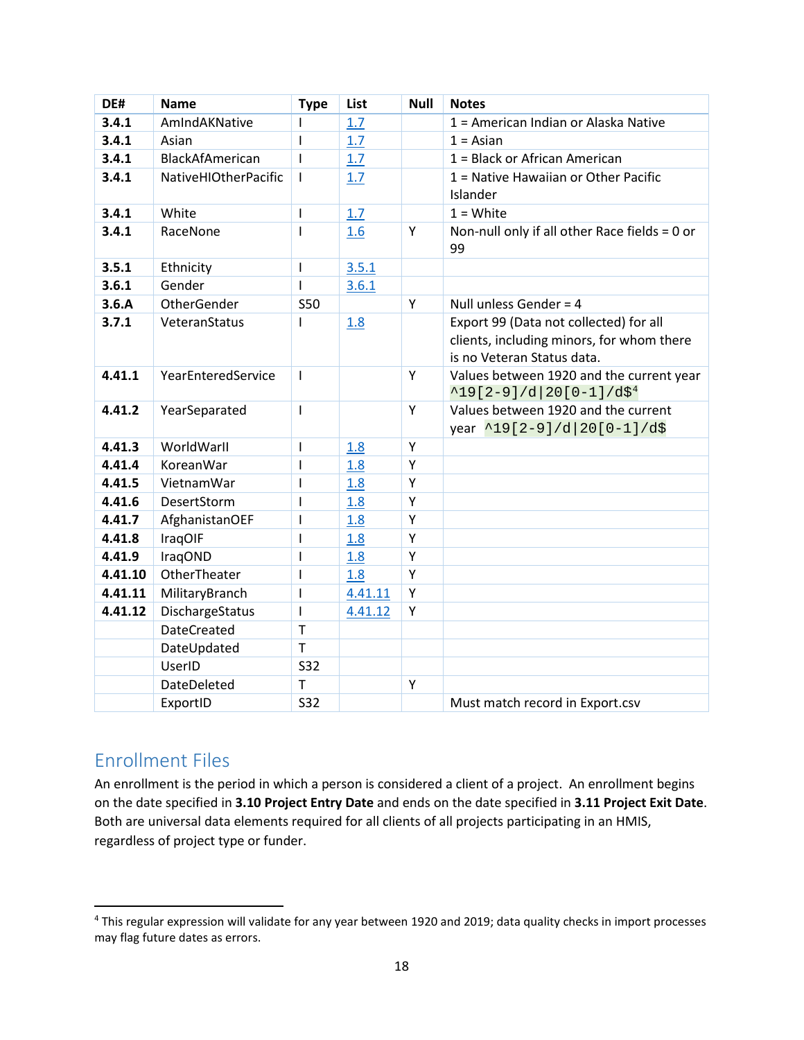| DE# | Name | Type | List | Null | Notes |
|---|---|---|---|---|---|
| **3.4.1** | AmIndAKNative | I | 1.7 | | 1 = American Indian or Alaska Native |
| **3.4.1** | Asian | I | 1.7 | | 1 = Asian |
| **3.4.1** | BlackAfAmerican | I | 1.7 | | 1 = Black or African American |
| **3.4.1** | NativeHIOtherPacific | I | 1.7 | | 1 = Native Hawaiian or Other Pacific Islander |
| **3.4.1** | White | I | 1.7 | | 1 = White |
| **3.4.1** | RaceNone | I | 1.6 | Y | Non-null only if all other Race fields = 0 or 99 |
| **3.5.1** | Ethnicity | I | 3.5.1 | | |
| **3.6.1** | Gender | I | 3.6.1 | | |
| **3.6.A** | OtherGender | S50 | | Y | Null unless Gender = 4 |
| **3.7.1** | VeteranStatus | I | 1.8 | | Export 99 (Data not collected) for all clients, including minors, for whom there is no Veteran Status data. |
| **4.41.1** | YearEnteredService | I | | Y | Values between 1920 and the current year `^19[2-9]/d|20[0-1]/d$`[4] |
| **4.41.2** | YearSeparated | I | | Y | Values between 1920 and the current year `^19[2-9]/d|20[0-1]/d$` |
| **4.41.3** | WorldWarII | I | 1.8 | Y | |
| **4.41.4** | KoreanWar | I | 1.8 | Y | |
| **4.41.5** | VietnamWar | I | 1.8 | Y | |
| **4.41.6** | DesertStorm | I | 1.8 | Y | |
| **4.41.7** | AfghanistanOEF | I | 1.8 | Y | |
| **4.41.8** | IraqOIF | I | 1.8 | Y | |
| **4.41.9** | IraqOND | I | 1.8 | Y | |
| **4.41.10** | OtherTheater | I | 1.8 | Y | |
| **4.41.11** | MilitaryBranch | I | 4.41.11 | Y | |
| **4.41.12** | DischargeStatus | I | 4.41.12 | Y | |
| | DateCreated | T | | | |
| | DateUpdated | T | | | |
| | UserID | S32 | | | |
| | DateDeleted | T | | Y | |
| | ExportID | S32 | | | Must match record in Export.csv |

## Enrollment Files

An enrollment is the period in which a person is considered a client of a project. An enrollment begins on the date specified in **3.10 Project Entry Date** and ends on the date specified in **3.11 Project Exit Date**. Both are universal data elements required for all clients of all projects participating in an HMIS, regardless of project type or funder.

[4] This regular expression will validate for any year between 1920 and 2019; data quality checks in import processes may flag future dates as errors.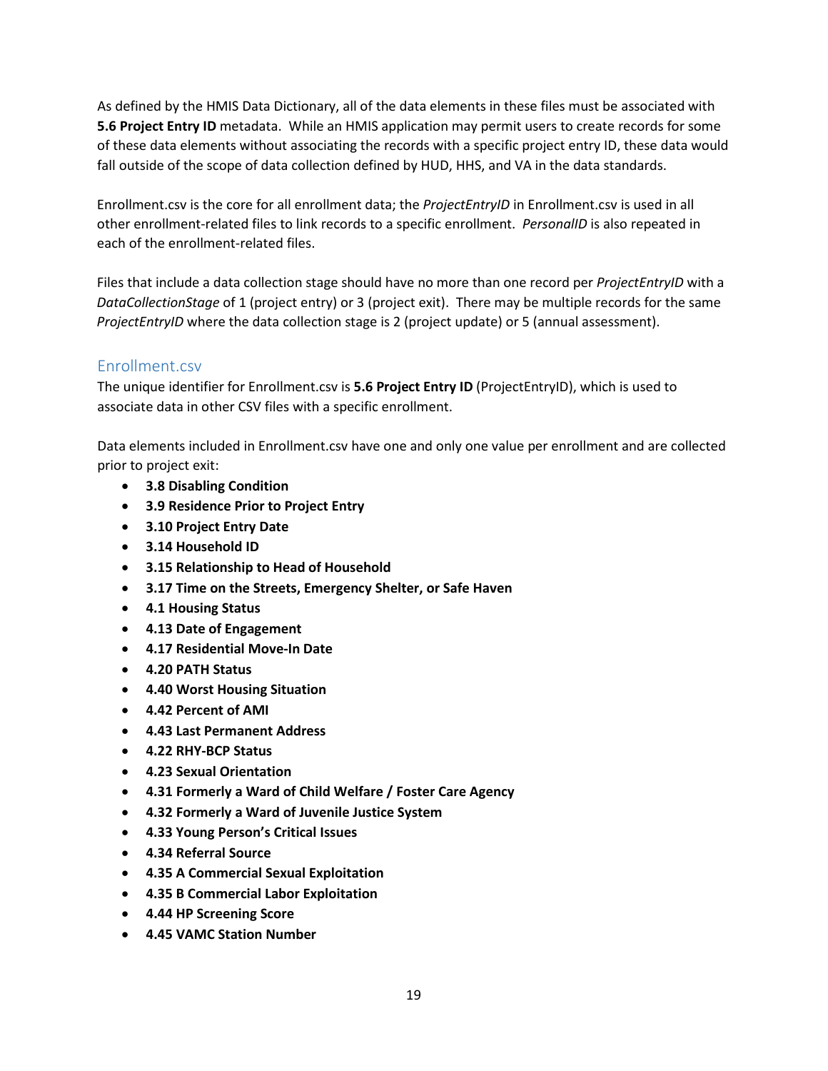As defined by the HMIS Data Dictionary, all of the data elements in these files must be associated with **5.6 Project Entry ID** metadata. While an HMIS application may permit users to create records for some of these data elements without associating the records with a specific project entry ID, these data would fall outside of the scope of data collection defined by HUD, HHS, and VA in the data standards.

Enrollment.csv is the core for all enrollment data; the *ProjectEntryID* in Enrollment.csv is used in all other enrollment-related files to link records to a specific enrollment. *PersonalID* is also repeated in each of the enrollment-related files.

Files that include a data collection stage should have no more than one record per *ProjectEntryID* with a *DataCollectionStage* of 1 (project entry) or 3 (project exit). There may be multiple records for the same *ProjectEntryID* where the data collection stage is 2 (project update) or 5 (annual assessment).

## Enrollment.csv

The unique identifier for Enrollment.csv is **5.6 Project Entry ID** (ProjectEntryID), which is used to associate data in other CSV files with a specific enrollment.

Data elements included in Enrollment.csv have one and only one value per enrollment and are collected prior to project exit:

- **3.8 Disabling Condition**
- **3.9 Residence Prior to Project Entry**
- **3.10 Project Entry Date**
- **3.14 Household ID**
- **3.15 Relationship to Head of Household**
- **3.17 Time on the Streets, Emergency Shelter, or Safe Haven**
- **4.1 Housing Status**
- **4.13 Date of Engagement**
- **4.17 Residential Move-In Date**
- **4.20 PATH Status**
- **4.40 Worst Housing Situation**
- **4.42 Percent of AMI**
- **4.43 Last Permanent Address**
- **4.22 RHY-BCP Status**
- **4.23 Sexual Orientation**
- **4.31 Formerly a Ward of Child Welfare / Foster Care Agency**
- **4.32 Formerly a Ward of Juvenile Justice System**
- **4.33 Young Person's Critical Issues**
- **4.34 Referral Source**
- **4.35 A Commercial Sexual Exploitation**
- **4.35 B Commercial Labor Exploitation**
- **4.44 HP Screening Score**
- **4.45 VAMC Station Number**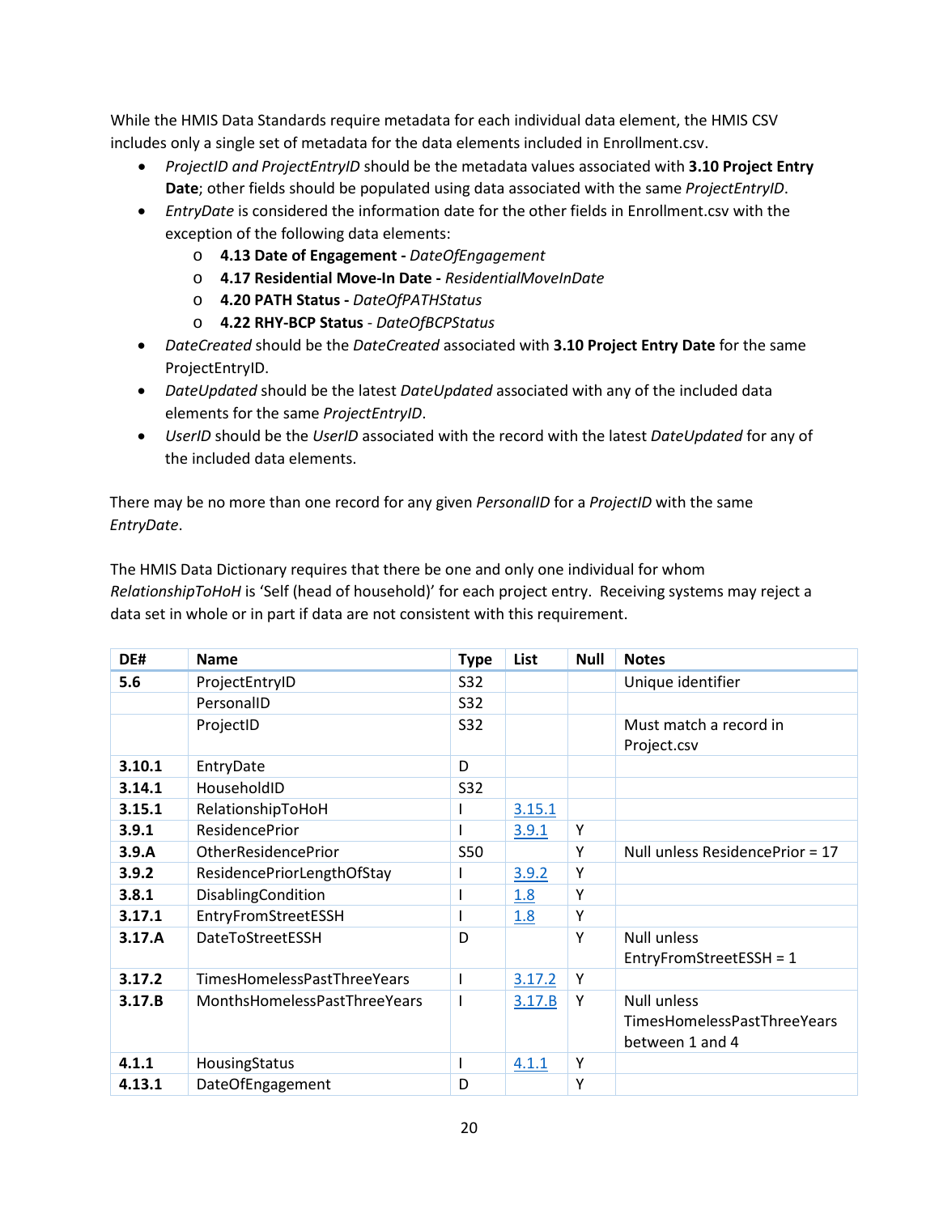While the HMIS Data Standards require metadata for each individual data element, the HMIS CSV includes only a single set of metadata for the data elements included in Enrollment.csv.

- *ProjectID and ProjectEntryID* should be the metadata values associated with **3.10 Project Entry Date**; other fields should be populated using data associated with the same *ProjectEntryID*.
- *EntryDate* is considered the information date for the other fields in Enrollment.csv with the exception of the following data elements:
  - **4.13 Date of Engagement -** *DateOfEngagement*
  - **4.17 Residential Move-In Date -** *ResidentialMoveInDate*
  - **4.20 PATH Status -** *DateOfPATHStatus*
  - **4.22 RHY-BCP Status** - *DateOfBCPStatus*
- *DateCreated* should be the *DateCreated* associated with **3.10 Project Entry Date** for the same ProjectEntryID.
- *DateUpdated* should be the latest *DateUpdated* associated with any of the included data elements for the same *ProjectEntryID*.
- *UserID* should be the *UserID* associated with the record with the latest *DateUpdated* for any of the included data elements.

There may be no more than one record for any given *PersonalID* for a *ProjectID* with the same *EntryDate*.

The HMIS Data Dictionary requires that there be one and only one individual for whom *RelationshipToHoH* is 'Self (head of household)' for each project entry. Receiving systems may reject a data set in whole or in part if data are not consistent with this requirement.

| DE# | Name | Type | List | Null | Notes |
|---|---|---|---|---|---|
| **5.6** | ProjectEntryID | S32 | | | Unique identifier |
| | PersonalID | S32 | | | |
| | ProjectID | S32 | | | Must match a record in Project.csv |
| **3.10.1** | EntryDate | D | | | |
| **3.14.1** | HouseholdID | S32 | | | |
| **3.15.1** | RelationshipToHoH | I | 3.15.1 | | |
| **3.9.1** | ResidencePrior | I | 3.9.1 | Y | |
| **3.9.A** | OtherResidencePrior | S50 | | Y | Null unless ResidencePrior = 17 |
| **3.9.2** | ResidencePriorLengthOfStay | I | 3.9.2 | Y | |
| **3.8.1** | DisablingCondition | I | 1.8 | Y | |
| **3.17.1** | EntryFromStreetESSH | I | 1.8 | Y | |
| **3.17.A** | DateToStreetESSH | D | | Y | Null unless EntryFromStreetESSH = 1 |
| **3.17.2** | TimesHomelessPastThreeYears | I | 3.17.2 | Y | |
| **3.17.B** | MonthsHomelessPastThreeYears | I | 3.17.B | Y | Null unless TimesHomelessPastThreeYears between 1 and 4 |
| **4.1.1** | HousingStatus | I | 4.1.1 | Y | |
| **4.13.1** | DateOfEngagement | D | | Y | |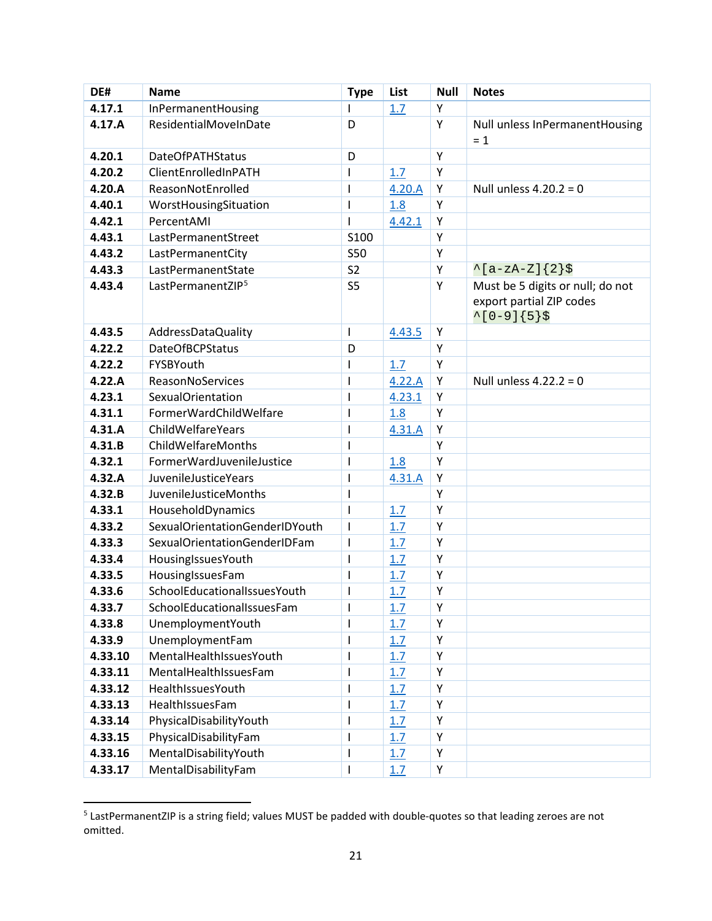| DE# | Name | Type | List | Null | Notes |
|---|---|---|---|---|---|
| **4.17.1** | InPermanentHousing | I | 1.7 | Y | |
| **4.17.A** | ResidentialMoveInDate | D | | Y | Null unless InPermanentHousing = 1 |
| **4.20.1** | DateOfPATHStatus | D | | Y | |
| **4.20.2** | ClientEnrolledInPATH | I | 1.7 | Y | |
| **4.20.A** | ReasonNotEnrolled | I | 4.20.A | Y | Null unless 4.20.2 = 0 |
| **4.40.1** | WorstHousingSituation | I | 1.8 | Y | |
| **4.42.1** | PercentAMI | I | 4.42.1 | Y | |
| **4.43.1** | LastPermanentStreet | S100 | | Y | |
| **4.43.2** | LastPermanentCity | S50 | | Y | |
| **4.43.3** | LastPermanentState | S2 | | Y | `^[a-zA-Z]{2}$` |
| **4.43.4** | LastPermanentZIP[5] | S5 | | Y | Must be 5 digits or null; do not export partial ZIP codes `^[0-9]{5}$` |
| **4.43.5** | AddressDataQuality | I | 4.43.5 | Y | |
| **4.22.2** | DateOfBCPStatus | D | | Y | |
| **4.22.2** | FYSBYouth | I | 1.7 | Y | |
| **4.22.A** | ReasonNoServices | I | 4.22.A | Y | Null unless 4.22.2 = 0 |
| **4.23.1** | SexualOrientation | I | 4.23.1 | Y | |
| **4.31.1** | FormerWardChildWelfare | I | 1.8 | Y | |
| **4.31.A** | ChildWelfareYears | I | 4.31.A | Y | |
| **4.31.B** | ChildWelfareMonths | I | | Y | |
| **4.32.1** | FormerWardJuvenileJustice | I | 1.8 | Y | |
| **4.32.A** | JuvenileJusticeYears | I | 4.31.A | Y | |
| **4.32.B** | JuvenileJusticeMonths | I | | Y | |
| **4.33.1** | HouseholdDynamics | I | 1.7 | Y | |
| **4.33.2** | SexualOrientationGenderIDYouth | I | 1.7 | Y | |
| **4.33.3** | SexualOrientationGenderIDFam | I | 1.7 | Y | |
| **4.33.4** | HousingIssuesYouth | I | 1.7 | Y | |
| **4.33.5** | HousingIssuesFam | I | 1.7 | Y | |
| **4.33.6** | SchoolEducationalIssuesYouth | I | 1.7 | Y | |
| **4.33.7** | SchoolEducationalIssuesFam | I | 1.7 | Y | |
| **4.33.8** | UnemploymentYouth | I | 1.7 | Y | |
| **4.33.9** | UnemploymentFam | I | 1.7 | Y | |
| **4.33.10** | MentalHealthIssuesYouth | I | 1.7 | Y | |
| **4.33.11** | MentalHealthIssuesFam | I | 1.7 | Y | |
| **4.33.12** | HealthIssuesYouth | I | 1.7 | Y | |
| **4.33.13** | HealthIssuesFam | I | 1.7 | Y | |
| **4.33.14** | PhysicalDisabilityYouth | I | 1.7 | Y | |
| **4.33.15** | PhysicalDisabilityFam | I | 1.7 | Y | |
| **4.33.16** | MentalDisabilityYouth | I | 1.7 | Y | |
| **4.33.17** | MentalDisabilityFam | I | 1.7 | Y | |

[5] LastPermanentZIP is a string field; values MUST be padded with double-quotes so that leading zeroes are not omitted.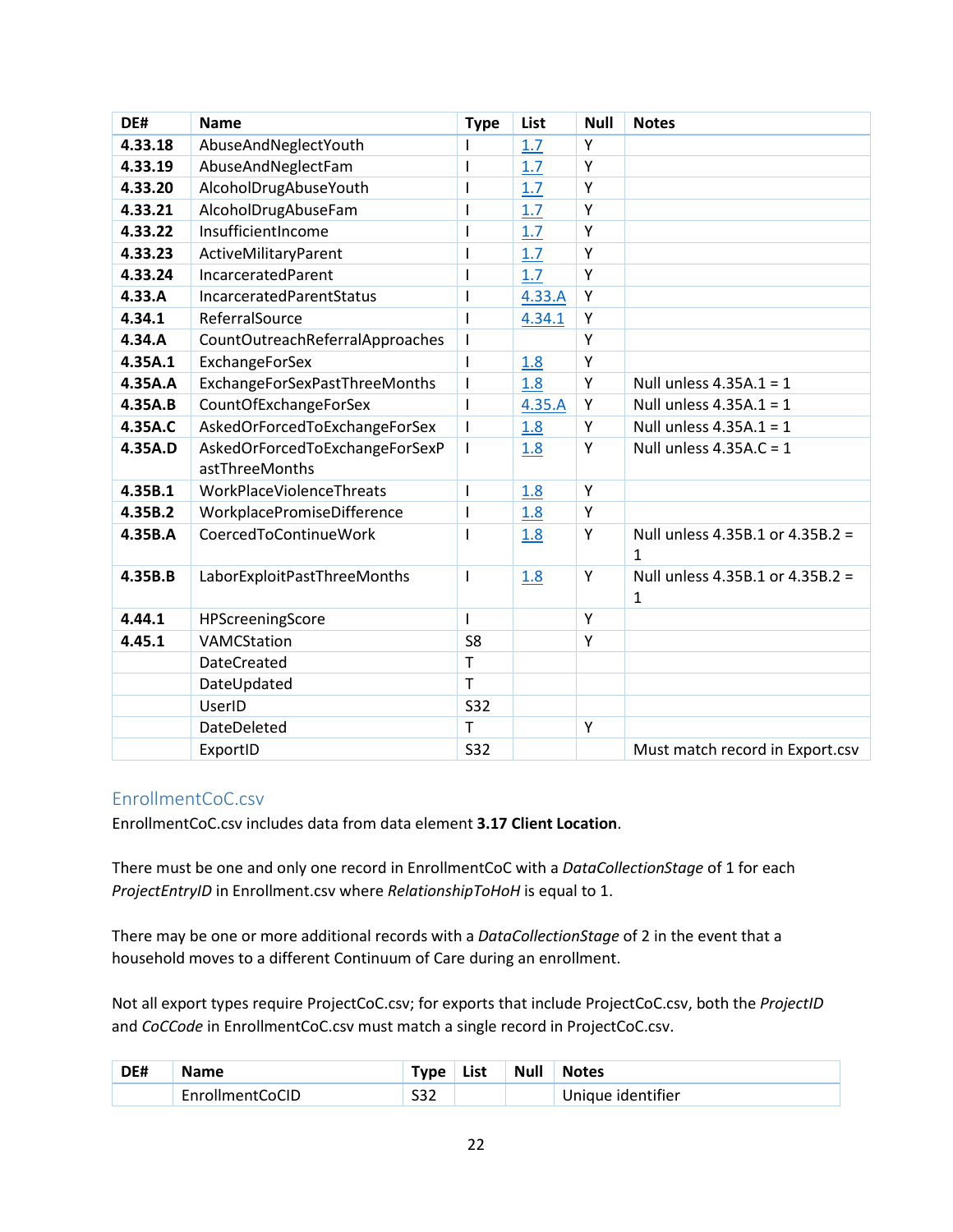| DE# | Name | Type | List | Null | Notes |
|---|---|---|---|---|---|
| **4.33.18** | AbuseAndNeglectYouth | I | 1.7 | Y | |
| **4.33.19** | AbuseAndNeglectFam | I | 1.7 | Y | |
| **4.33.20** | AlcoholDrugAbuseYouth | I | 1.7 | Y | |
| **4.33.21** | AlcoholDrugAbuseFam | I | 1.7 | Y | |
| **4.33.22** | InsufficientIncome | I | 1.7 | Y | |
| **4.33.23** | ActiveMilitaryParent | I | 1.7 | Y | |
| **4.33.24** | IncarceratedParent | I | 1.7 | Y | |
| **4.33.A** | IncarceratedParentStatus | I | 4.33.A | Y | |
| **4.34.1** | ReferralSource | I | 4.34.1 | Y | |
| **4.34.A** | CountOutreachReferralApproaches | I | | Y | |
| **4.35A.1** | ExchangeForSex | I | 1.8 | Y | |
| **4.35A.A** | ExchangeForSexPastThreeMonths | I | 1.8 | Y | Null unless 4.35A.1 = 1 |
| **4.35A.B** | CountOfExchangeForSex | I | 4.35.A | Y | Null unless 4.35A.1 = 1 |
| **4.35A.C** | AskedOrForcedToExchangeForSex | I | 1.8 | Y | Null unless 4.35A.1 = 1 |
| **4.35A.D** | AskedOrForcedToExchangeForSexPastThreeMonths | I | 1.8 | Y | Null unless 4.35A.C = 1 |
| **4.35B.1** | WorkPlaceViolenceThreats | I | 1.8 | Y | |
| **4.35B.2** | WorkplacePromiseDifference | I | 1.8 | Y | |
| **4.35B.A** | CoercedToContinueWork | I | 1.8 | Y | Null unless 4.35B.1 or 4.35B.2 = 1 |
| **4.35B.B** | LaborExploitPastThreeMonths | I | 1.8 | Y | Null unless 4.35B.1 or 4.35B.2 = 1 |
| **4.44.1** | HPScreeningScore | I | | Y | |
| **4.45.1** | VAMCStation | S8 | | Y | |
| | DateCreated | T | | | |
| | DateUpdated | T | | | |
| | UserID | S32 | | | |
| | DateDeleted | T | | Y | |
| | ExportID | S32 | | | Must match record in Export.csv |

## EnrollmentCoC.csv

EnrollmentCoC.csv includes data from data element **3.17 Client Location**.

There must be one and only one record in EnrollmentCoC with a *DataCollectionStage* of 1 for each *ProjectEntryID* in Enrollment.csv where *RelationshipToHoH* is equal to 1.

There may be one or more additional records with a *DataCollectionStage* of 2 in the event that a household moves to a different Continuum of Care during an enrollment.

Not all export types require ProjectCoC.csv; for exports that include ProjectCoC.csv, both the *ProjectID* and *CoCCode* in EnrollmentCoC.csv must match a single record in ProjectCoC.csv.

| DE# | Name | Type | List | Null | Notes |
|---|---|---|---|---|---|
| | EnrollmentCoCID | S32 | | | Unique identifier |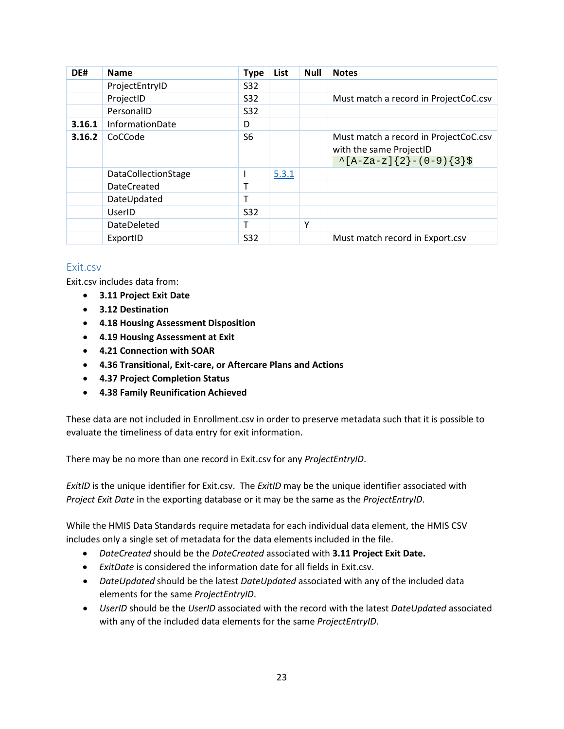| DE# | Name | Type | List | Null | Notes |
|---|---|---|---|---|---|
| | ProjectEntryID | S32 | | | |
| | ProjectID | S32 | | | Must match a record in ProjectCoC.csv |
| | PersonalID | S32 | | | |
| **3.16.1** | InformationDate | D | | | |
| **3.16.2** | CoCCode | S6 | | | Must match a record in ProjectCoC.csv with the same ProjectID `^[A-Za-z]{2}-(0-9){3}$` |
| | DataCollectionStage | I | 5.3.1 | | |
| | DateCreated | T | | | |
| | DateUpdated | T | | | |
| | UserID | S32 | | | |
| | DateDeleted | T | | Y | |
| | ExportID | S32 | | | Must match record in Export.csv |

## Exit.csv

Exit.csv includes data from:

- **3.11 Project Exit Date**
- **3.12 Destination**
- **4.18 Housing Assessment Disposition**
- **4.19 Housing Assessment at Exit**
- **4.21 Connection with SOAR**
- **4.36 Transitional, Exit-care, or Aftercare Plans and Actions**
- **4.37 Project Completion Status**
- **4.38 Family Reunification Achieved**

These data are not included in Enrollment.csv in order to preserve metadata such that it is possible to evaluate the timeliness of data entry for exit information.

There may be no more than one record in Exit.csv for any *ProjectEntryID*.

*ExitID* is the unique identifier for Exit.csv. The *ExitID* may be the unique identifier associated with *Project Exit Date* in the exporting database or it may be the same as the *ProjectEntryID*.

While the HMIS Data Standards require metadata for each individual data element, the HMIS CSV includes only a single set of metadata for the data elements included in the file.

- *DateCreated* should be the *DateCreated* associated with **3.11 Project Exit Date.**
- *ExitDate* is considered the information date for all fields in Exit.csv.
- *DateUpdated* should be the latest *DateUpdated* associated with any of the included data elements for the same *ProjectEntryID*.
- *UserID* should be the *UserID* associated with the record with the latest *DateUpdated* associated with any of the included data elements for the same *ProjectEntryID*.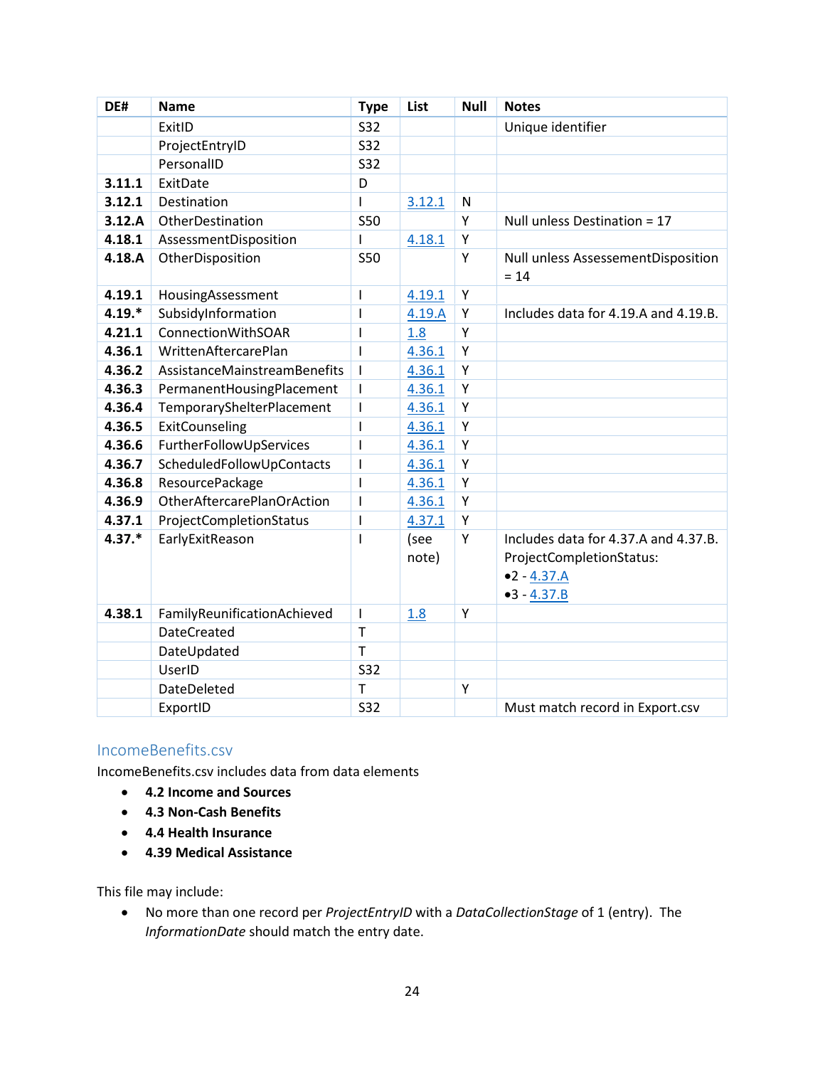| DE# | Name | Type | List | Null | Notes |
|---|---|---|---|---|---|
| | ExitID | S32 | | | Unique identifier |
| | ProjectEntryID | S32 | | | |
| | PersonalID | S32 | | | |
| **3.11.1** | ExitDate | D | | | |
| **3.12.1** | Destination | I | 3.12.1 | N | |
| **3.12.A** | OtherDestination | S50 | | Y | Null unless Destination = 17 |
| **4.18.1** | AssessmentDisposition | I | 4.18.1 | Y | |
| **4.18.A** | OtherDisposition | S50 | | Y | Null unless AssessementDisposition = 14 |
| **4.19.1** | HousingAssessment | I | 4.19.1 | Y | |
| **4.19.*** | SubsidyInformation | I | 4.19.A | Y | Includes data for 4.19.A and 4.19.B. |
| **4.21.1** | ConnectionWithSOAR | I | 1.8 | Y | |
| **4.36.1** | WrittenAftercarePlan | I | 4.36.1 | Y | |
| **4.36.2** | AssistanceMainstreamBenefits | I | 4.36.1 | Y | |
| **4.36.3** | PermanentHousingPlacement | I | 4.36.1 | Y | |
| **4.36.4** | TemporaryShelterPlacement | I | 4.36.1 | Y | |
| **4.36.5** | ExitCounseling | I | 4.36.1 | Y | |
| **4.36.6** | FurtherFollowUpServices | I | 4.36.1 | Y | |
| **4.36.7** | ScheduledFollowUpContacts | I | 4.36.1 | Y | |
| **4.36.8** | ResourcePackage | I | 4.36.1 | Y | |
| **4.36.9** | OtherAftercarePlanOrAction | I | 4.36.1 | Y | |
| **4.37.1** | ProjectCompletionStatus | I | 4.37.1 | Y | |
| **4.37.*** | EarlyExitReason | I | (see note) | Y | Includes data for 4.37.A and 4.37.B. ProjectCompletionStatus: •2 - 4.37.A •3 - 4.37.B |
| **4.38.1** | FamilyReunificationAchieved | I | 1.8 | Y | |
| | DateCreated | T | | | |
| | DateUpdated | T | | | |
| | UserID | S32 | | | |
| | DateDeleted | T | | Y | |
| | ExportID | S32 | | | Must match record in Export.csv |

## IncomeBenefits.csv

IncomeBenefits.csv includes data from data elements

- **4.2 Income and Sources**
- **4.3 Non-Cash Benefits**
- **4.4 Health Insurance**
- **4.39 Medical Assistance**

This file may include:

- No more than one record per *ProjectEntryID* with a *DataCollectionStage* of 1 (entry). The *InformationDate* should match the entry date.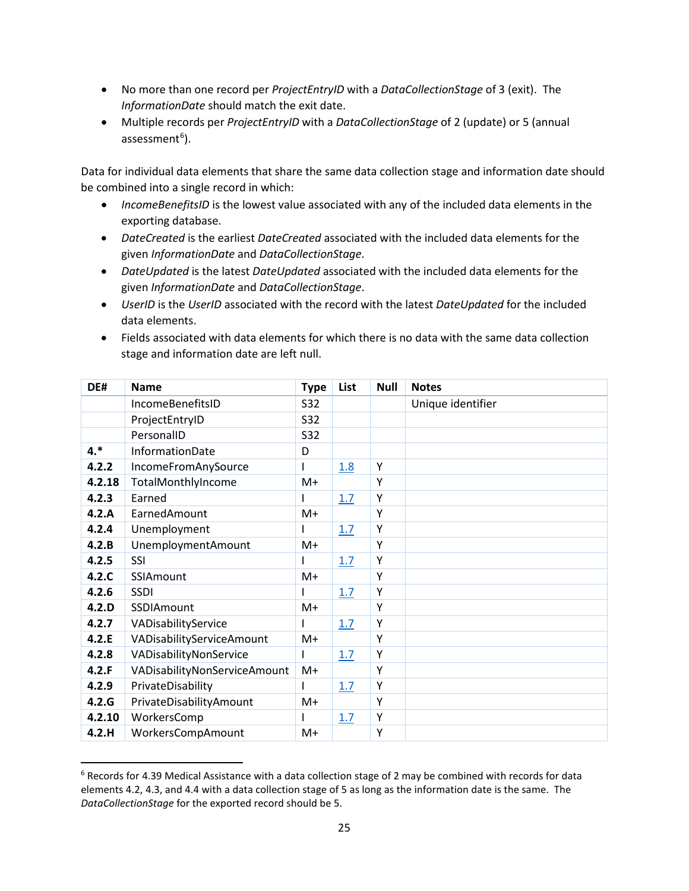- No more than one record per *ProjectEntryID* with a *DataCollectionStage* of 3 (exit). The *InformationDate* should match the exit date.
- Multiple records per *ProjectEntryID* with a *DataCollectionStage* of 2 (update) or 5 (annual assessment[6]).

Data for individual data elements that share the same data collection stage and information date should be combined into a single record in which:

- *IncomeBenefitsID* is the lowest value associated with any of the included data elements in the exporting database.
- *DateCreated* is the earliest *DateCreated* associated with the included data elements for the given *InformationDate* and *DataCollectionStage*.
- *DateUpdated* is the latest *DateUpdated* associated with the included data elements for the given *InformationDate* and *DataCollectionStage*.
- *UserID* is the *UserID* associated with the record with the latest *DateUpdated* for the included data elements.
- Fields associated with data elements for which there is no data with the same data collection stage and information date are left null.

| DE# | Name | Type | List | Null | Notes |
|---|---|---|---|---|---|
| | IncomeBenefitsID | S32 | | | Unique identifier |
| | ProjectEntryID | S32 | | | |
| | PersonalID | S32 | | | |
| **4.*** | InformationDate | D | | | |
| **4.2.2** | IncomeFromAnySource | I | 1.8 | Y | |
| **4.2.18** | TotalMonthlyIncome | M+ | | Y | |
| **4.2.3** | Earned | I | 1.7 | Y | |
| **4.2.A** | EarnedAmount | M+ | | Y | |
| **4.2.4** | Unemployment | I | 1.7 | Y | |
| **4.2.B** | UnemploymentAmount | M+ | | Y | |
| **4.2.5** | SSI | I | 1.7 | Y | |
| **4.2.C** | SSIAmount | M+ | | Y | |
| **4.2.6** | SSDI | I | 1.7 | Y | |
| **4.2.D** | SSDIAmount | M+ | | Y | |
| **4.2.7** | VADisabilityService | I | 1.7 | Y | |
| **4.2.E** | VADisabilityServiceAmount | M+ | | Y | |
| **4.2.8** | VADisabilityNonService | I | 1.7 | Y | |
| **4.2.F** | VADisabilityNonServiceAmount | M+ | | Y | |
| **4.2.9** | PrivateDisability | I | 1.7 | Y | |
| **4.2.G** | PrivateDisabilityAmount | M+ | | Y | |
| **4.2.10** | WorkersComp | I | 1.7 | Y | |
| **4.2.H** | WorkersCompAmount | M+ | | Y | |

[6] Records for 4.39 Medical Assistance with a data collection stage of 2 may be combined with records for data elements 4.2, 4.3, and 4.4 with a data collection stage of 5 as long as the information date is the same. The *DataCollectionStage* for the exported record should be 5.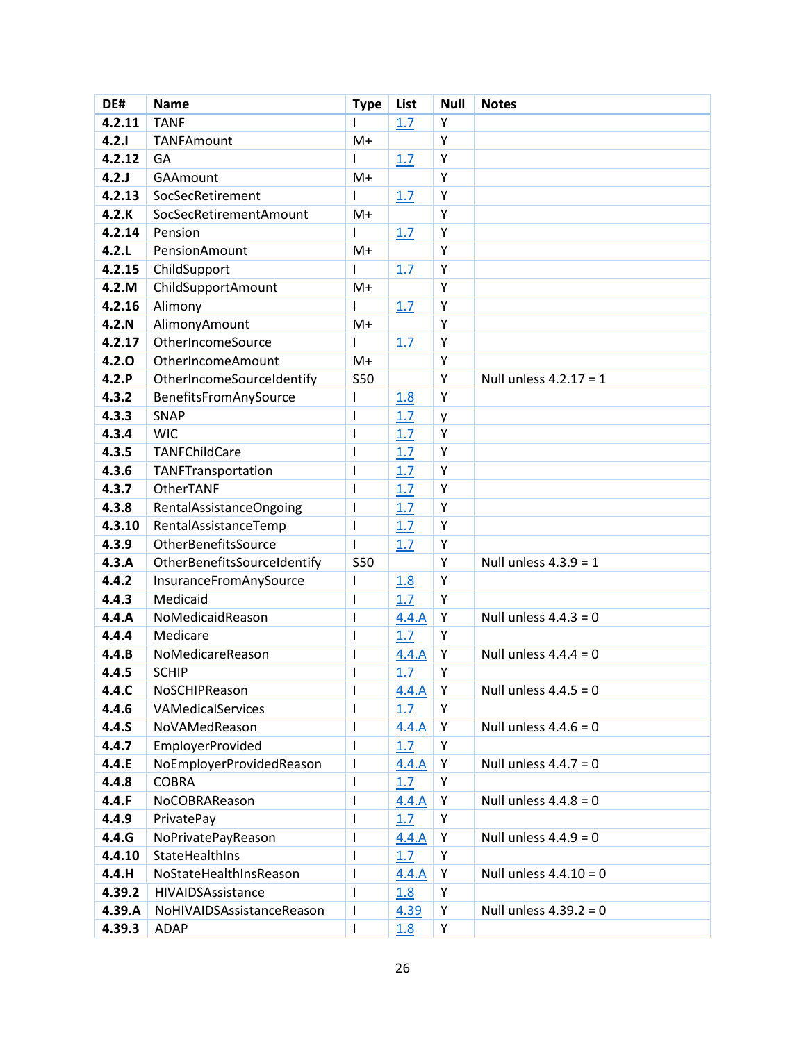| DE# | Name | Type | List | Null | Notes |
|---|---|---|---|---|---|
| **4.2.11** | TANF | I | 1.7 | Y | |
| **4.2.I** | TANFAmount | M+ | | Y | |
| **4.2.12** | GA | I | 1.7 | Y | |
| **4.2.J** | GAAmount | M+ | | Y | |
| **4.2.13** | SocSecRetirement | I | 1.7 | Y | |
| **4.2.K** | SocSecRetirementAmount | M+ | | Y | |
| **4.2.14** | Pension | I | 1.7 | Y | |
| **4.2.L** | PensionAmount | M+ | | Y | |
| **4.2.15** | ChildSupport | I | 1.7 | Y | |
| **4.2.M** | ChildSupportAmount | M+ | | Y | |
| **4.2.16** | Alimony | I | 1.7 | Y | |
| **4.2.N** | AlimonyAmount | M+ | | Y | |
| **4.2.17** | OtherIncomeSource | I | 1.7 | Y | |
| **4.2.O** | OtherIncomeAmount | M+ | | Y | |
| **4.2.P** | OtherIncomeSourceIdentify | S50 | | Y | Null unless 4.2.17 = 1 |
| **4.3.2** | BenefitsFromAnySource | I | 1.8 | Y | |
| **4.3.3** | SNAP | I | 1.7 | y | |
| **4.3.4** | WIC | I | 1.7 | Y | |
| **4.3.5** | TANFChildCare | I | 1.7 | Y | |
| **4.3.6** | TANFTransportation | I | 1.7 | Y | |
| **4.3.7** | OtherTANF | I | 1.7 | Y | |
| **4.3.8** | RentalAssistanceOngoing | I | 1.7 | Y | |
| **4.3.10** | RentalAssistanceTemp | I | 1.7 | Y | |
| **4.3.9** | OtherBenefitsSource | I | 1.7 | Y | |
| **4.3.A** | OtherBenefitsSourceIdentify | S50 | | Y | Null unless 4.3.9 = 1 |
| **4.4.2** | InsuranceFromAnySource | I | 1.8 | Y | |
| **4.4.3** | Medicaid | I | 1.7 | Y | |
| **4.4.A** | NoMedicaidReason | I | 4.4.A | Y | Null unless 4.4.3 = 0 |
| **4.4.4** | Medicare | I | 1.7 | Y | |
| **4.4.B** | NoMedicareReason | I | 4.4.A | Y | Null unless 4.4.4 = 0 |
| **4.4.5** | SCHIP | I | 1.7 | Y | |
| **4.4.C** | NoSCHIPReason | I | 4.4.A | Y | Null unless 4.4.5 = 0 |
| **4.4.6** | VAMedicalServices | I | 1.7 | Y | |
| **4.4.S** | NoVAMedReason | I | 4.4.A | Y | Null unless 4.4.6 = 0 |
| **4.4.7** | EmployerProvided | I | 1.7 | Y | |
| **4.4.E** | NoEmployerProvidedReason | I | 4.4.A | Y | Null unless 4.4.7 = 0 |
| **4.4.8** | COBRA | I | 1.7 | Y | |
| **4.4.F** | NoCOBRAReason | I | 4.4.A | Y | Null unless 4.4.8 = 0 |
| **4.4.9** | PrivatePay | I | 1.7 | Y | |
| **4.4.G** | NoPrivatePayReason | I | 4.4.A | Y | Null unless 4.4.9 = 0 |
| **4.4.10** | StateHealthIns | I | 1.7 | Y | |
| **4.4.H** | NoStateHealthInsReason | I | 4.4.A | Y | Null unless 4.4.10 = 0 |
| **4.39.2** | HIVAIDSAssistance | I | 1.8 | Y | |
| **4.39.A** | NoHIVAIDSAssistanceReason | I | 4.39 | Y | Null unless 4.39.2 = 0 |
| **4.39.3** | ADAP | I | 1.8 | Y | |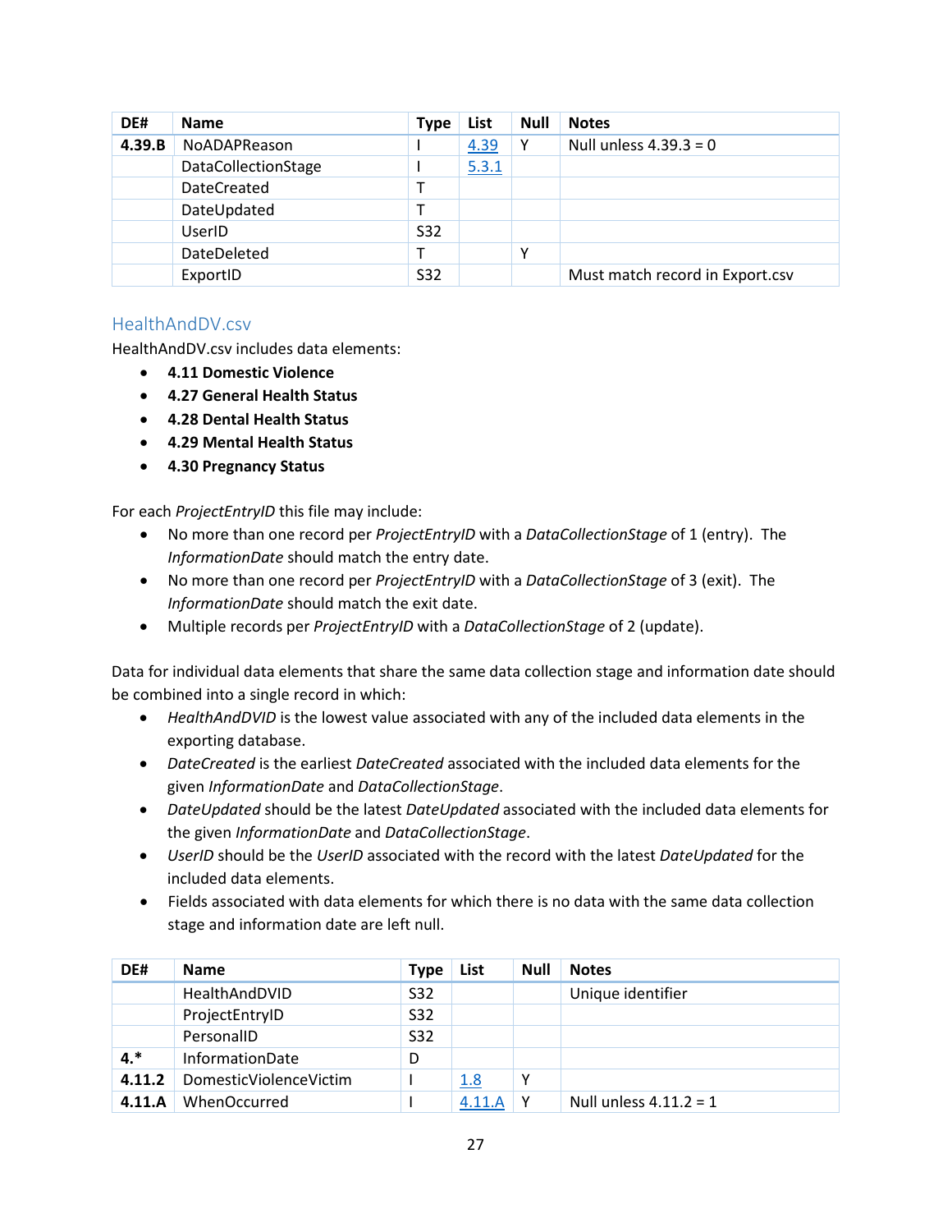| DE# | Name | Type | List | Null | Notes |
|---|---|---|---|---|---|
| **4.39.B** | NoADAPReason | I | 4.39 | Y | Null unless 4.39.3 = 0 |
| | DataCollectionStage | I | 5.3.1 | | |
| | DateCreated | T | | | |
| | DateUpdated | T | | | |
| | UserID | S32 | | | |
| | DateDeleted | T | | Y | |
| | ExportID | S32 | | | Must match record in Export.csv |

## HealthAndDV.csv

HealthAndDV.csv includes data elements:

- **4.11 Domestic Violence**
- **4.27 General Health Status**
- **4.28 Dental Health Status**
- **4.29 Mental Health Status**
- **4.30 Pregnancy Status**

For each *ProjectEntryID* this file may include:

- No more than one record per *ProjectEntryID* with a *DataCollectionStage* of 1 (entry). The *InformationDate* should match the entry date.
- No more than one record per *ProjectEntryID* with a *DataCollectionStage* of 3 (exit). The *InformationDate* should match the exit date.
- Multiple records per *ProjectEntryID* with a *DataCollectionStage* of 2 (update).

Data for individual data elements that share the same data collection stage and information date should be combined into a single record in which:

- *HealthAndDVID* is the lowest value associated with any of the included data elements in the exporting database.
- *DateCreated* is the earliest *DateCreated* associated with the included data elements for the given *InformationDate* and *DataCollectionStage*.
- *DateUpdated* should be the latest *DateUpdated* associated with the included data elements for the given *InformationDate* and *DataCollectionStage*.
- *UserID* should be the *UserID* associated with the record with the latest *DateUpdated* for the included data elements.
- Fields associated with data elements for which there is no data with the same data collection stage and information date are left null.

| DE# | Name | Type | List | Null | Notes |
|---|---|---|---|---|---|
| | HealthAndDVID | S32 | | | Unique identifier |
| | ProjectEntryID | S32 | | | |
| | PersonalID | S32 | | | |
| **4.*** | InformationDate | D | | | |
| **4.11.2** | DomesticViolenceVictim | I | 1.8 | Y | |
| **4.11.A** | WhenOccurred | I | 4.11.A | Y | Null unless 4.11.2 = 1 |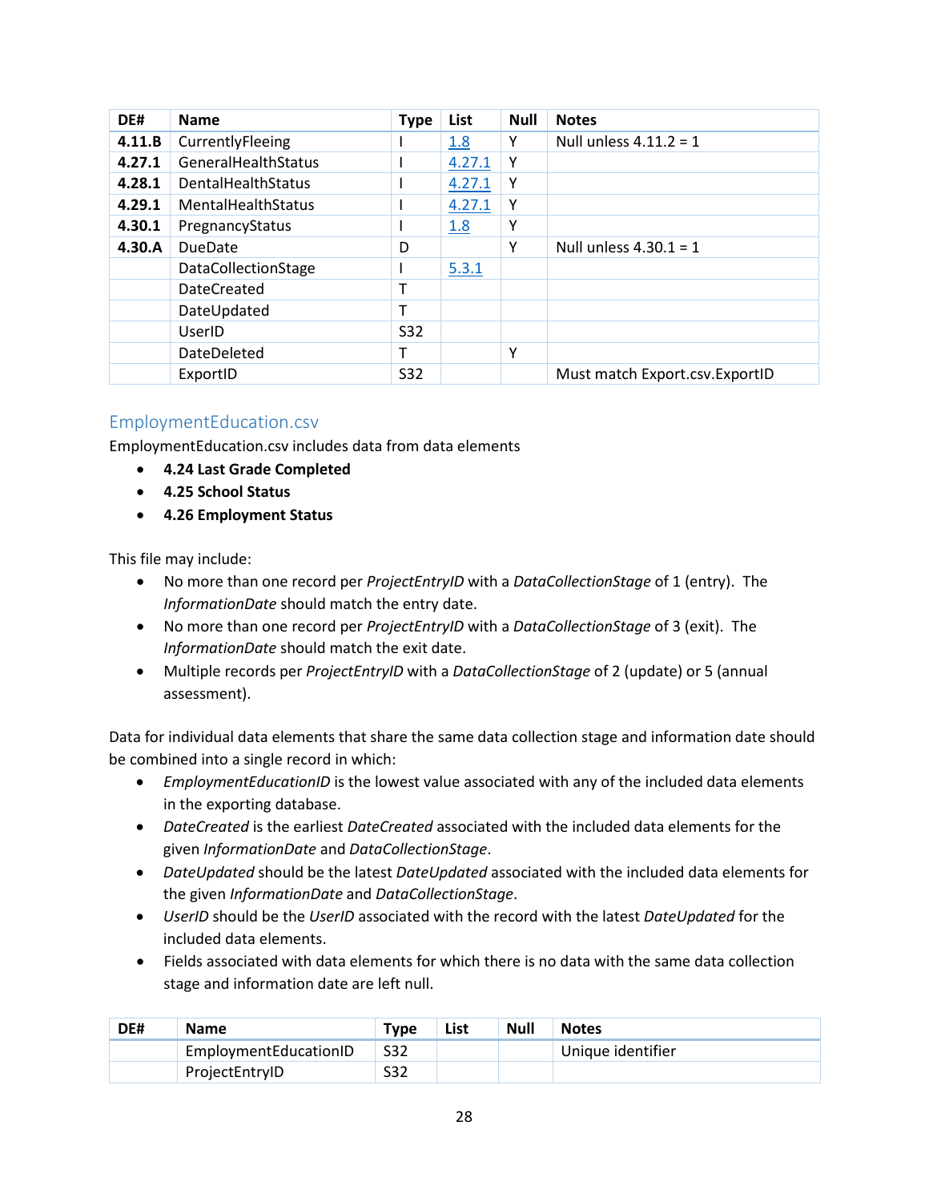| DE# | Name | Type | List | Null | Notes |
|---|---|---|---|---|---|
| **4.11.B** | CurrentlyFleeing | I | 1.8 | Y | Null unless 4.11.2 = 1 |
| **4.27.1** | GeneralHealthStatus | I | 4.27.1 | Y | |
| **4.28.1** | DentalHealthStatus | I | 4.27.1 | Y | |
| **4.29.1** | MentalHealthStatus | I | 4.27.1 | Y | |
| **4.30.1** | PregnancyStatus | I | 1.8 | Y | |
| **4.30.A** | DueDate | D | | Y | Null unless 4.30.1 = 1 |
| | DataCollectionStage | I | 5.3.1 | | |
| | DateCreated | T | | | |
| | DateUpdated | T | | | |
| | UserID | S32 | | | |
| | DateDeleted | T | | Y | |
| | ExportID | S32 | | | Must match Export.csv.ExportID |

## EmploymentEducation.csv

EmploymentEducation.csv includes data from data elements

- **4.24 Last Grade Completed**
- **4.25 School Status**
- **4.26 Employment Status**

This file may include:

- No more than one record per *ProjectEntryID* with a *DataCollectionStage* of 1 (entry). The *InformationDate* should match the entry date.
- No more than one record per *ProjectEntryID* with a *DataCollectionStage* of 3 (exit). The *InformationDate* should match the exit date.
- Multiple records per *ProjectEntryID* with a *DataCollectionStage* of 2 (update) or 5 (annual assessment).

Data for individual data elements that share the same data collection stage and information date should be combined into a single record in which:

- *EmploymentEducationID* is the lowest value associated with any of the included data elements in the exporting database.
- *DateCreated* is the earliest *DateCreated* associated with the included data elements for the given *InformationDate* and *DataCollectionStage*.
- *DateUpdated* should be the latest *DateUpdated* associated with the included data elements for the given *InformationDate* and *DataCollectionStage*.
- *UserID* should be the *UserID* associated with the record with the latest *DateUpdated* for the included data elements.
- Fields associated with data elements for which there is no data with the same data collection stage and information date are left null.

| DE# | Name | Type | List | Null | Notes |
|---|---|---|---|---|---|
| | EmploymentEducationID | S32 | | | Unique identifier |
| | ProjectEntryID | S32 | | | |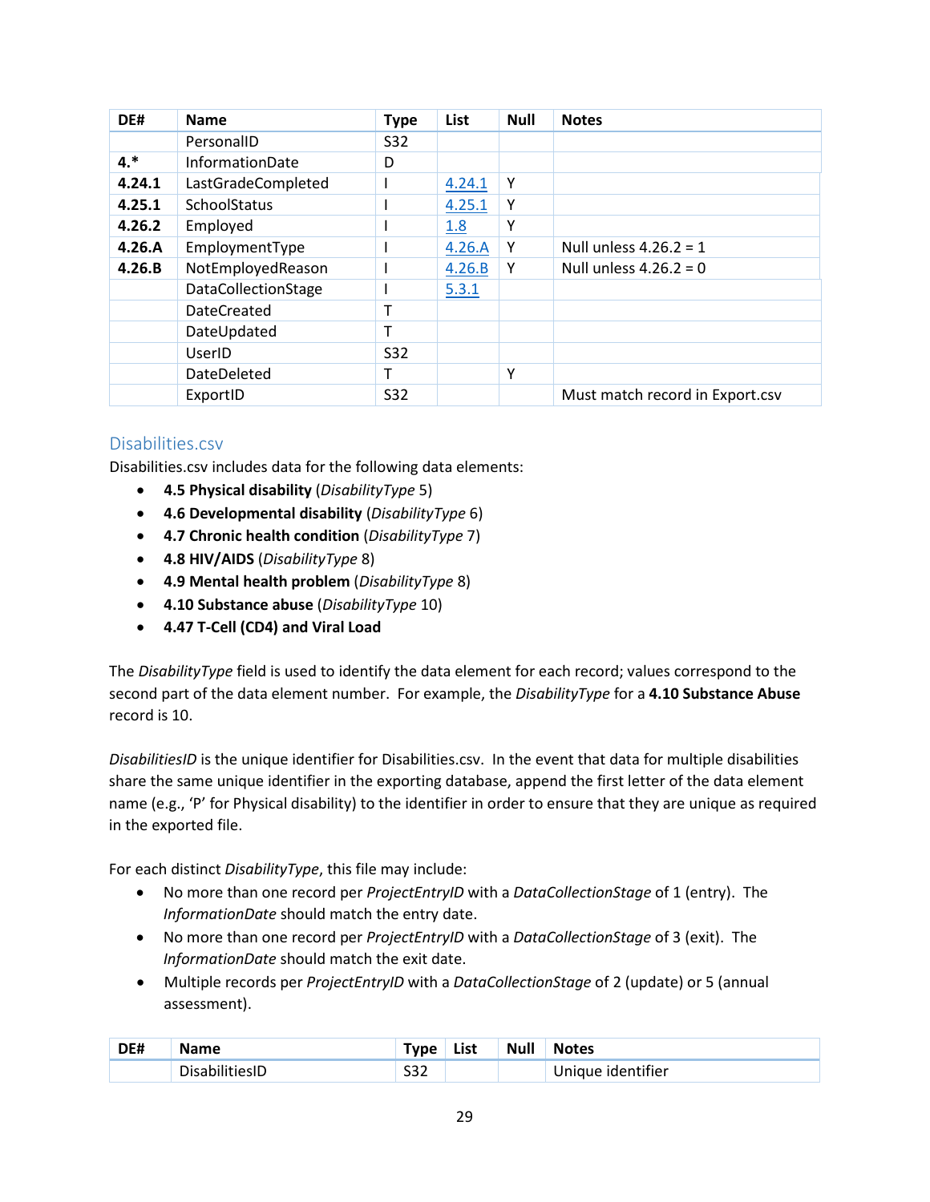| DE# | Name | Type | List | Null | Notes |
|---|---|---|---|---|---|
| | PersonalID | S32 | | | |
| **4.*** | InformationDate | D | | | |
| **4.24.1** | LastGradeCompleted | I | 4.24.1 | Y | |
| **4.25.1** | SchoolStatus | I | 4.25.1 | Y | |
| **4.26.2** | Employed | I | 1.8 | Y | |
| **4.26.A** | EmploymentType | I | 4.26.A | Y | Null unless 4.26.2 = 1 |
| **4.26.B** | NotEmployedReason | I | 4.26.B | Y | Null unless 4.26.2 = 0 |
| | DataCollectionStage | I | 5.3.1 | | |
| | DateCreated | T | | | |
| | DateUpdated | T | | | |
| | UserID | S32 | | | |
| | DateDeleted | T | | Y | |
| | ExportID | S32 | | | Must match record in Export.csv |

## Disabilities.csv

Disabilities.csv includes data for the following data elements:

- **4.5 Physical disability** (*DisabilityType* 5)
- **4.6 Developmental disability** (*DisabilityType* 6)
- **4.7 Chronic health condition** (*DisabilityType* 7)
- **4.8 HIV/AIDS** (*DisabilityType* 8)
- **4.9 Mental health problem** (*DisabilityType* 8)
- **4.10 Substance abuse** (*DisabilityType* 10)
- **4.47 T-Cell (CD4) and Viral Load**

The *DisabilityType* field is used to identify the data element for each record; values correspond to the second part of the data element number. For example, the *DisabilityType* for a **4.10 Substance Abuse** record is 10.

*DisabilitiesID* is the unique identifier for Disabilities.csv. In the event that data for multiple disabilities share the same unique identifier in the exporting database, append the first letter of the data element name (e.g., 'P' for Physical disability) to the identifier in order to ensure that they are unique as required in the exported file.

For each distinct *DisabilityType*, this file may include:

- No more than one record per *ProjectEntryID* with a *DataCollectionStage* of 1 (entry). The *InformationDate* should match the entry date.
- No more than one record per *ProjectEntryID* with a *DataCollectionStage* of 3 (exit). The *InformationDate* should match the exit date.
- Multiple records per *ProjectEntryID* with a *DataCollectionStage* of 2 (update) or 5 (annual assessment).

| DE# | Name | Type | List | Null | Notes |
|---|---|---|---|---|---|
| | DisabilitiesID | S32 | | | Unique identifier |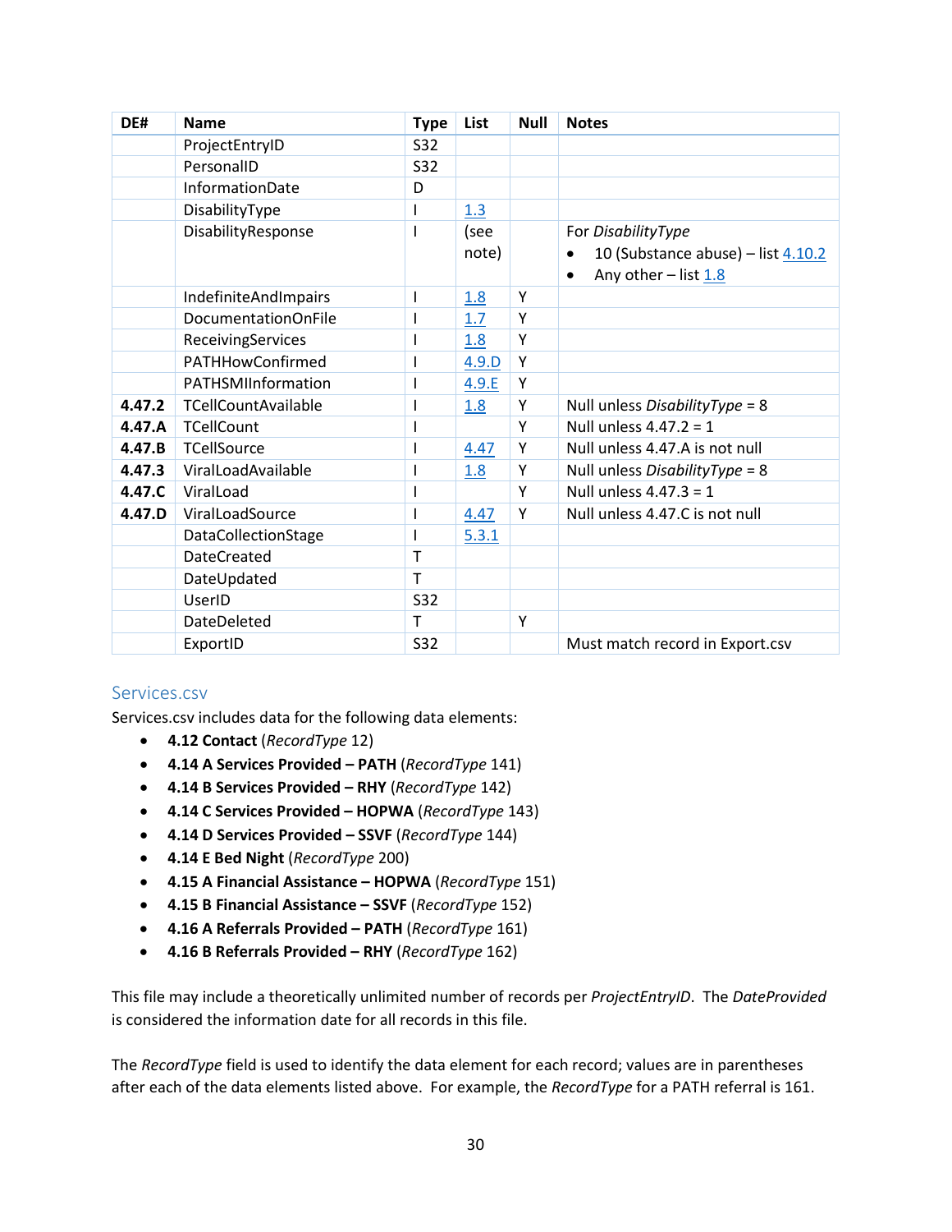| DE# | Name | Type | List | Null | Notes |
|---|---|---|---|---|---|
| | ProjectEntryID | S32 | | | |
| | PersonalID | S32 | | | |
| | InformationDate | D | | | |
| | DisabilityType | I | 1.3 | | |
| | DisabilityResponse | I | (see note) | | For *DisabilityType* <br>• 10 (Substance abuse) – list 4.10.2 <br>• Any other – list 1.8 |
| | IndefiniteAndImpairs | I | 1.8 | Y | |
| | DocumentationOnFile | I | 1.7 | Y | |
| | ReceivingServices | I | 1.8 | Y | |
| | PATHHowConfirmed | I | 4.9.D | Y | |
| | PATHSMIInformation | I | 4.9.E | Y | |
| **4.47.2** | TCellCountAvailable | I | 1.8 | Y | Null unless *DisabilityType* = 8 |
| **4.47.A** | TCellCount | I | | Y | Null unless 4.47.2 = 1 |
| **4.47.B** | TCellSource | I | 4.47 | Y | Null unless 4.47.A is not null |
| **4.47.3** | ViralLoadAvailable | I | 1.8 | Y | Null unless *DisabilityType* = 8 |
| **4.47.C** | ViralLoad | I | | Y | Null unless 4.47.3 = 1 |
| **4.47.D** | ViralLoadSource | I | 4.47 | Y | Null unless 4.47.C is not null |
| | DataCollectionStage | I | 5.3.1 | | |
| | DateCreated | T | | | |
| | DateUpdated | T | | | |
| | UserID | S32 | | | |
| | DateDeleted | T | | Y | |
| | ExportID | S32 | | | Must match record in Export.csv |

## Services.csv

Services.csv includes data for the following data elements:

- **4.12 Contact** (*RecordType* 12)
- **4.14 A Services Provided – PATH** (*RecordType* 141)
- **4.14 B Services Provided – RHY** (*RecordType* 142)
- **4.14 C Services Provided – HOPWA** (*RecordType* 143)
- **4.14 D Services Provided – SSVF** (*RecordType* 144)
- **4.14 E Bed Night** (*RecordType* 200)
- **4.15 A Financial Assistance – HOPWA** (*RecordType* 151)
- **4.15 B Financial Assistance – SSVF** (*RecordType* 152)
- **4.16 A Referrals Provided – PATH** (*RecordType* 161)
- **4.16 B Referrals Provided – RHY** (*RecordType* 162)

This file may include a theoretically unlimited number of records per *ProjectEntryID*. The *DateProvided* is considered the information date for all records in this file.

The *RecordType* field is used to identify the data element for each record; values are in parentheses after each of the data elements listed above. For example, the *RecordType* for a PATH referral is 161.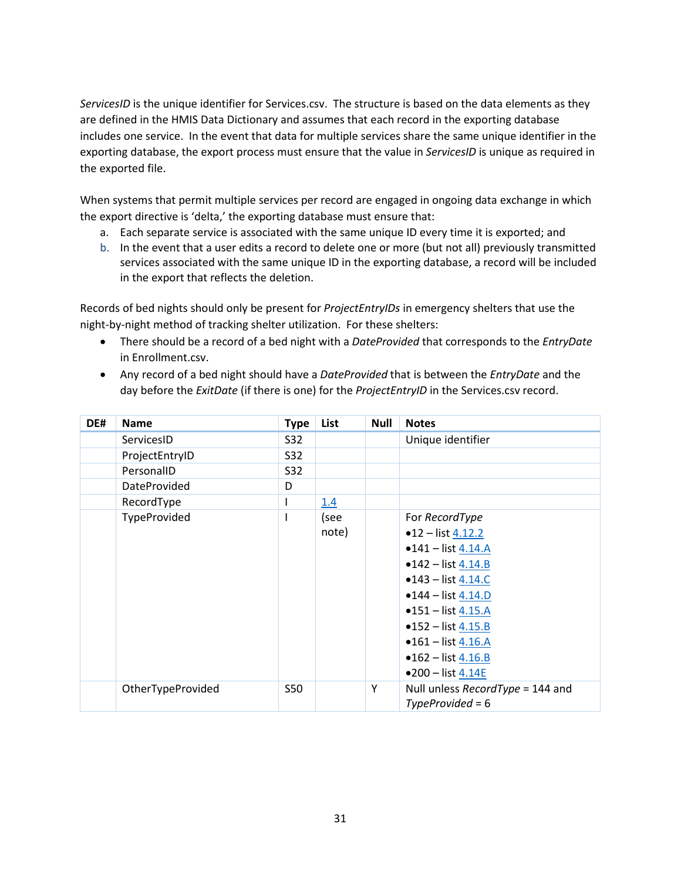*ServicesID* is the unique identifier for Services.csv. The structure is based on the data elements as they are defined in the HMIS Data Dictionary and assumes that each record in the exporting database includes one service. In the event that data for multiple services share the same unique identifier in the exporting database, the export process must ensure that the value in *ServicesID* is unique as required in the exported file.

When systems that permit multiple services per record are engaged in ongoing data exchange in which the export directive is 'delta,' the exporting database must ensure that:

a. Each separate service is associated with the same unique ID every time it is exported; and
b. In the event that a user edits a record to delete one or more (but not all) previously transmitted services associated with the same unique ID in the exporting database, a record will be included in the export that reflects the deletion.

Records of bed nights should only be present for *ProjectEntryIDs* in emergency shelters that use the night-by-night method of tracking shelter utilization. For these shelters:

- There should be a record of a bed night with a *DateProvided* that corresponds to the *EntryDate* in Enrollment.csv.
- Any record of a bed night should have a *DateProvided* that is between the *EntryDate* and the day before the *ExitDate* (if there is one) for the *ProjectEntryID* in the Services.csv record.

| DE# | Name | Type | List | Null | Notes |
|---|---|---|---|---|---|
| | ServicesID | S32 | | | Unique identifier |
| | ProjectEntryID | S32 | | | |
| | PersonalID | S32 | | | |
| | DateProvided | D | | | |
| | RecordType | I | 1.4 | | |
| | TypeProvided | I | (see note) | | For *RecordType*<br>•12 – list 4.12.2<br>•141 – list 4.14.A<br>•142 – list 4.14.B<br>•143 – list 4.14.C<br>•144 – list 4.14.D<br>•151 – list 4.15.A<br>•152 – list 4.15.B<br>•161 – list 4.16.A<br>•162 – list 4.16.B<br>•200 – list 4.14E |
| | OtherTypeProvided | S50 | | Y | Null unless *RecordType* = 144 and *TypeProvided* = 6 |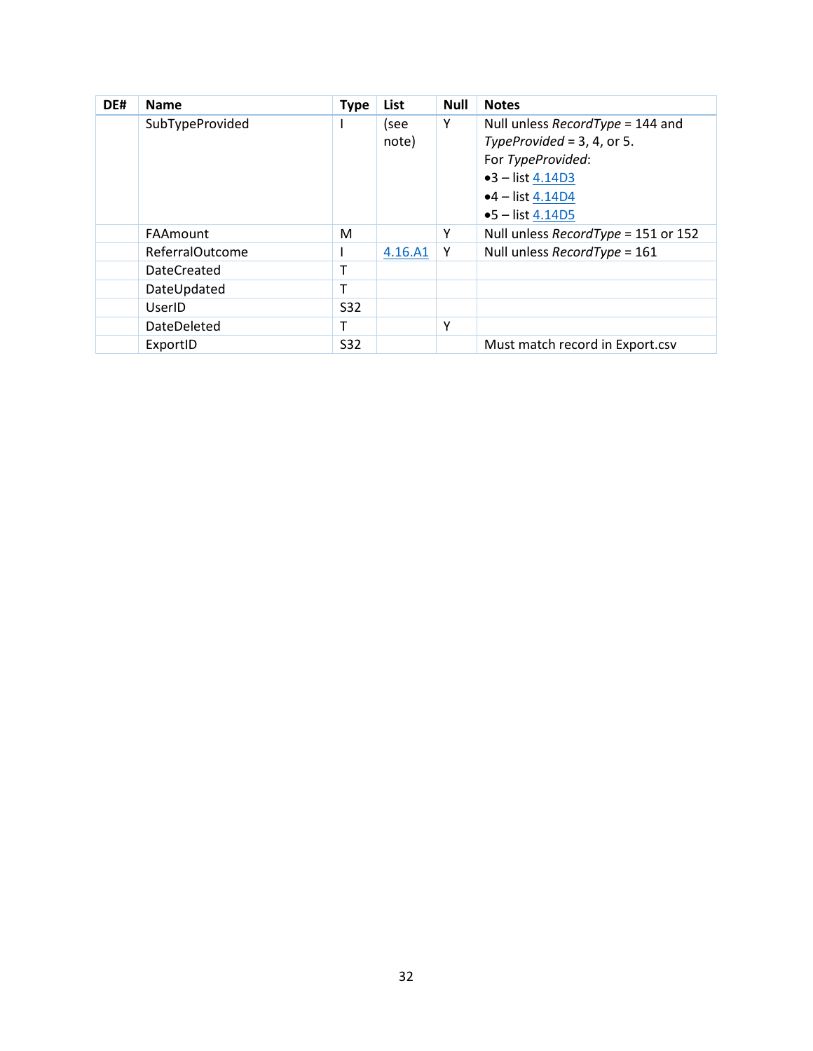| DE# | Name | Type | List | Null | Notes |
|---|---|---|---|---|---|
| | SubTypeProvided | I | (see note) | Y | Null unless *RecordType* = 144 and *TypeProvided* = 3, 4, or 5.<br>For *TypeProvided*:<br>•3 – list 4.14D3<br>•4 – list 4.14D4<br>•5 – list 4.14D5 |
| | FAAmount | M | | Y | Null unless *RecordType* = 151 or 152 |
| | ReferralOutcome | I | 4.16.A1 | Y | Null unless *RecordType* = 161 |
| | DateCreated | T | | | |
| | DateUpdated | T | | | |
| | UserID | S32 | | | |
| | DateDeleted | T | | Y | |
| | ExportID | S32 | | | Must match record in Export.csv |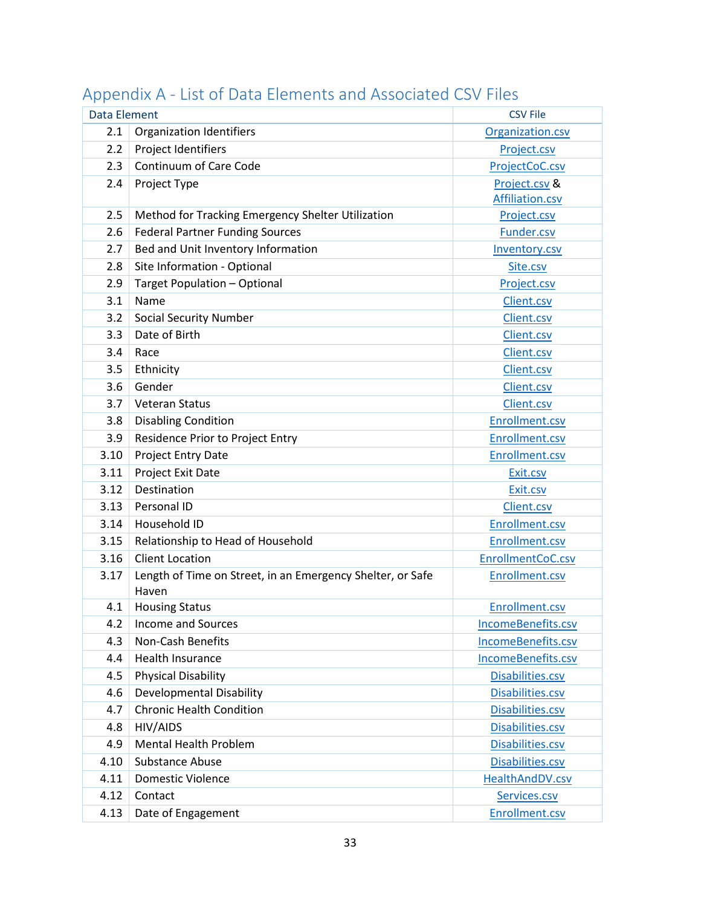## Appendix A - List of Data Elements and Associated CSV Files

| Data Element | | CSV File |
|---|---|---|
| 2.1 | Organization Identifiers | Organization.csv |
| 2.2 | Project Identifiers | Project.csv |
| 2.3 | Continuum of Care Code | ProjectCoC.csv |
| 2.4 | Project Type | Project.csv & Affiliation.csv |
| 2.5 | Method for Tracking Emergency Shelter Utilization | Project.csv |
| 2.6 | Federal Partner Funding Sources | Funder.csv |
| 2.7 | Bed and Unit Inventory Information | Inventory.csv |
| 2.8 | Site Information - Optional | Site.csv |
| 2.9 | Target Population – Optional | Project.csv |
| 3.1 | Name | Client.csv |
| 3.2 | Social Security Number | Client.csv |
| 3.3 | Date of Birth | Client.csv |
| 3.4 | Race | Client.csv |
| 3.5 | Ethnicity | Client.csv |
| 3.6 | Gender | Client.csv |
| 3.7 | Veteran Status | Client.csv |
| 3.8 | Disabling Condition | Enrollment.csv |
| 3.9 | Residence Prior to Project Entry | Enrollment.csv |
| 3.10 | Project Entry Date | Enrollment.csv |
| 3.11 | Project Exit Date | Exit.csv |
| 3.12 | Destination | Exit.csv |
| 3.13 | Personal ID | Client.csv |
| 3.14 | Household ID | Enrollment.csv |
| 3.15 | Relationship to Head of Household | Enrollment.csv |
| 3.16 | Client Location | EnrollmentCoC.csv |
| 3.17 | Length of Time on Street, in an Emergency Shelter, or Safe Haven | Enrollment.csv |
| 4.1 | Housing Status | Enrollment.csv |
| 4.2 | Income and Sources | IncomeBenefits.csv |
| 4.3 | Non-Cash Benefits | IncomeBenefits.csv |
| 4.4 | Health Insurance | IncomeBenefits.csv |
| 4.5 | Physical Disability | Disabilities.csv |
| 4.6 | Developmental Disability | Disabilities.csv |
| 4.7 | Chronic Health Condition | Disabilities.csv |
| 4.8 | HIV/AIDS | Disabilities.csv |
| 4.9 | Mental Health Problem | Disabilities.csv |
| 4.10 | Substance Abuse | Disabilities.csv |
| 4.11 | Domestic Violence | HealthAndDV.csv |
| 4.12 | Contact | Services.csv |
| 4.13 | Date of Engagement | Enrollment.csv |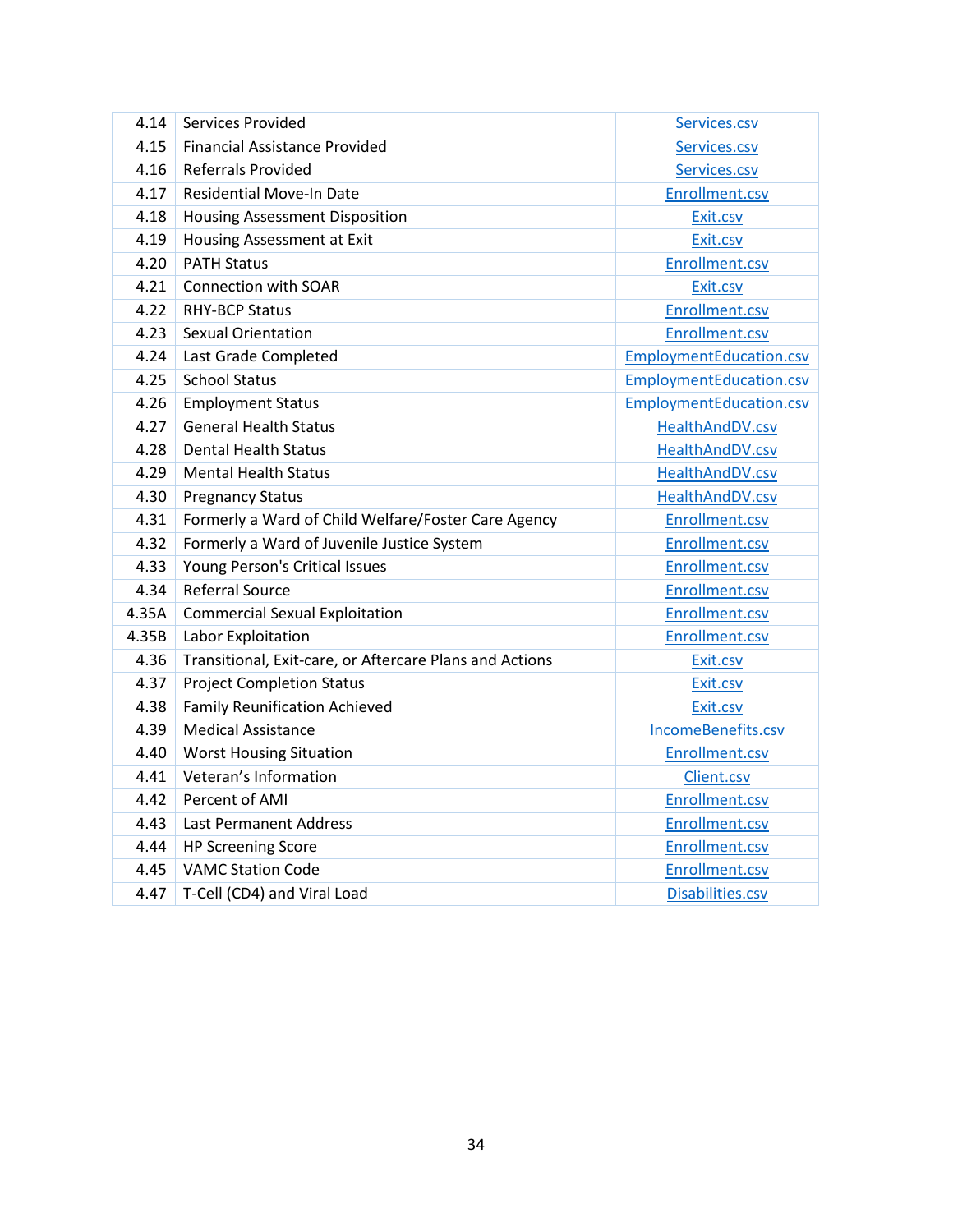| | | |
|---|---|---|
| 4.14 | Services Provided | Services.csv |
| 4.15 | Financial Assistance Provided | Services.csv |
| 4.16 | Referrals Provided | Services.csv |
| 4.17 | Residential Move-In Date | Enrollment.csv |
| 4.18 | Housing Assessment Disposition | Exit.csv |
| 4.19 | Housing Assessment at Exit | Exit.csv |
| 4.20 | PATH Status | Enrollment.csv |
| 4.21 | Connection with SOAR | Exit.csv |
| 4.22 | RHY-BCP Status | Enrollment.csv |
| 4.23 | Sexual Orientation | Enrollment.csv |
| 4.24 | Last Grade Completed | EmploymentEducation.csv |
| 4.25 | School Status | EmploymentEducation.csv |
| 4.26 | Employment Status | EmploymentEducation.csv |
| 4.27 | General Health Status | HealthAndDV.csv |
| 4.28 | Dental Health Status | HealthAndDV.csv |
| 4.29 | Mental Health Status | HealthAndDV.csv |
| 4.30 | Pregnancy Status | HealthAndDV.csv |
| 4.31 | Formerly a Ward of Child Welfare/Foster Care Agency | Enrollment.csv |
| 4.32 | Formerly a Ward of Juvenile Justice System | Enrollment.csv |
| 4.33 | Young Person's Critical Issues | Enrollment.csv |
| 4.34 | Referral Source | Enrollment.csv |
| 4.35A | Commercial Sexual Exploitation | Enrollment.csv |
| 4.35B | Labor Exploitation | Enrollment.csv |
| 4.36 | Transitional, Exit-care, or Aftercare Plans and Actions | Exit.csv |
| 4.37 | Project Completion Status | Exit.csv |
| 4.38 | Family Reunification Achieved | Exit.csv |
| 4.39 | Medical Assistance | IncomeBenefits.csv |
| 4.40 | Worst Housing Situation | Enrollment.csv |
| 4.41 | Veteran's Information | Client.csv |
| 4.42 | Percent of AMI | Enrollment.csv |
| 4.43 | Last Permanent Address | Enrollment.csv |
| 4.44 | HP Screening Score | Enrollment.csv |
| 4.45 | VAMC Station Code | Enrollment.csv |
| 4.47 | T-Cell (CD4) and Viral Load | Disabilities.csv |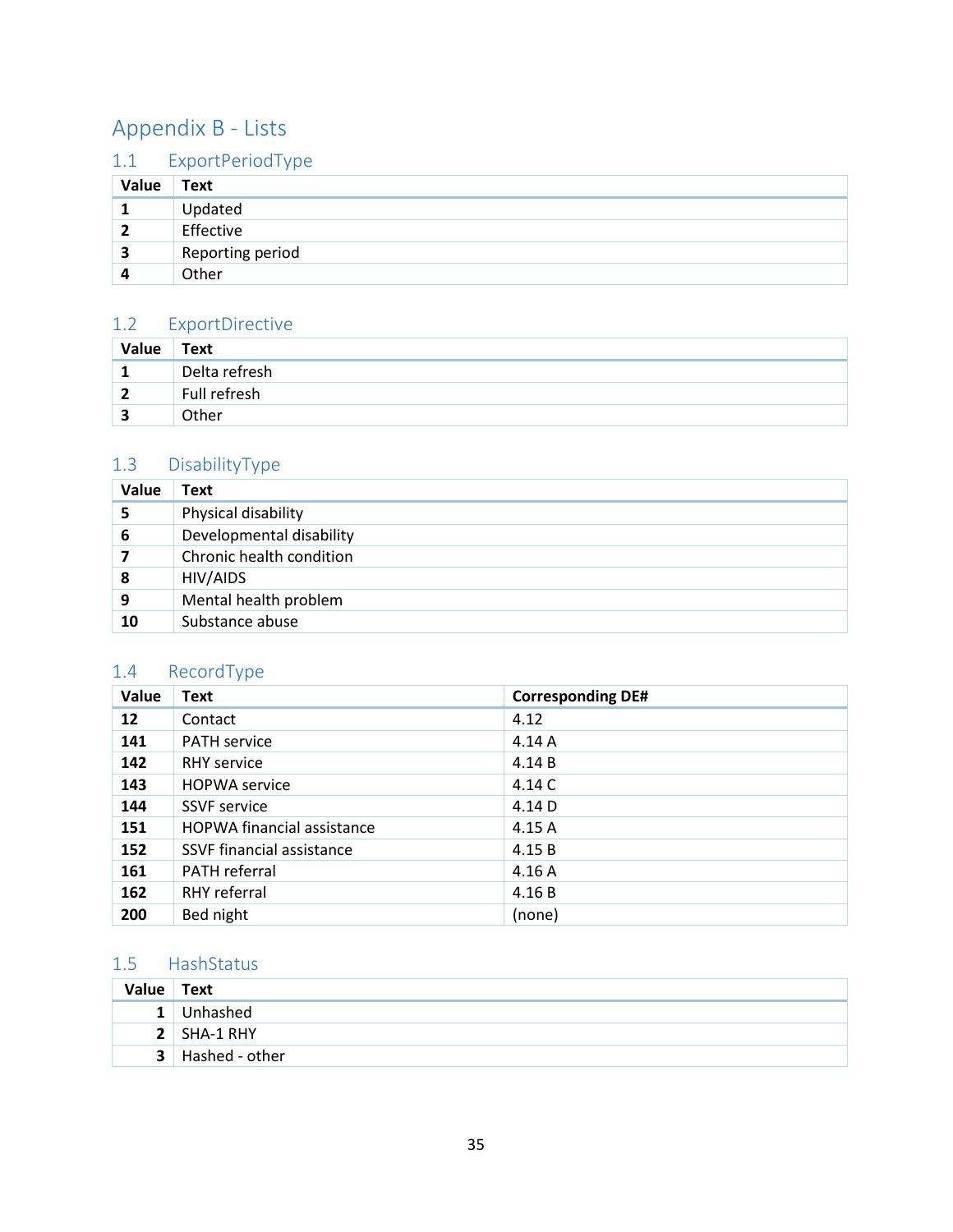# Appendix B - Lists

## 1.1 ExportPeriodType

| Value | Text |
|---|---|
| **1** | Updated |
| **2** | Effective |
| **3** | Reporting period |
| **4** | Other |

## 1.2 ExportDirective

| Value | Text |
|---|---|
| **1** | Delta refresh |
| **2** | Full refresh |
| **3** | Other |

## 1.3 DisabilityType

| Value | Text |
|---|---|
| **5** | Physical disability |
| **6** | Developmental disability |
| **7** | Chronic health condition |
| **8** | HIV/AIDS |
| **9** | Mental health problem |
| **10** | Substance abuse |

## 1.4 RecordType

| Value | Text | Corresponding DE# |
|---|---|---|
| **12** | Contact | 4.12 |
| **141** | PATH service | 4.14 A |
| **142** | RHY service | 4.14 B |
| **143** | HOPWA service | 4.14 C |
| **144** | SSVF service | 4.14 D |
| **151** | HOPWA financial assistance | 4.15 A |
| **152** | SSVF financial assistance | 4.15 B |
| **161** | PATH referral | 4.16 A |
| **162** | RHY referral | 4.16 B |
| **200** | Bed night | (none) |

## 1.5 HashStatus

| Value | Text |
|---|---|
| **1** | Unhashed |
| **2** | SHA-1 RHY |
| **3** | Hashed - other |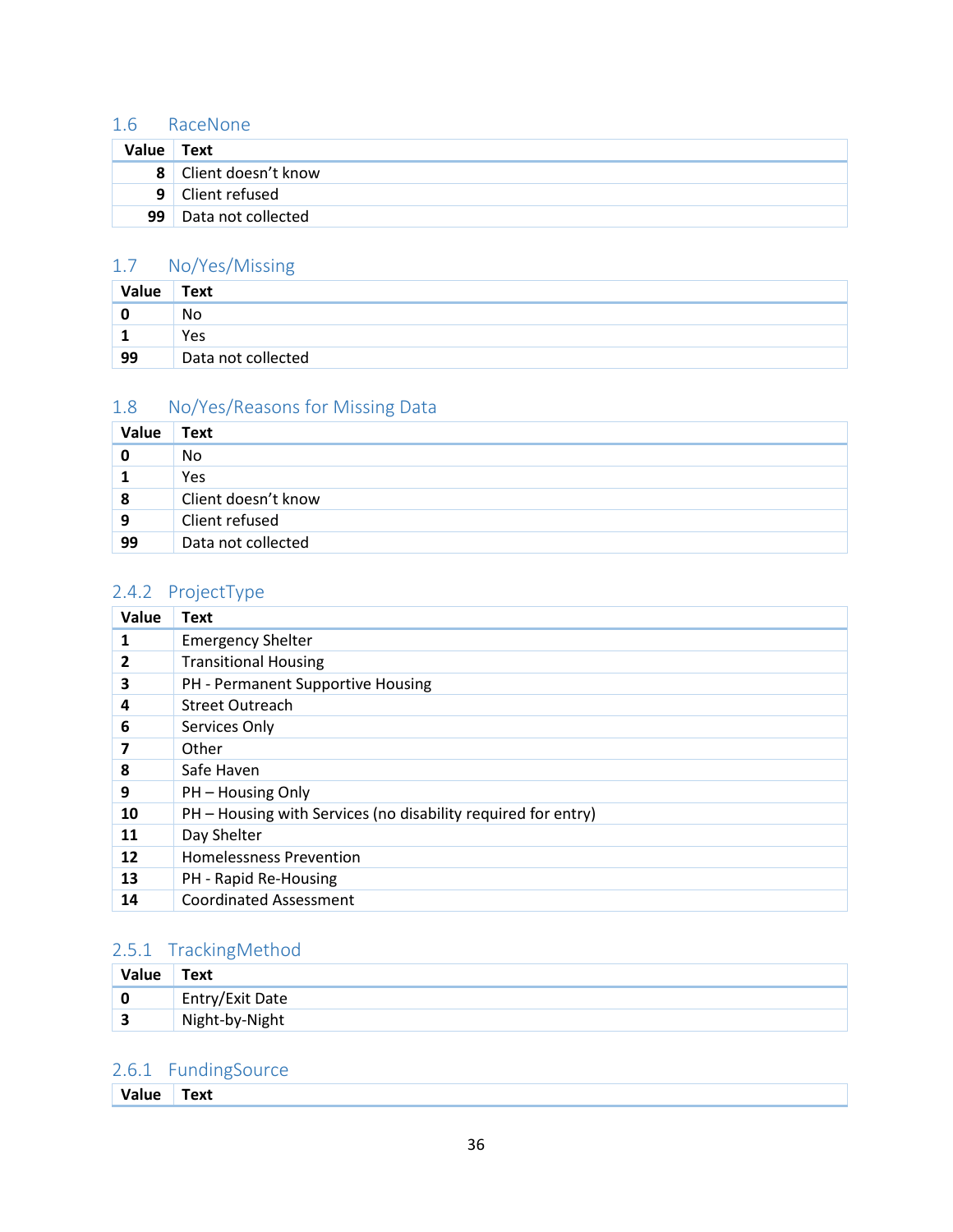### 1.6 RaceNone

| Value | Text |
|---|---|
| 8 | Client doesn't know |
| 9 | Client refused |
| 99 | Data not collected |

### 1.7 No/Yes/Missing

| Value | Text |
|---|---|
| 0 | No |
| 1 | Yes |
| 99 | Data not collected |

### 1.8 No/Yes/Reasons for Missing Data

| Value | Text |
|---|---|
| 0 | No |
| 1 | Yes |
| 8 | Client doesn't know |
| 9 | Client refused |
| 99 | Data not collected |

### 2.4.2 ProjectType

| Value | Text |
|---|---|
| 1 | Emergency Shelter |
| 2 | Transitional Housing |
| 3 | PH - Permanent Supportive Housing |
| 4 | Street Outreach |
| 6 | Services Only |
| 7 | Other |
| 8 | Safe Haven |
| 9 | PH – Housing Only |
| 10 | PH – Housing with Services (no disability required for entry) |
| 11 | Day Shelter |
| 12 | Homelessness Prevention |
| 13 | PH - Rapid Re-Housing |
| 14 | Coordinated Assessment |

### 2.5.1 TrackingMethod

| Value | Text |
|---|---|
| 0 | Entry/Exit Date |
| 3 | Night-by-Night |

### 2.6.1 FundingSource

| Value | Text |
|---|---|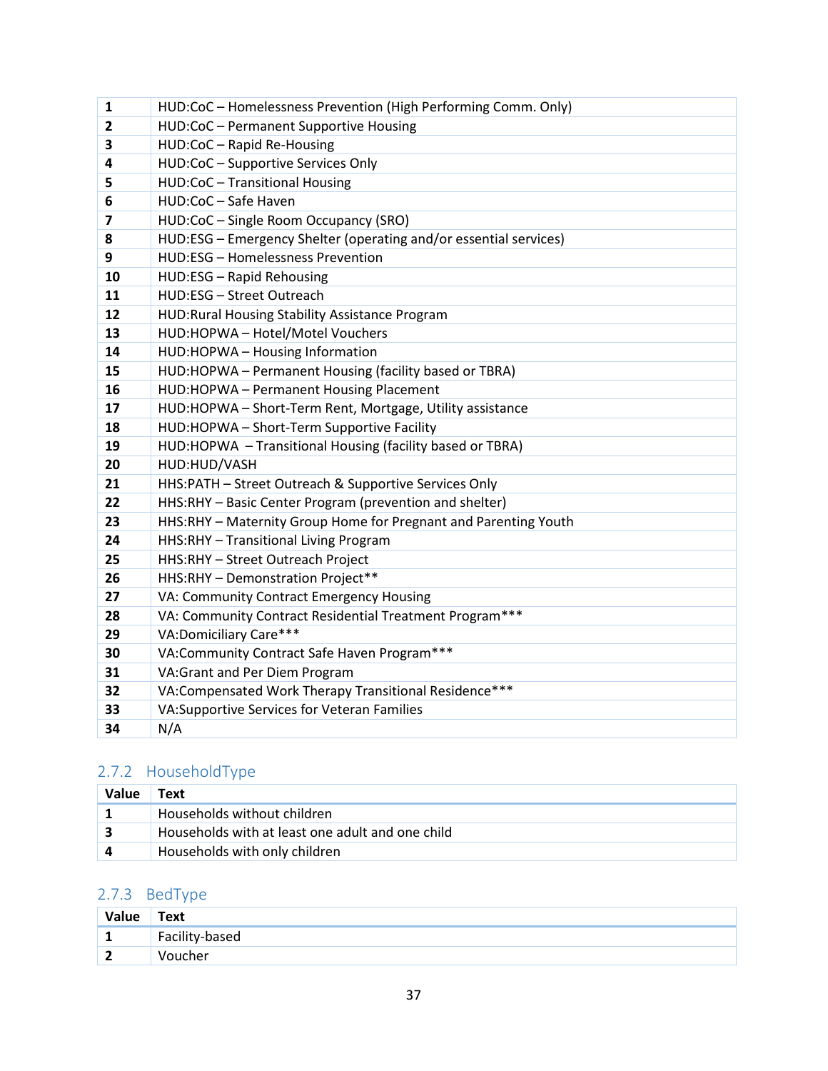| | |
|---|---|
| 1 | HUD:CoC – Homelessness Prevention (High Performing Comm. Only) |
| 2 | HUD:CoC – Permanent Supportive Housing |
| 3 | HUD:CoC – Rapid Re-Housing |
| 4 | HUD:CoC – Supportive Services Only |
| 5 | HUD:CoC – Transitional Housing |
| 6 | HUD:CoC – Safe Haven |
| 7 | HUD:CoC – Single Room Occupancy (SRO) |
| 8 | HUD:ESG – Emergency Shelter (operating and/or essential services) |
| 9 | HUD:ESG – Homelessness Prevention |
| 10 | HUD:ESG – Rapid Rehousing |
| 11 | HUD:ESG – Street Outreach |
| 12 | HUD:Rural Housing Stability Assistance Program |
| 13 | HUD:HOPWA – Hotel/Motel Vouchers |
| 14 | HUD:HOPWA – Housing Information |
| 15 | HUD:HOPWA – Permanent Housing (facility based or TBRA) |
| 16 | HUD:HOPWA – Permanent Housing Placement |
| 17 | HUD:HOPWA – Short-Term Rent, Mortgage, Utility assistance |
| 18 | HUD:HOPWA – Short-Term Supportive Facility |
| 19 | HUD:HOPWA – Transitional Housing (facility based or TBRA) |
| 20 | HUD:HUD/VASH |
| 21 | HHS:PATH – Street Outreach & Supportive Services Only |
| 22 | HHS:RHY – Basic Center Program (prevention and shelter) |
| 23 | HHS:RHY – Maternity Group Home for Pregnant and Parenting Youth |
| 24 | HHS:RHY – Transitional Living Program |
| 25 | HHS:RHY – Street Outreach Project |
| 26 | HHS:RHY – Demonstration Project** |
| 27 | VA: Community Contract Emergency Housing |
| 28 | VA: Community Contract Residential Treatment Program*** |
| 29 | VA:Domiciliary Care*** |
| 30 | VA:Community Contract Safe Haven Program*** |
| 31 | VA:Grant and Per Diem Program |
| 32 | VA:Compensated Work Therapy Transitional Residence*** |
| 33 | VA:Supportive Services for Veteran Families |
| 34 | N/A |

### 2.7.2 HouseholdType

| Value | Text |
|---|---|
| 1 | Households without children |
| 3 | Households with at least one adult and one child |
| 4 | Households with only children |

### 2.7.3 BedType

| Value | Text |
|---|---|
| 1 | Facility-based |
| 2 | Voucher |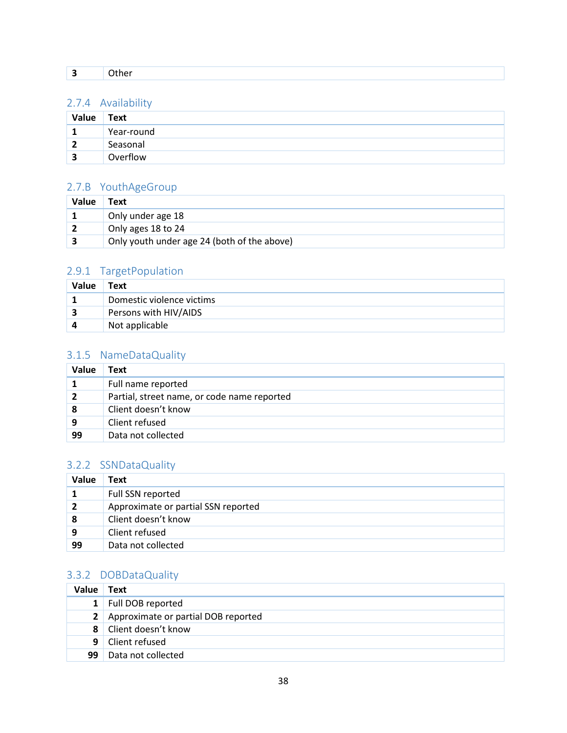| 3 | Other |
|---|---|

### 2.7.4 Availability

| Value | Text |
|---|---|
| 1 | Year-round |
| 2 | Seasonal |
| 3 | Overflow |

### 2.7.B YouthAgeGroup

| Value | Text |
|---|---|
| 1 | Only under age 18 |
| 2 | Only ages 18 to 24 |
| 3 | Only youth under age 24 (both of the above) |

### 2.9.1 TargetPopulation

| Value | Text |
|---|---|
| 1 | Domestic violence victims |
| 3 | Persons with HIV/AIDS |
| 4 | Not applicable |

### 3.1.5 NameDataQuality

| Value | Text |
|---|---|
| 1 | Full name reported |
| 2 | Partial, street name, or code name reported |
| 8 | Client doesn't know |
| 9 | Client refused |
| 99 | Data not collected |

### 3.2.2 SSNDataQuality

| Value | Text |
|---|---|
| 1 | Full SSN reported |
| 2 | Approximate or partial SSN reported |
| 8 | Client doesn't know |
| 9 | Client refused |
| 99 | Data not collected |

### 3.3.2 DOBDataQuality

| Value | Text |
|---|---|
| 1 | Full DOB reported |
| 2 | Approximate or partial DOB reported |
| 8 | Client doesn't know |
| 9 | Client refused |
| 99 | Data not collected |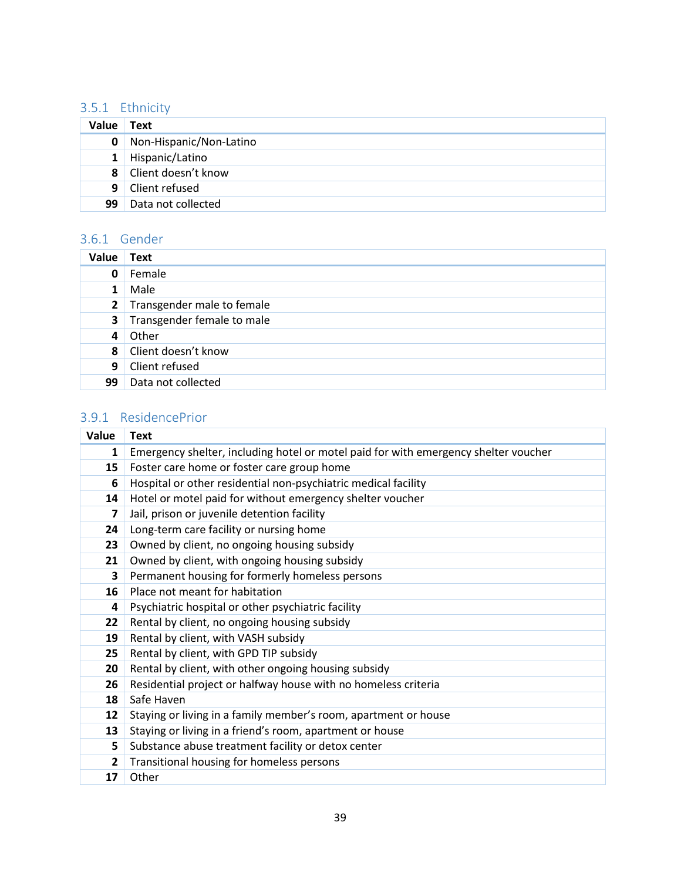### 3.5.1 Ethnicity

| Value | Text |
|---|---|
| 0 | Non-Hispanic/Non-Latino |
| 1 | Hispanic/Latino |
| 8 | Client doesn't know |
| 9 | Client refused |
| 99 | Data not collected |

### 3.6.1 Gender

| Value | Text |
|---|---|
| 0 | Female |
| 1 | Male |
| 2 | Transgender male to female |
| 3 | Transgender female to male |
| 4 | Other |
| 8 | Client doesn't know |
| 9 | Client refused |
| 99 | Data not collected |

### 3.9.1 ResidencePrior

| Value | Text |
|---|---|
| 1 | Emergency shelter, including hotel or motel paid for with emergency shelter voucher |
| 15 | Foster care home or foster care group home |
| 6 | Hospital or other residential non-psychiatric medical facility |
| 14 | Hotel or motel paid for without emergency shelter voucher |
| 7 | Jail, prison or juvenile detention facility |
| 24 | Long-term care facility or nursing home |
| 23 | Owned by client, no ongoing housing subsidy |
| 21 | Owned by client, with ongoing housing subsidy |
| 3 | Permanent housing for formerly homeless persons |
| 16 | Place not meant for habitation |
| 4 | Psychiatric hospital or other psychiatric facility |
| 22 | Rental by client, no ongoing housing subsidy |
| 19 | Rental by client, with VASH subsidy |
| 25 | Rental by client, with GPD TIP subsidy |
| 20 | Rental by client, with other ongoing housing subsidy |
| 26 | Residential project or halfway house with no homeless criteria |
| 18 | Safe Haven |
| 12 | Staying or living in a family member's room, apartment or house |
| 13 | Staying or living in a friend's room, apartment or house |
| 5 | Substance abuse treatment facility or detox center |
| 2 | Transitional housing for homeless persons |
| 17 | Other |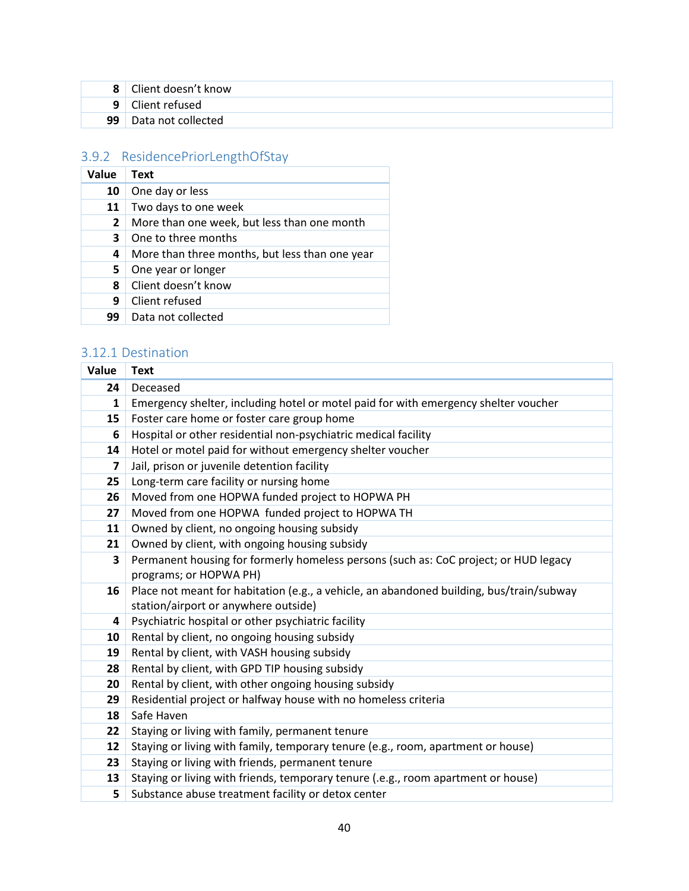| | |
|---|---|
| 8 | Client doesn’t know |
| 9 | Client refused |
| 99 | Data not collected |

### 3.9.2 ResidencePriorLengthOfStay

| Value | Text |
|---|---|
| 10 | One day or less |
| 11 | Two days to one week |
| 2 | More than one week, but less than one month |
| 3 | One to three months |
| 4 | More than three months, but less than one year |
| 5 | One year or longer |
| 8 | Client doesn’t know |
| 9 | Client refused |
| 99 | Data not collected |

### 3.12.1 Destination

| Value | Text |
|---|---|
| 24 | Deceased |
| 1 | Emergency shelter, including hotel or motel paid for with emergency shelter voucher |
| 15 | Foster care home or foster care group home |
| 6 | Hospital or other residential non-psychiatric medical facility |
| 14 | Hotel or motel paid for without emergency shelter voucher |
| 7 | Jail, prison or juvenile detention facility |
| 25 | Long-term care facility or nursing home |
| 26 | Moved from one HOPWA funded project to HOPWA PH |
| 27 | Moved from one HOPWA funded project to HOPWA TH |
| 11 | Owned by client, no ongoing housing subsidy |
| 21 | Owned by client, with ongoing housing subsidy |
| 3 | Permanent housing for formerly homeless persons (such as: CoC project; or HUD legacy programs; or HOPWA PH) |
| 16 | Place not meant for habitation (e.g., a vehicle, an abandoned building, bus/train/subway station/airport or anywhere outside) |
| 4 | Psychiatric hospital or other psychiatric facility |
| 10 | Rental by client, no ongoing housing subsidy |
| 19 | Rental by client, with VASH housing subsidy |
| 28 | Rental by client, with GPD TIP housing subsidy |
| 20 | Rental by client, with other ongoing housing subsidy |
| 29 | Residential project or halfway house with no homeless criteria |
| 18 | Safe Haven |
| 22 | Staying or living with family, permanent tenure |
| 12 | Staying or living with family, temporary tenure (e.g., room, apartment or house) |
| 23 | Staying or living with friends, permanent tenure |
| 13 | Staying or living with friends, temporary tenure (e.g., room apartment or house) |
| 5 | Substance abuse treatment facility or detox center |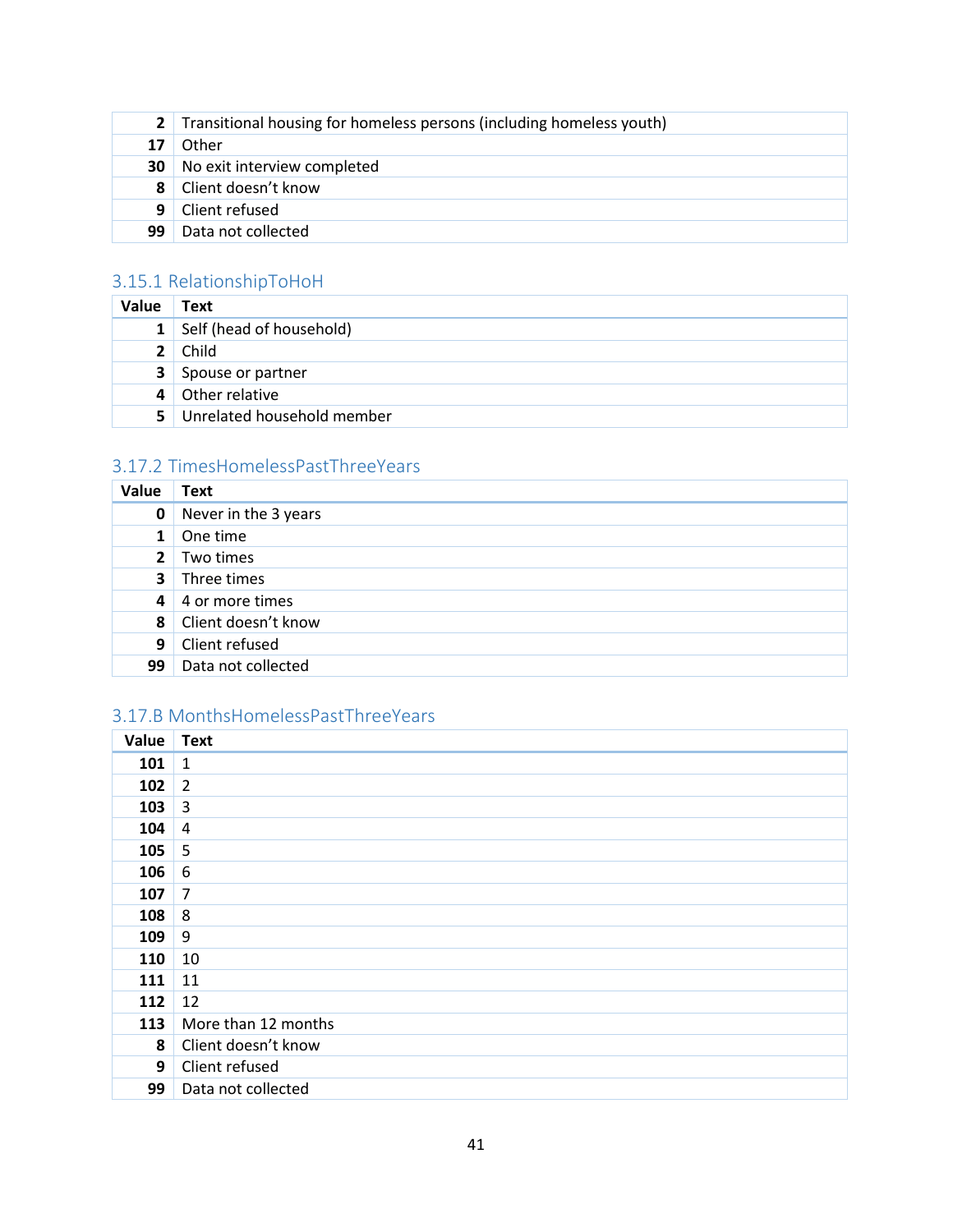| | |
|---|---|
| **2** | Transitional housing for homeless persons (including homeless youth) |
| **17** | Other |
| **30** | No exit interview completed |
| **8** | Client doesn't know |
| **9** | Client refused |
| **99** | Data not collected |

### 3.15.1 RelationshipToHoH

| Value | Text |
|---|---|
| **1** | Self (head of household) |
| **2** | Child |
| **3** | Spouse or partner |
| **4** | Other relative |
| **5** | Unrelated household member |

### 3.17.2 TimesHomelessPastThreeYears

| Value | Text |
|---|---|
| **0** | Never in the 3 years |
| **1** | One time |
| **2** | Two times |
| **3** | Three times |
| **4** | 4 or more times |
| **8** | Client doesn't know |
| **9** | Client refused |
| **99** | Data not collected |

### 3.17.B MonthsHomelessPastThreeYears

| Value | Text |
|---|---|
| **101** | 1 |
| **102** | 2 |
| **103** | 3 |
| **104** | 4 |
| **105** | 5 |
| **106** | 6 |
| **107** | 7 |
| **108** | 8 |
| **109** | 9 |
| **110** | 10 |
| **111** | 11 |
| **112** | 12 |
| **113** | More than 12 months |
| **8** | Client doesn't know |
| **9** | Client refused |
| **99** | Data not collected |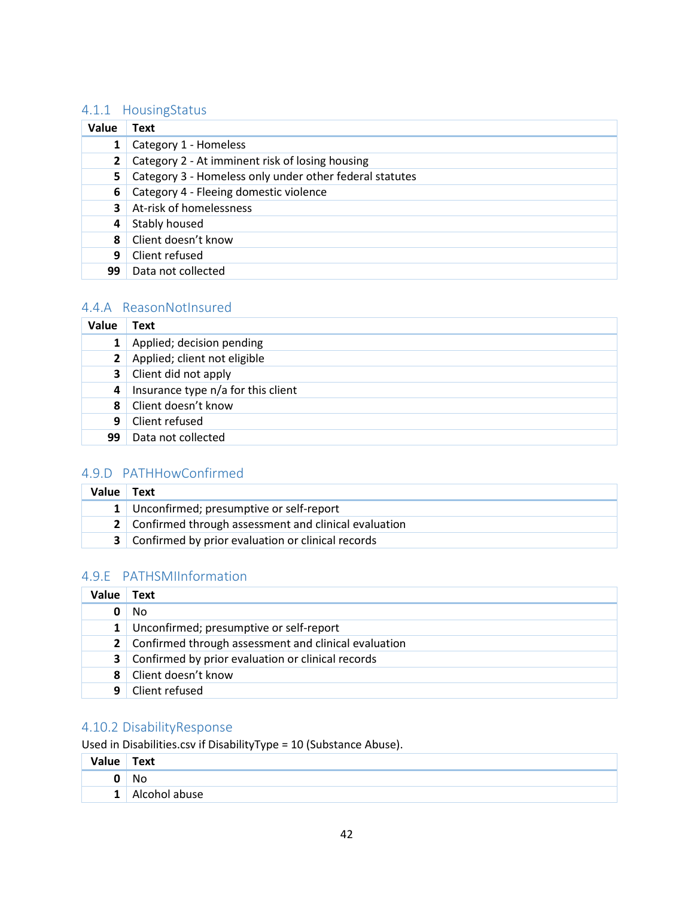### 4.1.1 HousingStatus

| Value | Text |
|---:|---|
| 1 | Category 1 - Homeless |
| 2 | Category 2 - At imminent risk of losing housing |
| 5 | Category 3 - Homeless only under other federal statutes |
| 6 | Category 4 - Fleeing domestic violence |
| 3 | At-risk of homelessness |
| 4 | Stably housed |
| 8 | Client doesn't know |
| 9 | Client refused |
| 99 | Data not collected |

### 4.4.A ReasonNotInsured

| Value | Text |
|---:|---|
| 1 | Applied; decision pending |
| 2 | Applied; client not eligible |
| 3 | Client did not apply |
| 4 | Insurance type n/a for this client |
| 8 | Client doesn't know |
| 9 | Client refused |
| 99 | Data not collected |

### 4.9.D PATHHowConfirmed

| Value | Text |
|---:|---|
| 1 | Unconfirmed; presumptive or self-report |
| 2 | Confirmed through assessment and clinical evaluation |
| 3 | Confirmed by prior evaluation or clinical records |

### 4.9.E PATHSMIInformation

| Value | Text |
|---:|---|
| 0 | No |
| 1 | Unconfirmed; presumptive or self-report |
| 2 | Confirmed through assessment and clinical evaluation |
| 3 | Confirmed by prior evaluation or clinical records |
| 8 | Client doesn't know |
| 9 | Client refused |

### 4.10.2 DisabilityResponse

Used in Disabilities.csv if DisabilityType = 10 (Substance Abuse).

| Value | Text |
|---:|---|
| 0 | No |
| 1 | Alcohol abuse |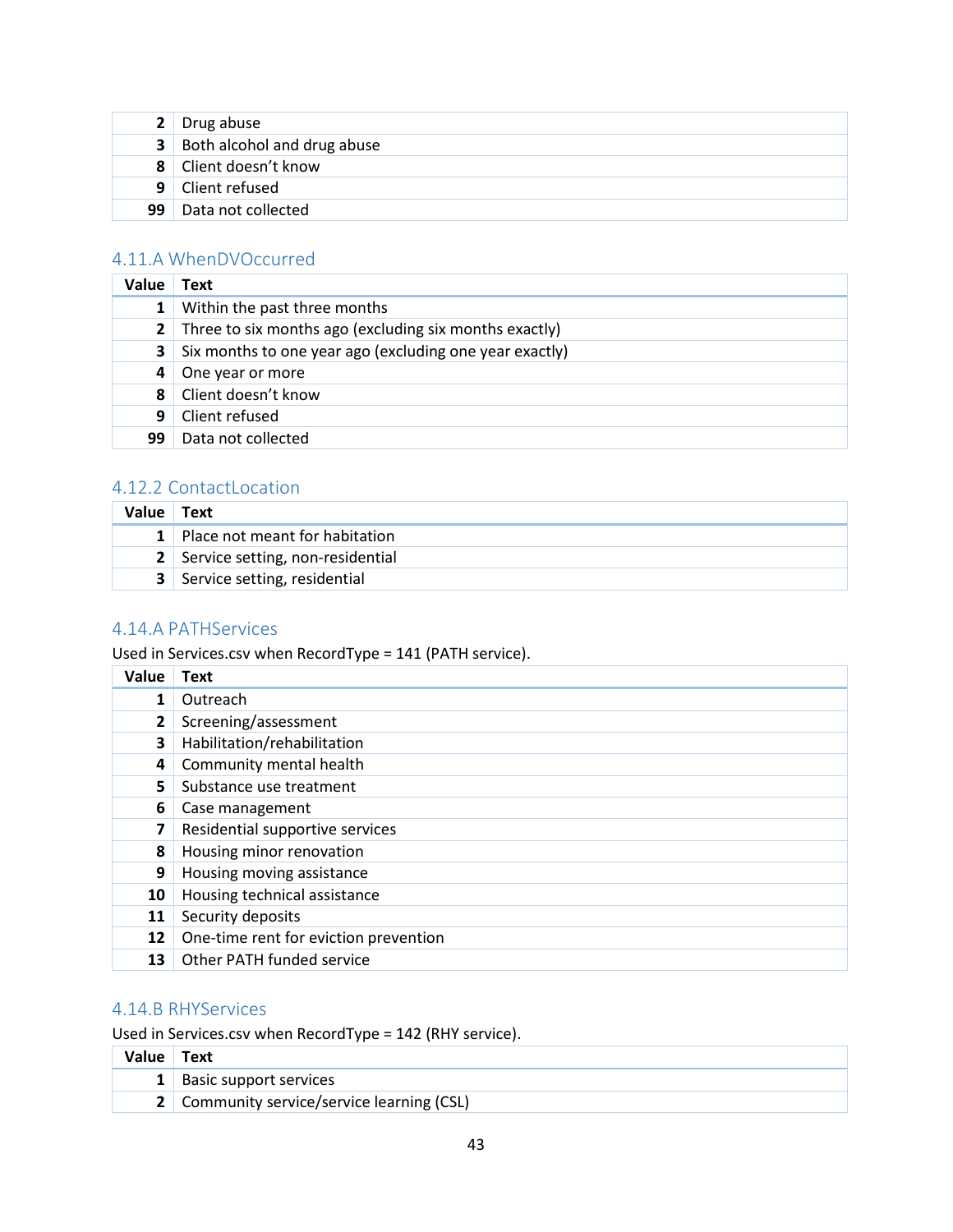| | |
|---|---|
| 2 | Drug abuse |
| 3 | Both alcohol and drug abuse |
| 8 | Client doesn't know |
| 9 | Client refused |
| 99 | Data not collected |

### 4.11.A WhenDVOccurred

| Value | Text |
|---|---|
| 1 | Within the past three months |
| 2 | Three to six months ago (excluding six months exactly) |
| 3 | Six months to one year ago (excluding one year exactly) |
| 4 | One year or more |
| 8 | Client doesn't know |
| 9 | Client refused |
| 99 | Data not collected |

### 4.12.2 ContactLocation

| Value | Text |
|---|---|
| 1 | Place not meant for habitation |
| 2 | Service setting, non-residential |
| 3 | Service setting, residential |

### 4.14.A PATHServices

Used in Services.csv when RecordType = 141 (PATH service).

| Value | Text |
|---|---|
| 1 | Outreach |
| 2 | Screening/assessment |
| 3 | Habilitation/rehabilitation |
| 4 | Community mental health |
| 5 | Substance use treatment |
| 6 | Case management |
| 7 | Residential supportive services |
| 8 | Housing minor renovation |
| 9 | Housing moving assistance |
| 10 | Housing technical assistance |
| 11 | Security deposits |
| 12 | One-time rent for eviction prevention |
| 13 | Other PATH funded service |

### 4.14.B RHYServices

Used in Services.csv when RecordType = 142 (RHY service).

| Value | Text |
|---|---|
| 1 | Basic support services |
| 2 | Community service/service learning (CSL) |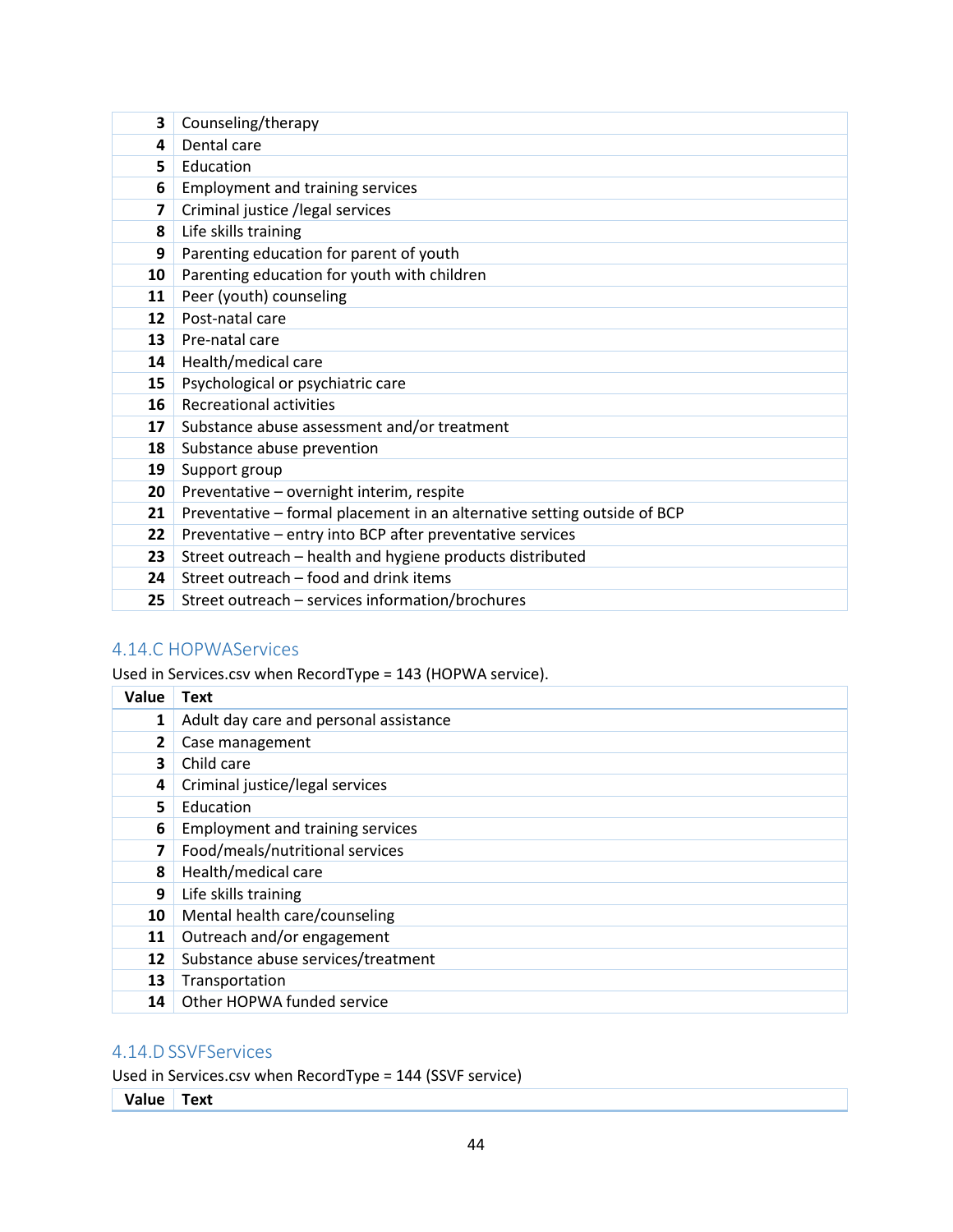| | |
|---|---|
| 3 | Counseling/therapy |
| 4 | Dental care |
| 5 | Education |
| 6 | Employment and training services |
| 7 | Criminal justice /legal services |
| 8 | Life skills training |
| 9 | Parenting education for parent of youth |
| 10 | Parenting education for youth with children |
| 11 | Peer (youth) counseling |
| 12 | Post-natal care |
| 13 | Pre-natal care |
| 14 | Health/medical care |
| 15 | Psychological or psychiatric care |
| 16 | Recreational activities |
| 17 | Substance abuse assessment and/or treatment |
| 18 | Substance abuse prevention |
| 19 | Support group |
| 20 | Preventative – overnight interim, respite |
| 21 | Preventative – formal placement in an alternative setting outside of BCP |
| 22 | Preventative – entry into BCP after preventative services |
| 23 | Street outreach – health and hygiene products distributed |
| 24 | Street outreach – food and drink items |
| 25 | Street outreach – services information/brochures |

### 4.14.C HOPWAServices

Used in Services.csv when RecordType = 143 (HOPWA service).

| Value | Text |
|---|---|
| 1 | Adult day care and personal assistance |
| 2 | Case management |
| 3 | Child care |
| 4 | Criminal justice/legal services |
| 5 | Education |
| 6 | Employment and training services |
| 7 | Food/meals/nutritional services |
| 8 | Health/medical care |
| 9 | Life skills training |
| 10 | Mental health care/counseling |
| 11 | Outreach and/or engagement |
| 12 | Substance abuse services/treatment |
| 13 | Transportation |
| 14 | Other HOPWA funded service |

### 4.14.D SSVFServices

Used in Services.csv when RecordType = 144 (SSVF service)

| Value | Text |
|---|---|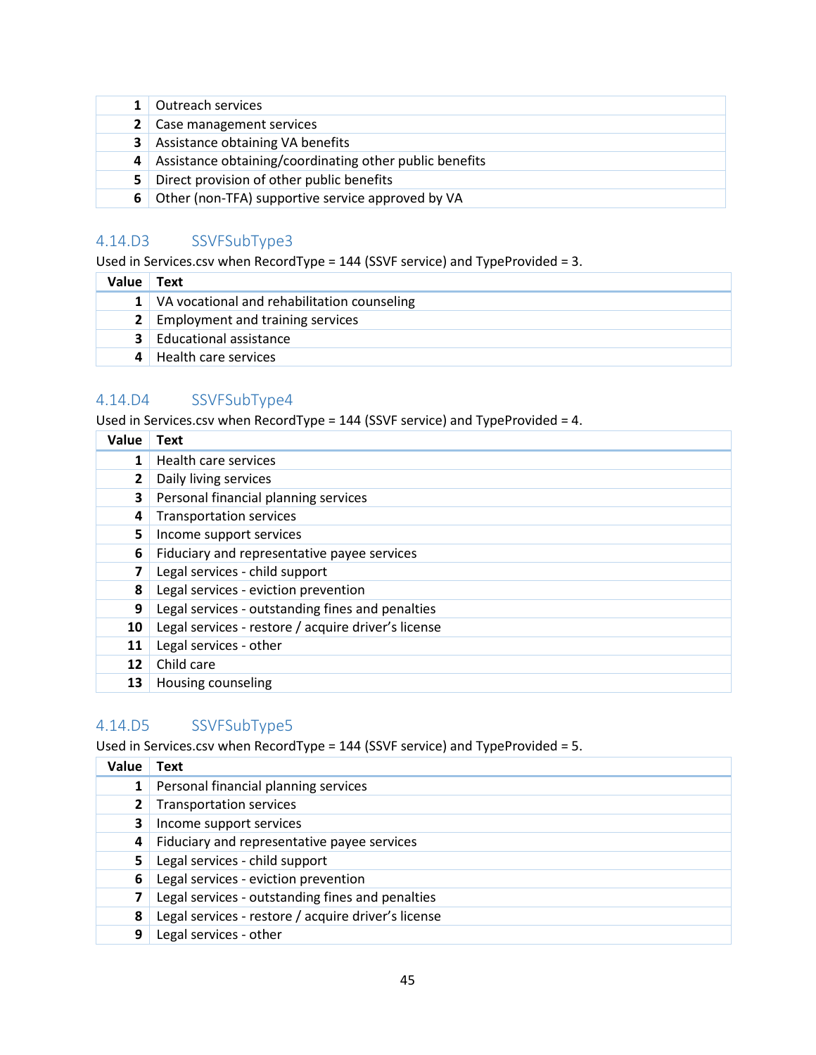| | |
|---|---|
| 1 | Outreach services |
| 2 | Case management services |
| 3 | Assistance obtaining VA benefits |
| 4 | Assistance obtaining/coordinating other public benefits |
| 5 | Direct provision of other public benefits |
| 6 | Other (non-TFA) supportive service approved by VA |

### 4.14.D3 SSVFSubType3

Used in Services.csv when RecordType = 144 (SSVF service) and TypeProvided = 3.

| Value | Text |
|---|---|
| 1 | VA vocational and rehabilitation counseling |
| 2 | Employment and training services |
| 3 | Educational assistance |
| 4 | Health care services |

### 4.14.D4 SSVFSubType4

Used in Services.csv when RecordType = 144 (SSVF service) and TypeProvided = 4.

| Value | Text |
|---|---|
| 1 | Health care services |
| 2 | Daily living services |
| 3 | Personal financial planning services |
| 4 | Transportation services |
| 5 | Income support services |
| 6 | Fiduciary and representative payee services |
| 7 | Legal services - child support |
| 8 | Legal services - eviction prevention |
| 9 | Legal services - outstanding fines and penalties |
| 10 | Legal services - restore / acquire driver's license |
| 11 | Legal services - other |
| 12 | Child care |
| 13 | Housing counseling |

### 4.14.D5 SSVFSubType5

Used in Services.csv when RecordType = 144 (SSVF service) and TypeProvided = 5.

| Value | Text |
|---|---|
| 1 | Personal financial planning services |
| 2 | Transportation services |
| 3 | Income support services |
| 4 | Fiduciary and representative payee services |
| 5 | Legal services - child support |
| 6 | Legal services - eviction prevention |
| 7 | Legal services - outstanding fines and penalties |
| 8 | Legal services - restore / acquire driver's license |
| 9 | Legal services - other |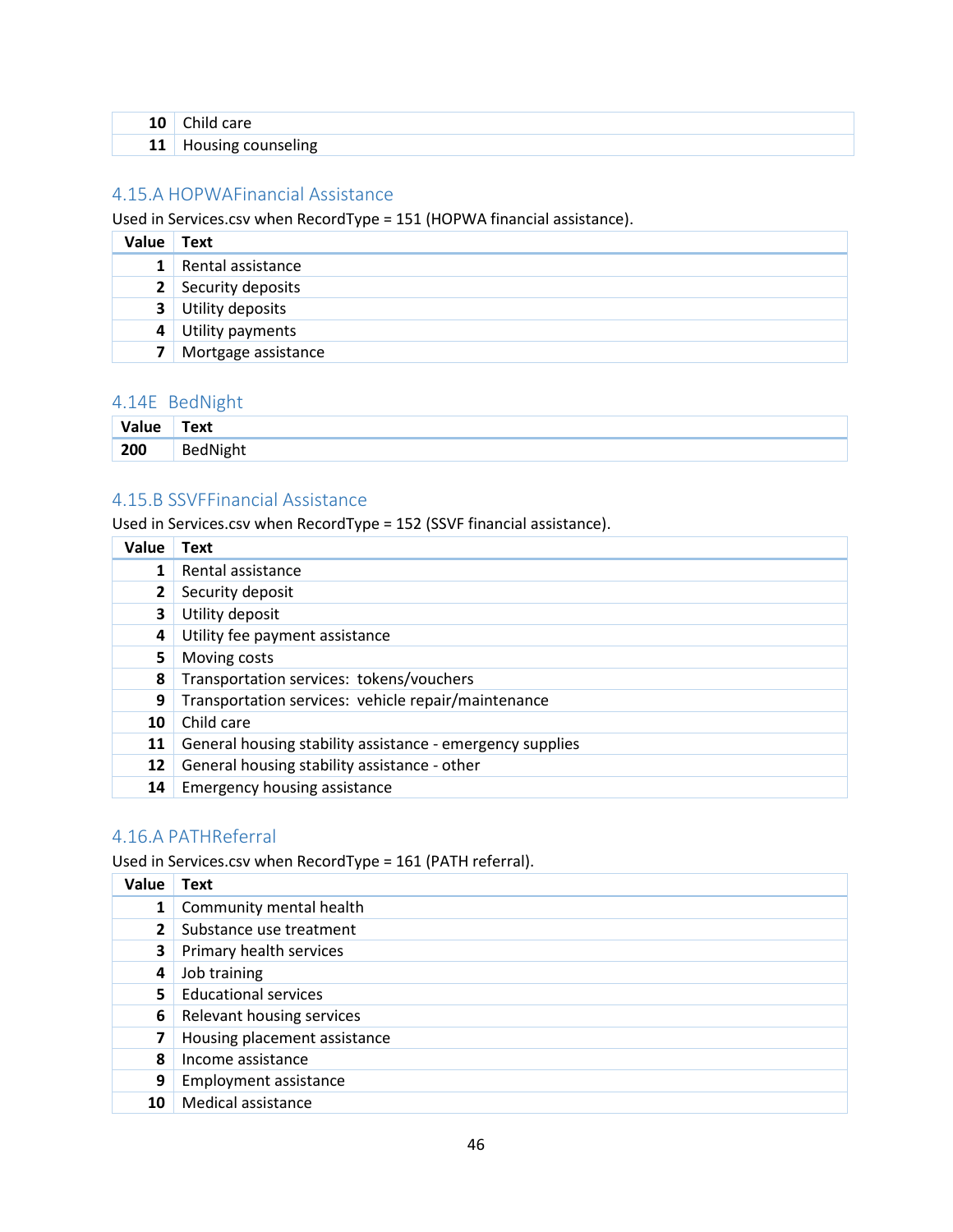| | |
|---|---|
| 10 | Child care |
| 11 | Housing counseling |

### 4.15.A HOPWAFinancial Assistance

Used in Services.csv when RecordType = 151 (HOPWA financial assistance).

| Value | Text |
|---|---|
| 1 | Rental assistance |
| 2 | Security deposits |
| 3 | Utility deposits |
| 4 | Utility payments |
| 7 | Mortgage assistance |

### 4.14E BedNight

| Value | Text |
|---|---|
| 200 | BedNight |

### 4.15.B SSVFFinancial Assistance

Used in Services.csv when RecordType = 152 (SSVF financial assistance).

| Value | Text |
|---|---|
| 1 | Rental assistance |
| 2 | Security deposit |
| 3 | Utility deposit |
| 4 | Utility fee payment assistance |
| 5 | Moving costs |
| 8 | Transportation services: tokens/vouchers |
| 9 | Transportation services: vehicle repair/maintenance |
| 10 | Child care |
| 11 | General housing stability assistance - emergency supplies |
| 12 | General housing stability assistance - other |
| 14 | Emergency housing assistance |

### 4.16.A PATHReferral

Used in Services.csv when RecordType = 161 (PATH referral).

| Value | Text |
|---|---|
| 1 | Community mental health |
| 2 | Substance use treatment |
| 3 | Primary health services |
| 4 | Job training |
| 5 | Educational services |
| 6 | Relevant housing services |
| 7 | Housing placement assistance |
| 8 | Income assistance |
| 9 | Employment assistance |
| 10 | Medical assistance |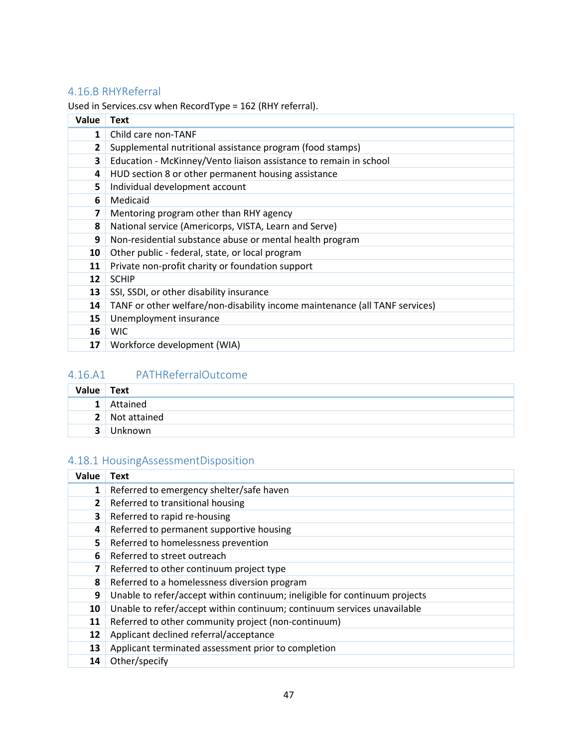### 4.16.B RHYReferral

Used in Services.csv when RecordType = 162 (RHY referral).

| Value | Text |
|---|---|
| 1 | Child care non-TANF |
| 2 | Supplemental nutritional assistance program (food stamps) |
| 3 | Education - McKinney/Vento liaison assistance to remain in school |
| 4 | HUD section 8 or other permanent housing assistance |
| 5 | Individual development account |
| 6 | Medicaid |
| 7 | Mentoring program other than RHY agency |
| 8 | National service (Americorps, VISTA, Learn and Serve) |
| 9 | Non-residential substance abuse or mental health program |
| 10 | Other public - federal, state, or local program |
| 11 | Private non-profit charity or foundation support |
| 12 | SCHIP |
| 13 | SSI, SSDI, or other disability insurance |
| 14 | TANF or other welfare/non-disability income maintenance (all TANF services) |
| 15 | Unemployment insurance |
| 16 | WIC |
| 17 | Workforce development (WIA) |

### 4.16.A1 PATHReferralOutcome

| Value | Text |
|---|---|
| 1 | Attained |
| 2 | Not attained |
| 3 | Unknown |

### 4.18.1 HousingAssessmentDisposition

| Value | Text |
|---|---|
| 1 | Referred to emergency shelter/safe haven |
| 2 | Referred to transitional housing |
| 3 | Referred to rapid re-housing |
| 4 | Referred to permanent supportive housing |
| 5 | Referred to homelessness prevention |
| 6 | Referred to street outreach |
| 7 | Referred to other continuum project type |
| 8 | Referred to a homelessness diversion program |
| 9 | Unable to refer/accept within continuum; ineligible for continuum projects |
| 10 | Unable to refer/accept within continuum; continuum services unavailable |
| 11 | Referred to other community project (non-continuum) |
| 12 | Applicant declined referral/acceptance |
| 13 | Applicant terminated assessment prior to completion |
| 14 | Other/specify |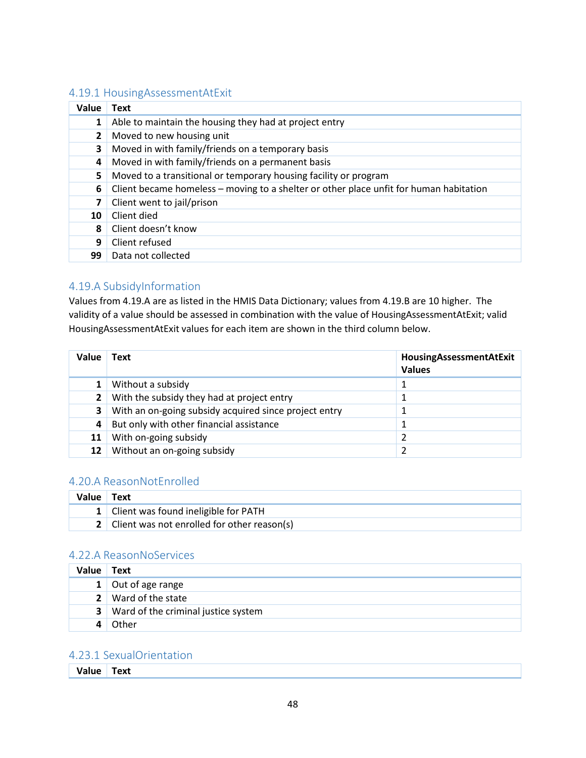### 4.19.1 HousingAssessmentAtExit

| Value | Text |
|---|---|
| 1 | Able to maintain the housing they had at project entry |
| 2 | Moved to new housing unit |
| 3 | Moved in with family/friends on a temporary basis |
| 4 | Moved in with family/friends on a permanent basis |
| 5 | Moved to a transitional or temporary housing facility or program |
| 6 | Client became homeless – moving to a shelter or other place unfit for human habitation |
| 7 | Client went to jail/prison |
| 10 | Client died |
| 8 | Client doesn't know |
| 9 | Client refused |
| 99 | Data not collected |

### 4.19.A SubsidyInformation

Values from 4.19.A are as listed in the HMIS Data Dictionary; values from 4.19.B are 10 higher. The validity of a value should be assessed in combination with the value of HousingAssessmentAtExit; valid HousingAssessmentAtExit values for each item are shown in the third column below.

| Value | Text | HousingAssessmentAtExit Values |
|---|---|---|
| 1 | Without a subsidy | 1 |
| 2 | With the subsidy they had at project entry | 1 |
| 3 | With an on-going subsidy acquired since project entry | 1 |
| 4 | But only with other financial assistance | 1 |
| 11 | With on-going subsidy | 2 |
| 12 | Without an on-going subsidy | 2 |

### 4.20.A ReasonNotEnrolled

| Value | Text |
|---|---|
| 1 | Client was found ineligible for PATH |
| 2 | Client was not enrolled for other reason(s) |

### 4.22.A ReasonNoServices

| Value | Text |
|---|---|
| 1 | Out of age range |
| 2 | Ward of the state |
| 3 | Ward of the criminal justice system |
| 4 | Other |

### 4.23.1 SexualOrientation

| Value | Text |
|---|---|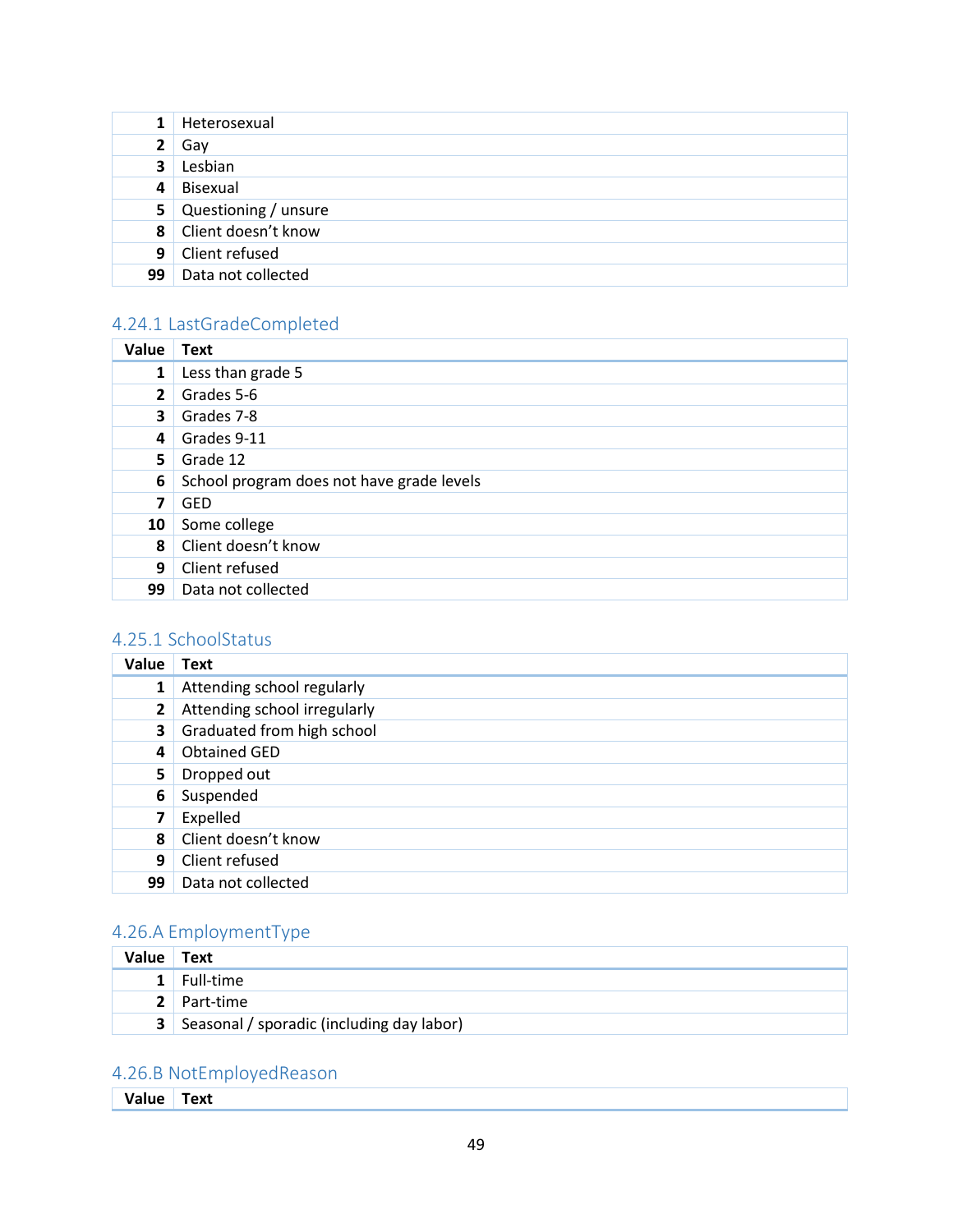| | |
|---|---|
| 1 | Heterosexual |
| 2 | Gay |
| 3 | Lesbian |
| 4 | Bisexual |
| 5 | Questioning / unsure |
| 8 | Client doesn’t know |
| 9 | Client refused |
| 99 | Data not collected |

### 4.24.1 LastGradeCompleted

| Value | Text |
|---|---|
| 1 | Less than grade 5 |
| 2 | Grades 5-6 |
| 3 | Grades 7-8 |
| 4 | Grades 9-11 |
| 5 | Grade 12 |
| 6 | School program does not have grade levels |
| 7 | GED |
| 10 | Some college |
| 8 | Client doesn’t know |
| 9 | Client refused |
| 99 | Data not collected |

### 4.25.1 SchoolStatus

| Value | Text |
|---|---|
| 1 | Attending school regularly |
| 2 | Attending school irregularly |
| 3 | Graduated from high school |
| 4 | Obtained GED |
| 5 | Dropped out |
| 6 | Suspended |
| 7 | Expelled |
| 8 | Client doesn’t know |
| 9 | Client refused |
| 99 | Data not collected |

### 4.26.A EmploymentType

| Value | Text |
|---|---|
| 1 | Full-time |
| 2 | Part-time |
| 3 | Seasonal / sporadic (including day labor) |

### 4.26.B NotEmployedReason

| Value | Text |
|---|---|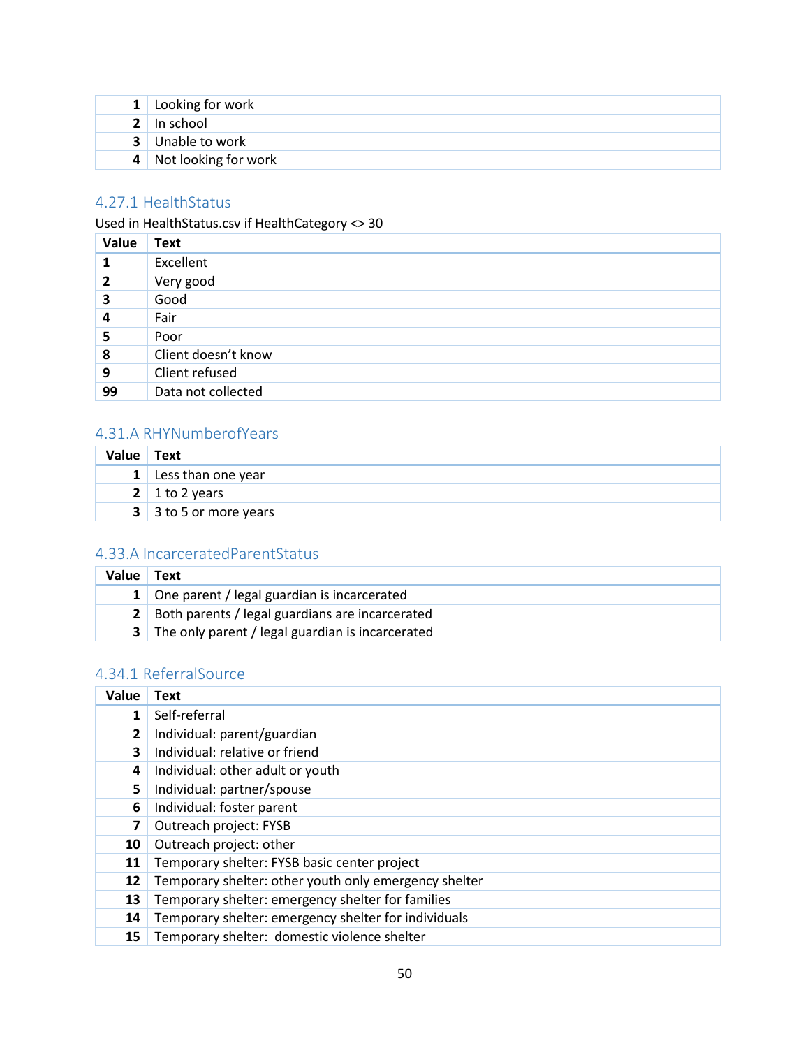| | |
|---|---|
| 1 | Looking for work |
| 2 | In school |
| 3 | Unable to work |
| 4 | Not looking for work |

### 4.27.1 HealthStatus

Used in HealthStatus.csv if HealthCategory <> 30

| Value | Text |
|---|---|
| 1 | Excellent |
| 2 | Very good |
| 3 | Good |
| 4 | Fair |
| 5 | Poor |
| 8 | Client doesn't know |
| 9 | Client refused |
| 99 | Data not collected |

### 4.31.A RHYNumberofYears

| Value | Text |
|---|---|
| 1 | Less than one year |
| 2 | 1 to 2 years |
| 3 | 3 to 5 or more years |

### 4.33.A IncarceratedParentStatus

| Value | Text |
|---|---|
| 1 | One parent / legal guardian is incarcerated |
| 2 | Both parents / legal guardians are incarcerated |
| 3 | The only parent / legal guardian is incarcerated |

### 4.34.1 ReferralSource

| Value | Text |
|---|---|
| 1 | Self-referral |
| 2 | Individual: parent/guardian |
| 3 | Individual: relative or friend |
| 4 | Individual: other adult or youth |
| 5 | Individual: partner/spouse |
| 6 | Individual: foster parent |
| 7 | Outreach project: FYSB |
| 10 | Outreach project: other |
| 11 | Temporary shelter: FYSB basic center project |
| 12 | Temporary shelter: other youth only emergency shelter |
| 13 | Temporary shelter: emergency shelter for families |
| 14 | Temporary shelter: emergency shelter for individuals |
| 15 | Temporary shelter: domestic violence shelter |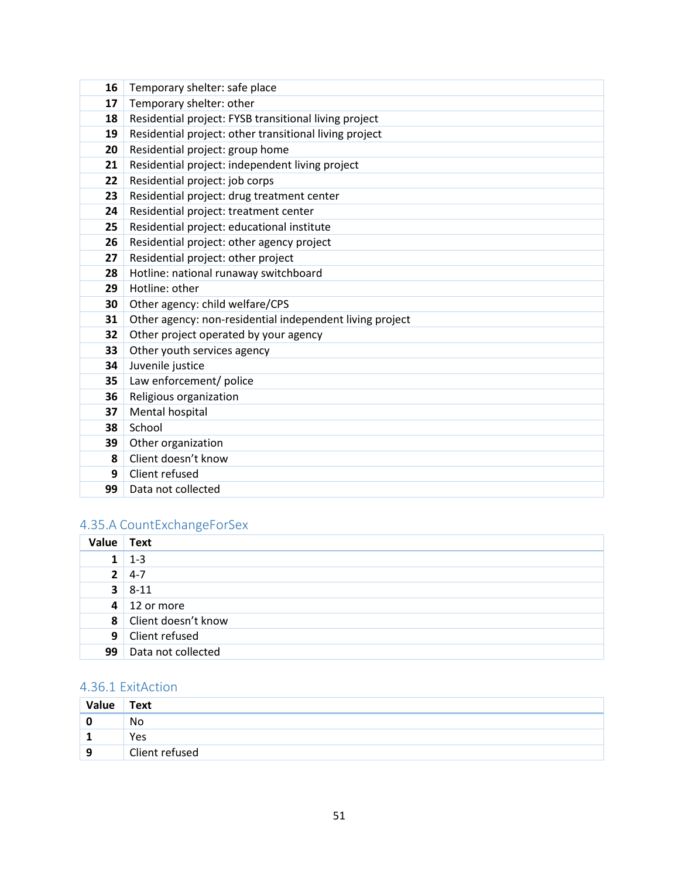| | |
|---|---|
| 16 | Temporary shelter: safe place |
| 17 | Temporary shelter: other |
| 18 | Residential project: FYSB transitional living project |
| 19 | Residential project: other transitional living project |
| 20 | Residential project: group home |
| 21 | Residential project: independent living project |
| 22 | Residential project: job corps |
| 23 | Residential project: drug treatment center |
| 24 | Residential project: treatment center |
| 25 | Residential project: educational institute |
| 26 | Residential project: other agency project |
| 27 | Residential project: other project |
| 28 | Hotline: national runaway switchboard |
| 29 | Hotline: other |
| 30 | Other agency: child welfare/CPS |
| 31 | Other agency: non-residential independent living project |
| 32 | Other project operated by your agency |
| 33 | Other youth services agency |
| 34 | Juvenile justice |
| 35 | Law enforcement/ police |
| 36 | Religious organization |
| 37 | Mental hospital |
| 38 | School |
| 39 | Other organization |
| 8 | Client doesn't know |
| 9 | Client refused |
| 99 | Data not collected |

### 4.35.A CountExchangeForSex

| Value | Text |
|---|---|
| 1 | 1-3 |
| 2 | 4-7 |
| 3 | 8-11 |
| 4 | 12 or more |
| 8 | Client doesn't know |
| 9 | Client refused |
| 99 | Data not collected |

### 4.36.1 ExitAction

| Value | Text |
|---|---|
| 0 | No |
| 1 | Yes |
| 9 | Client refused |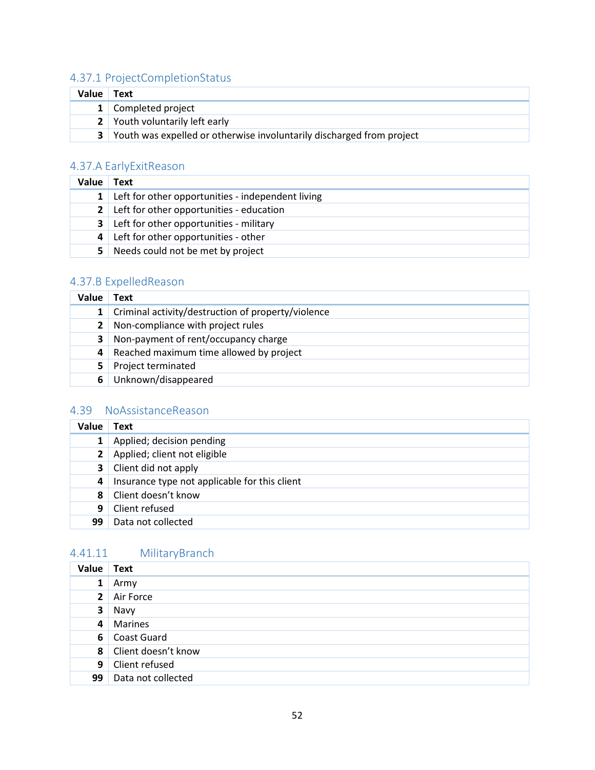### 4.37.1 ProjectCompletionStatus

| Value | Text |
|---|---|
| 1 | Completed project |
| 2 | Youth voluntarily left early |
| 3 | Youth was expelled or otherwise involuntarily discharged from project |

### 4.37.A EarlyExitReason

| Value | Text |
|---|---|
| 1 | Left for other opportunities - independent living |
| 2 | Left for other opportunities - education |
| 3 | Left for other opportunities - military |
| 4 | Left for other opportunities - other |
| 5 | Needs could not be met by project |

### 4.37.B ExpelledReason

| Value | Text |
|---|---|
| 1 | Criminal activity/destruction of property/violence |
| 2 | Non-compliance with project rules |
| 3 | Non-payment of rent/occupancy charge |
| 4 | Reached maximum time allowed by project |
| 5 | Project terminated |
| 6 | Unknown/disappeared |

### 4.39 NoAssistanceReason

| Value | Text |
|---|---|
| 1 | Applied; decision pending |
| 2 | Applied; client not eligible |
| 3 | Client did not apply |
| 4 | Insurance type not applicable for this client |
| 8 | Client doesn't know |
| 9 | Client refused |
| 99 | Data not collected |

### 4.41.11 MilitaryBranch

| Value | Text |
|---|---|
| 1 | Army |
| 2 | Air Force |
| 3 | Navy |
| 4 | Marines |
| 6 | Coast Guard |
| 8 | Client doesn't know |
| 9 | Client refused |
| 99 | Data not collected |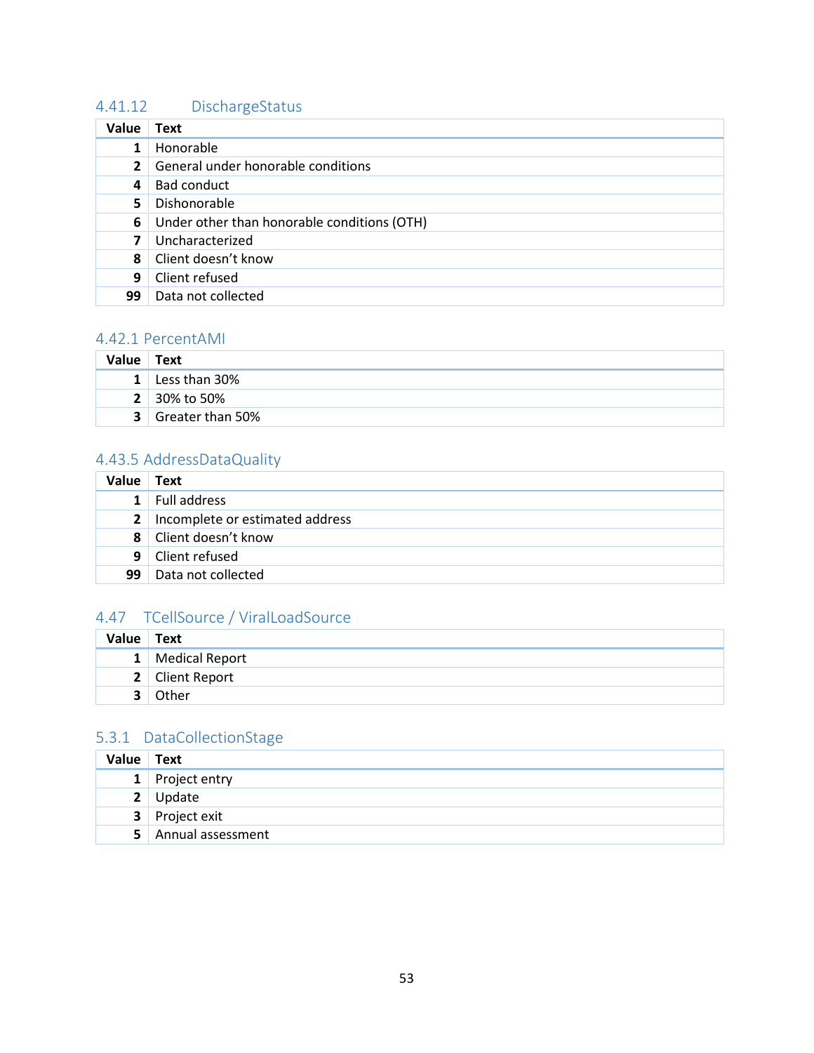### 4.41.12 DischargeStatus

| Value | Text |
|---|---|
| 1 | Honorable |
| 2 | General under honorable conditions |
| 4 | Bad conduct |
| 5 | Dishonorable |
| 6 | Under other than honorable conditions (OTH) |
| 7 | Uncharacterized |
| 8 | Client doesn’t know |
| 9 | Client refused |
| 99 | Data not collected |

### 4.42.1 PercentAMI

| Value | Text |
|---|---|
| 1 | Less than 30% |
| 2 | 30% to 50% |
| 3 | Greater than 50% |

### 4.43.5 AddressDataQuality

| Value | Text |
|---|---|
| 1 | Full address |
| 2 | Incomplete or estimated address |
| 8 | Client doesn’t know |
| 9 | Client refused |
| 99 | Data not collected |

### 4.47 TCellSource / ViralLoadSource

| Value | Text |
|---|---|
| 1 | Medical Report |
| 2 | Client Report |
| 3 | Other |

### 5.3.1 DataCollectionStage

| Value | Text |
|---|---|
| 1 | Project entry |
| 2 | Update |
| 3 | Project exit |
| 5 | Annual assessment |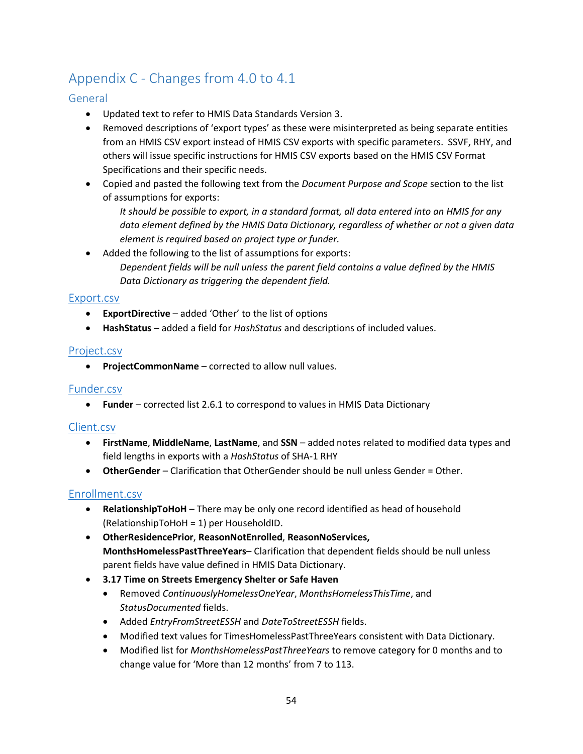# Appendix C - Changes from 4.0 to 4.1

## General

- Updated text to refer to HMIS Data Standards Version 3.
- Removed descriptions of 'export types' as these were misinterpreted as being separate entities from an HMIS CSV export instead of HMIS CSV exports with specific parameters. SSVF, RHY, and others will issue specific instructions for HMIS CSV exports based on the HMIS CSV Format Specifications and their specific needs.
- Copied and pasted the following text from the *Document Purpose and Scope* section to the list of assumptions for exports:

  *It should be possible to export, in a standard format, all data entered into an HMIS for any data element defined by the HMIS Data Dictionary, regardless of whether or not a given data element is required based on project type or funder.*
- Added the following to the list of assumptions for exports:

  *Dependent fields will be null unless the parent field contains a value defined by the HMIS Data Dictionary as triggering the dependent field.*

## Export.csv

- **ExportDirective** – added 'Other' to the list of options
- **HashStatus** – added a field for *HashStatus* and descriptions of included values.

## Project.csv

- **ProjectCommonName** – corrected to allow null values.

## Funder.csv

- **Funder** – corrected list 2.6.1 to correspond to values in HMIS Data Dictionary

## Client.csv

- **FirstName**, **MiddleName**, **LastName**, and **SSN** – added notes related to modified data types and field lengths in exports with a *HashStatus* of SHA-1 RHY
- **OtherGender** – Clarification that OtherGender should be null unless Gender = Other.

## Enrollment.csv

- **RelationshipToHoH** – There may be only one record identified as head of household (RelationshipToHoH = 1) per HouseholdID.
- **OtherResidencePrior**, **ReasonNotEnrolled**, **ReasonNoServices, MonthsHomelessPastThreeYears**– Clarification that dependent fields should be null unless parent fields have value defined in HMIS Data Dictionary.
- **3.17 Time on Streets Emergency Shelter or Safe Haven**
  - Removed *ContinuouslyHomelessOneYear*, *MonthsHomelessThisTime*, and *StatusDocumented* fields.
  - Added *EntryFromStreetESSH* and *DateToStreetESSH* fields.
  - Modified text values for TimesHomelessPastThreeYears consistent with Data Dictionary.
  - Modified list for *MonthsHomelessPastThreeYears* to remove category for 0 months and to change value for 'More than 12 months' from 7 to 113.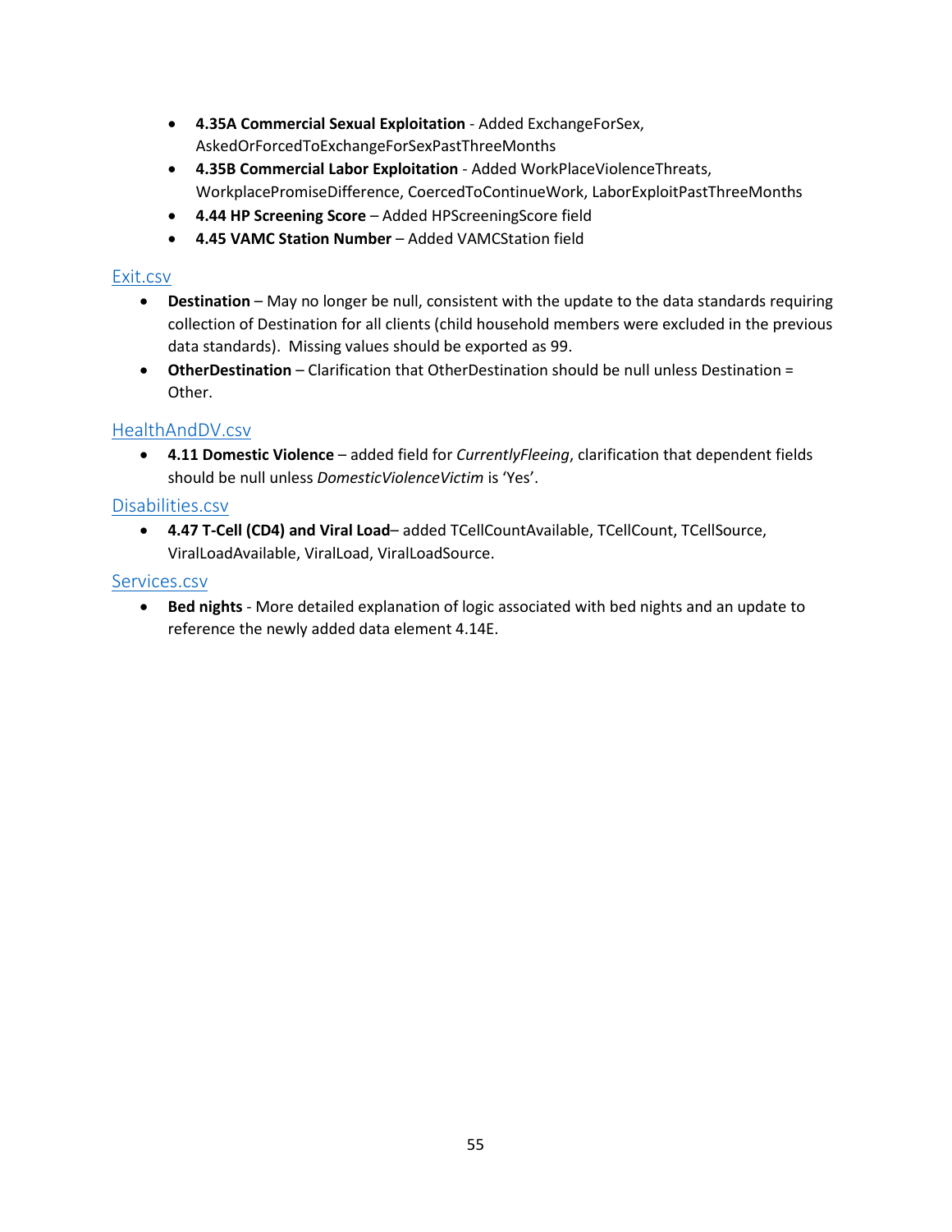- **4.35A Commercial Sexual Exploitation** - Added ExchangeForSex, AskedOrForcedToExchangeForSexPastThreeMonths
- **4.35B Commercial Labor Exploitation** - Added WorkPlaceViolenceThreats, WorkplacePromiseDifference, CoercedToContinueWork, LaborExploitPastThreeMonths
- **4.44 HP Screening Score** – Added HPScreeningScore field
- **4.45 VAMC Station Number** – Added VAMCStation field

### Exit.csv

- **Destination** – May no longer be null, consistent with the update to the data standards requiring collection of Destination for all clients (child household members were excluded in the previous data standards). Missing values should be exported as 99.
- **OtherDestination** – Clarification that OtherDestination should be null unless Destination = Other.

### HealthAndDV.csv

- **4.11 Domestic Violence** – added field for *CurrentlyFleeing*, clarification that dependent fields should be null unless *DomesticViolenceVictim* is 'Yes'.

### Disabilities.csv

- **4.47 T-Cell (CD4) and Viral Load**– added TCellCountAvailable, TCellCount, TCellSource, ViralLoadAvailable, ViralLoad, ViralLoadSource.

### Services.csv

- **Bed nights** - More detailed explanation of logic associated with bed nights and an update to reference the newly added data element 4.14E.